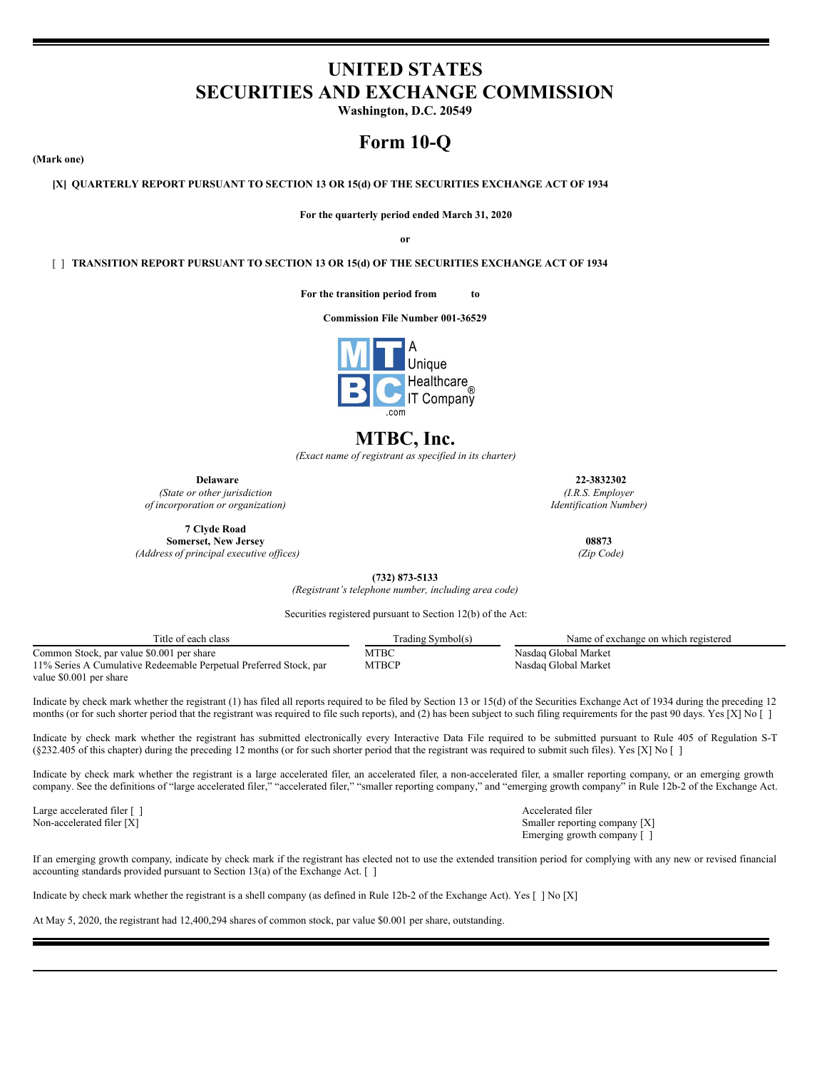# UNITED STATES
# SECURITIES AND EXCHANGE COMMISSION

**Washington, D.C. 20549**

# Form 10-Q

**(Mark one)**

**[X] QUARTERLY REPORT PURSUANT TO SECTION 13 OR 15(d) OF THE SECURITIES EXCHANGE ACT OF 1934**

**For the quarterly period ended March 31, 2020**

**or**

[ ] **TRANSITION REPORT PURSUANT TO SECTION 13 OR 15(d) OF THE SECURITIES EXCHANGE ACT OF 1934**

**For the transition period from to**

**Commission File Number 001-36529**

A Unique Healthcare IT Company®

# MTBC, Inc.

*(Exact name of registrant as specified in its charter)*

| | |
|---|---|
| **Delaware** | **22-3832302** |
| *(State or other jurisdiction of incorporation or organization)* | *(I.R.S. Employer Identification Number)* |
| **7 Clyde Road Somerset, New Jersey** | **08873** |
| *(Address of principal executive offices)* | *(Zip Code)* |

**(732) 873-5133**

*(Registrant's telephone number, including area code)*

Securities registered pursuant to Section 12(b) of the Act:

| Title of each class | Trading Symbol(s) | Name of exchange on which registered |
|---|---|---|
| Common Stock, par value $0.001 per share | MTBC | Nasdaq Global Market |
| 11% Series A Cumulative Redeemable Perpetual Preferred Stock, par value $0.001 per share | MTBCP | Nasdaq Global Market |

Indicate by check mark whether the registrant (1) has filed all reports required to be filed by Section 13 or 15(d) of the Securities Exchange Act of 1934 during the preceding 12 months (or for such shorter period that the registrant was required to file such reports), and (2) has been subject to such filing requirements for the past 90 days. Yes [X] No [ ]

Indicate by check mark whether the registrant has submitted electronically every Interactive Data File required to be submitted pursuant to Rule 405 of Regulation S-T (§232.405 of this chapter) during the preceding 12 months (or for such shorter period that the registrant was required to submit such files). Yes [X] No [ ]

Indicate by check mark whether the registrant is a large accelerated filer, an accelerated filer, a non-accelerated filer, a smaller reporting company, or an emerging growth company. See the definitions of "large accelerated filer," "accelerated filer," "smaller reporting company," and "emerging growth company" in Rule 12b-2 of the Exchange Act.

| | |
|---|---|
| Large accelerated filer [ ] | Accelerated filer |
| Non-accelerated filer [X] | Smaller reporting company [X] |
| | Emerging growth company [ ] |

If an emerging growth company, indicate by check mark if the registrant has elected not to use the extended transition period for complying with any new or revised financial accounting standards provided pursuant to Section 13(a) of the Exchange Act. [ ]

Indicate by check mark whether the registrant is a shell company (as defined in Rule 12b-2 of the Exchange Act). Yes [ ] No [X]

At May 5, 2020, the registrant had 12,400,294 shares of common stock, par value $0.001 per share, outstanding.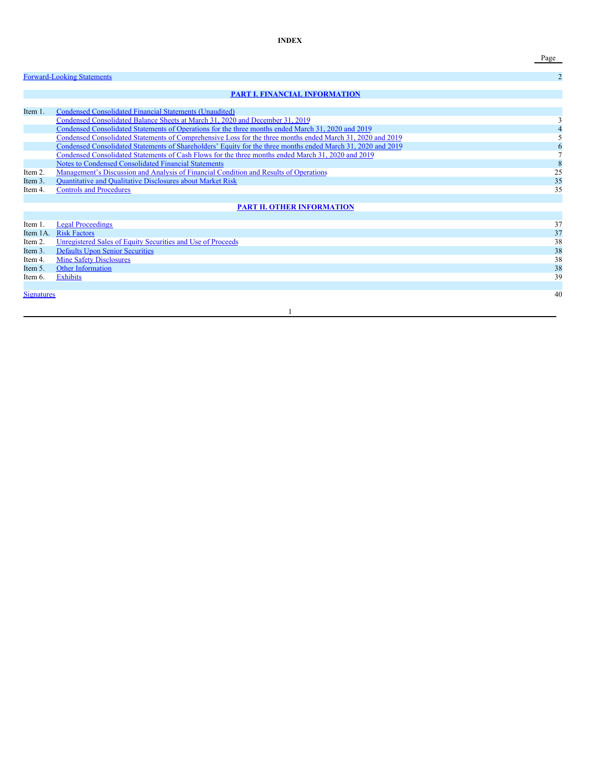# INDEX

| | | Page |
|---|---|---|
| Forward-Looking Statements | | 2 |
| | **PART I. FINANCIAL INFORMATION** | |
| Item 1. | Condensed Consolidated Financial Statements (Unaudited) | |
| | Condensed Consolidated Balance Sheets at March 31, 2020 and December 31, 2019 | 3 |
| | Condensed Consolidated Statements of Operations for the three months ended March 31, 2020 and 2019 | 4 |
| | Condensed Consolidated Statements of Comprehensive Loss for the three months ended March 31, 2020 and 2019 | 5 |
| | Condensed Consolidated Statements of Shareholders' Equity for the three months ended March 31, 2020 and 2019 | 6 |
| | Condensed Consolidated Statements of Cash Flows for the three months ended March 31, 2020 and 2019 | 7 |
| | Notes to Condensed Consolidated Financial Statements | 8 |
| Item 2. | Management's Discussion and Analysis of Financial Condition and Results of Operations | 25 |
| Item 3. | Quantitative and Qualitative Disclosures about Market Risk | 35 |
| Item 4. | Controls and Procedures | 35 |
| | **PART II. OTHER INFORMATION** | |
| Item 1. | Legal Proceedings | 37 |
| Item 1A. | Risk Factors | 37 |
| Item 2. | Unregistered Sales of Equity Securities and Use of Proceeds | 38 |
| Item 3. | Defaults Upon Senior Securities | 38 |
| Item 4. | Mine Safety Disclosures | 38 |
| Item 5. | Other Information | 38 |
| Item 6. | Exhibits | 39 |
| Signatures | | 40 |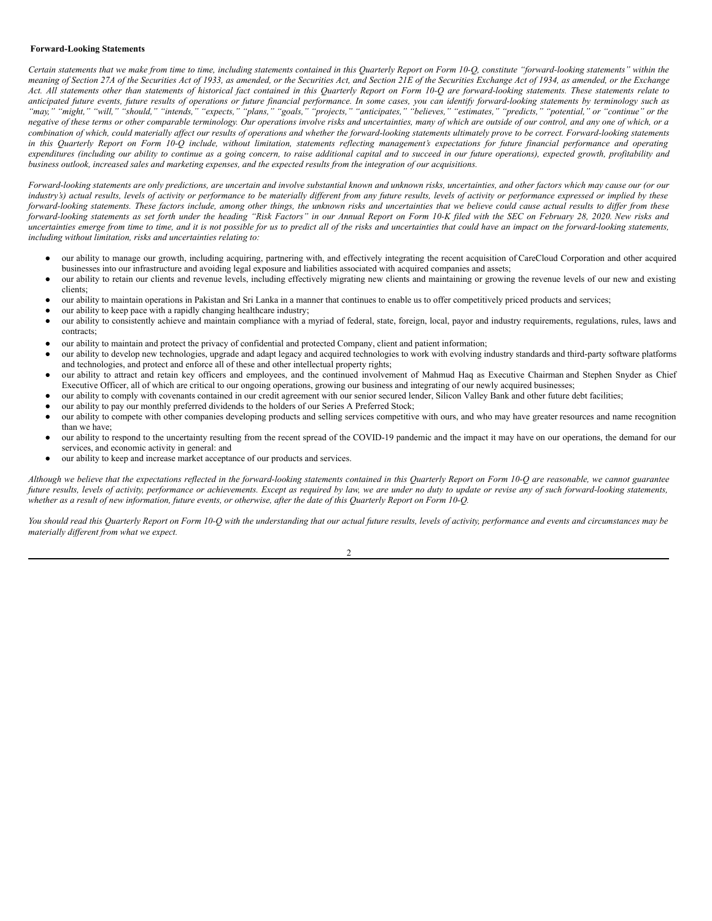**Forward-Looking Statements**

*Certain statements that we make from time to time, including statements contained in this Quarterly Report on Form 10-Q, constitute "forward-looking statements" within the meaning of Section 27A of the Securities Act of 1933, as amended, or the Securities Act, and Section 21E of the Securities Exchange Act of 1934, as amended, or the Exchange Act. All statements other than statements of historical fact contained in this Quarterly Report on Form 10-Q are forward-looking statements. These statements relate to anticipated future events, future results of operations or future financial performance. In some cases, you can identify forward-looking statements by terminology such as "may," "might," "will," "should," "intends," "expects," "plans," "goals," "projects," "anticipates," "believes," "estimates," "predicts," "potential," or "continue" or the negative of these terms or other comparable terminology. Our operations involve risks and uncertainties, many of which are outside of our control, and any one of which, or a combination of which, could materially affect our results of operations and whether the forward-looking statements ultimately prove to be correct. Forward-looking statements in this Quarterly Report on Form 10-Q include, without limitation, statements reflecting management's expectations for future financial performance and operating expenditures (including our ability to continue as a going concern, to raise additional capital and to succeed in our future operations), expected growth, profitability and business outlook, increased sales and marketing expenses, and the expected results from the integration of our acquisitions.*

*Forward-looking statements are only predictions, are uncertain and involve substantial known and unknown risks, uncertainties, and other factors which may cause our (or our industry's) actual results, levels of activity or performance to be materially different from any future results, levels of activity or performance expressed or implied by these forward-looking statements. These factors include, among other things, the unknown risks and uncertainties that we believe could cause actual results to differ from these forward-looking statements as set forth under the heading "Risk Factors" in our Annual Report on Form 10-K filed with the SEC on February 28, 2020. New risks and uncertainties emerge from time to time, and it is not possible for us to predict all of the risks and uncertainties that could have an impact on the forward-looking statements, including without limitation, risks and uncertainties relating to:*

- our ability to manage our growth, including acquiring, partnering with, and effectively integrating the recent acquisition of CareCloud Corporation and other acquired businesses into our infrastructure and avoiding legal exposure and liabilities associated with acquired companies and assets;
- our ability to retain our clients and revenue levels, including effectively migrating new clients and maintaining or growing the revenue levels of our new and existing clients;
- our ability to maintain operations in Pakistan and Sri Lanka in a manner that continues to enable us to offer competitively priced products and services;
- our ability to keep pace with a rapidly changing healthcare industry;
- our ability to consistently achieve and maintain compliance with a myriad of federal, state, foreign, local, payor and industry requirements, regulations, rules, laws and contracts;
- our ability to maintain and protect the privacy of confidential and protected Company, client and patient information;
- our ability to develop new technologies, upgrade and adapt legacy and acquired technologies to work with evolving industry standards and third-party software platforms and technologies, and protect and enforce all of these and other intellectual property rights;
- our ability to attract and retain key officers and employees, and the continued involvement of Mahmud Haq as Executive Chairman and Stephen Snyder as Chief Executive Officer, all of which are critical to our ongoing operations, growing our business and integrating of our newly acquired businesses;
- our ability to comply with covenants contained in our credit agreement with our senior secured lender, Silicon Valley Bank and other future debt facilities;
- our ability to pay our monthly preferred dividends to the holders of our Series A Preferred Stock;
- our ability to compete with other companies developing products and selling services competitive with ours, and who may have greater resources and name recognition than we have;
- our ability to respond to the uncertainty resulting from the recent spread of the COVID-19 pandemic and the impact it may have on our operations, the demand for our services, and economic activity in general: and
- our ability to keep and increase market acceptance of our products and services.

*Although we believe that the expectations reflected in the forward-looking statements contained in this Quarterly Report on Form 10-Q are reasonable, we cannot guarantee future results, levels of activity, performance or achievements. Except as required by law, we are under no duty to update or revise any of such forward-looking statements, whether as a result of new information, future events, or otherwise, after the date of this Quarterly Report on Form 10-Q.*

*You should read this Quarterly Report on Form 10-Q with the understanding that our actual future results, levels of activity, performance and events and circumstances may be materially different from what we expect.*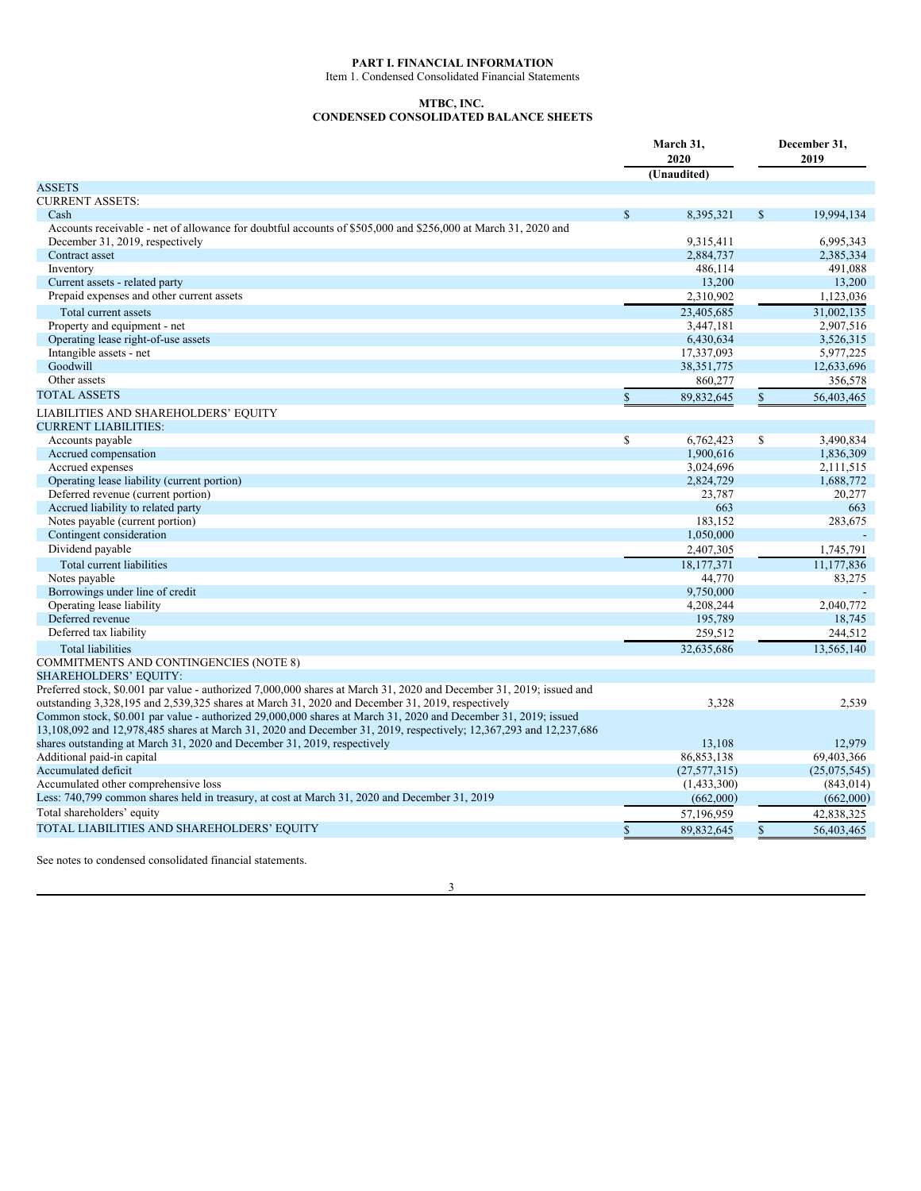# PART I. FINANCIAL INFORMATION

Item 1. Condensed Consolidated Financial Statements

## MTBC, INC.
## CONDENSED CONSOLIDATED BALANCE SHEETS

| | March 31, 2020 (Unaudited) | December 31, 2019 |
|---|---|---|
| ASSETS | | |
| CURRENT ASSETS: | | |
| Cash | $ 8,395,321 | $ 19,994,134 |
| Accounts receivable - net of allowance for doubtful accounts of $505,000 and $256,000 at March 31, 2020 and December 31, 2019, respectively | 9,315,411 | 6,995,343 |
| Contract asset | 2,884,737 | 2,385,334 |
| Inventory | 486,114 | 491,088 |
| Current assets - related party | 13,200 | 13,200 |
| Prepaid expenses and other current assets | 2,310,902 | 1,123,036 |
| Total current assets | 23,405,685 | 31,002,135 |
| Property and equipment - net | 3,447,181 | 2,907,516 |
| Operating lease right-of-use assets | 6,430,634 | 3,526,315 |
| Intangible assets - net | 17,337,093 | 5,977,225 |
| Goodwill | 38,351,775 | 12,633,696 |
| Other assets | 860,277 | 356,578 |
| TOTAL ASSETS | $ 89,832,645 | $ 56,403,465 |
| LIABILITIES AND SHAREHOLDERS' EQUITY | | |
| CURRENT LIABILITIES: | | |
| Accounts payable | $ 6,762,423 | $ 3,490,834 |
| Accrued compensation | 1,900,616 | 1,836,309 |
| Accrued expenses | 3,024,696 | 2,111,515 |
| Operating lease liability (current portion) | 2,824,729 | 1,688,772 |
| Deferred revenue (current portion) | 23,787 | 20,277 |
| Accrued liability to related party | 663 | 663 |
| Notes payable (current portion) | 183,152 | 283,675 |
| Contingent consideration | 1,050,000 | - |
| Dividend payable | 2,407,305 | 1,745,791 |
| Total current liabilities | 18,177,371 | 11,177,836 |
| Notes payable | 44,770 | 83,275 |
| Borrowings under line of credit | 9,750,000 | - |
| Operating lease liability | 4,208,244 | 2,040,772 |
| Deferred revenue | 195,789 | 18,745 |
| Deferred tax liability | 259,512 | 244,512 |
| Total liabilities | 32,635,686 | 13,565,140 |
| COMMITMENTS AND CONTINGENCIES (NOTE 8) | | |
| SHAREHOLDERS' EQUITY: | | |
| Preferred stock, $0.001 par value - authorized 7,000,000 shares at March 31, 2020 and December 31, 2019; issued and outstanding 3,328,195 and 2,539,325 shares at March 31, 2020 and December 31, 2019, respectively | 3,328 | 2,539 |
| Common stock, $0.001 par value - authorized 29,000,000 shares at March 31, 2020 and December 31, 2019; issued 13,108,092 and 12,978,485 shares at March 31, 2020 and December 31, 2019, respectively; 12,367,293 and 12,237,686 shares outstanding at March 31, 2020 and December 31, 2019, respectively | 13,108 | 12,979 |
| Additional paid-in capital | 86,853,138 | 69,403,366 |
| Accumulated deficit | (27,577,315) | (25,075,545) |
| Accumulated other comprehensive loss | (1,433,300) | (843,014) |
| Less: 740,799 common shares held in treasury, at cost at March 31, 2020 and December 31, 2019 | (662,000) | (662,000) |
| Total shareholders' equity | 57,196,959 | 42,838,325 |
| TOTAL LIABILITIES AND SHAREHOLDERS' EQUITY | $ 89,832,645 | $ 56,403,465 |

See notes to condensed consolidated financial statements.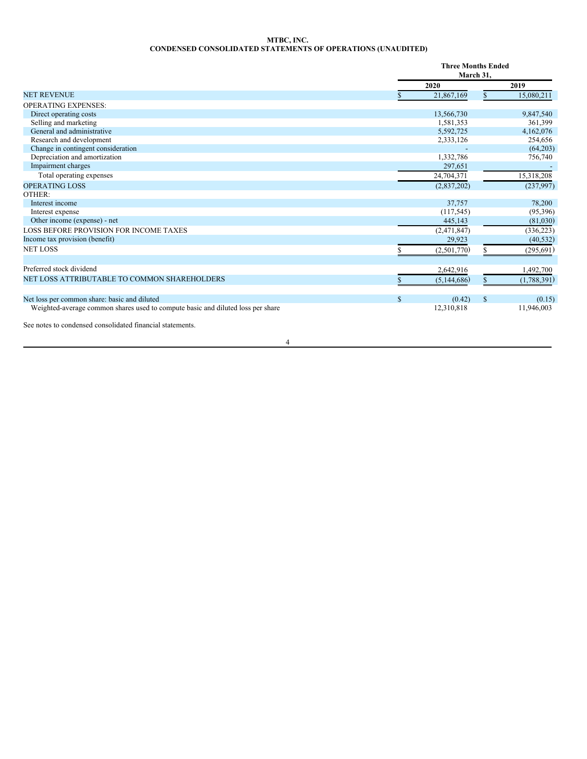**MTBC, INC.**
**CONDENSED CONSOLIDATED STATEMENTS OF OPERATIONS (UNAUDITED)**

| | Three Months Ended March 31, | |
|---|---|---|
| | 2020 | 2019 |
| NET REVENUE | $ 21,867,169 | $ 15,080,211 |
| OPERATING EXPENSES: | | |
| Direct operating costs | 13,566,730 | 9,847,540 |
| Selling and marketing | 1,581,353 | 361,399 |
| General and administrative | 5,592,725 | 4,162,076 |
| Research and development | 2,333,126 | 254,656 |
| Change in contingent consideration | - | (64,203) |
| Depreciation and amortization | 1,332,786 | 756,740 |
| Impairment charges | 297,651 | - |
| Total operating expenses | 24,704,371 | 15,318,208 |
| OPERATING LOSS | (2,837,202) | (237,997) |
| OTHER: | | |
| Interest income | 37,757 | 78,200 |
| Interest expense | (117,545) | (95,396) |
| Other income (expense) - net | 445,143 | (81,030) |
| LOSS BEFORE PROVISION FOR INCOME TAXES | (2,471,847) | (336,223) |
| Income tax provision (benefit) | 29,923 | (40,532) |
| NET LOSS | $ (2,501,770) | $ (295,691) |
| | | |
| Preferred stock dividend | 2,642,916 | 1,492,700 |
| NET LOSS ATTRIBUTABLE TO COMMON SHAREHOLDERS | $ (5,144,686) | $ (1,788,391) |
| | | |
| Net loss per common share: basic and diluted | $ (0.42) | $ (0.15) |
| Weighted-average common shares used to compute basic and diluted loss per share | 12,310,818 | 11,946,003 |

See notes to condensed consolidated financial statements.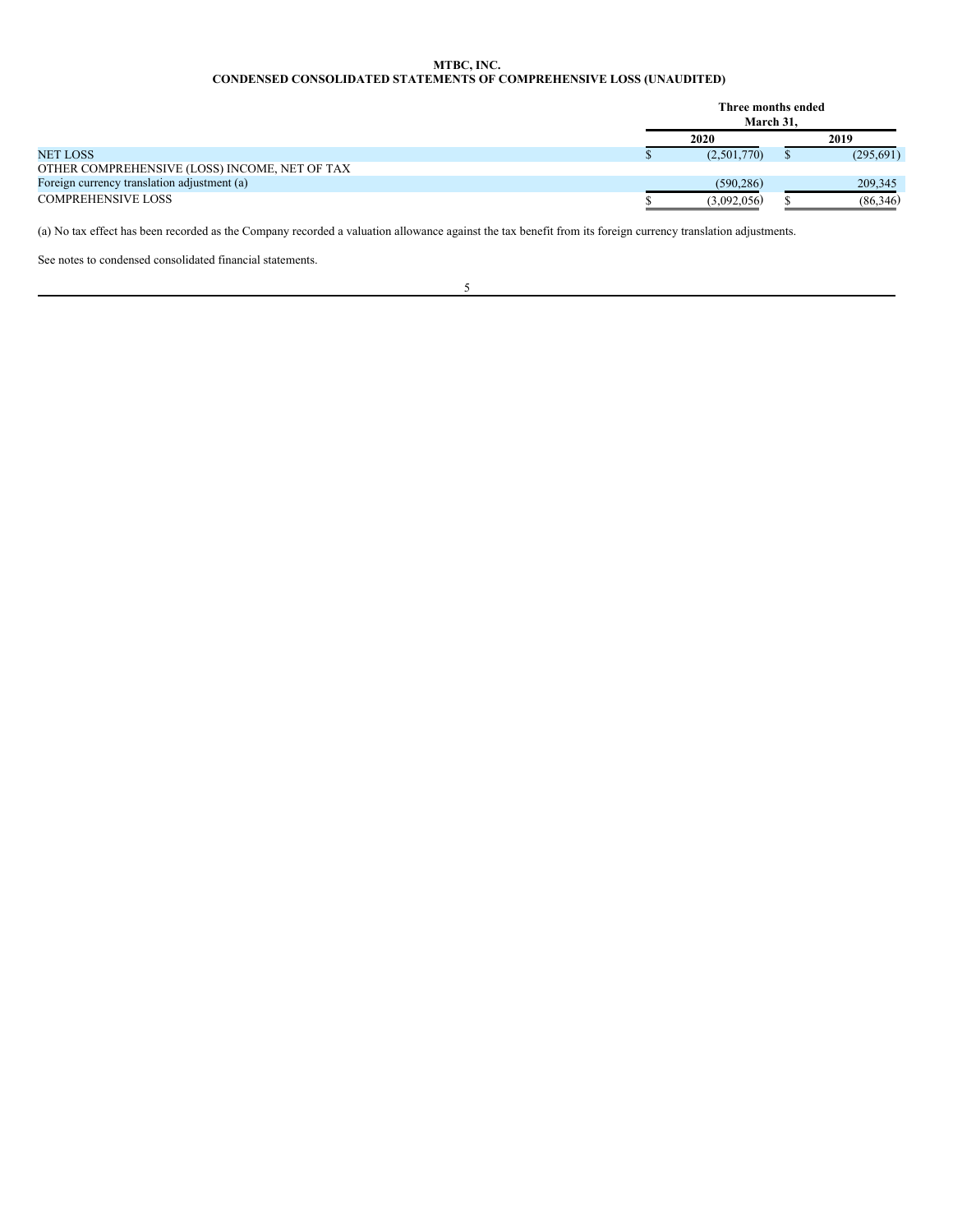**MTBC, INC.**
**CONDENSED CONSOLIDATED STATEMENTS OF COMPREHENSIVE LOSS (UNAUDITED)**

| | Three months ended March 31, | |
|---|---|---|
| | 2020 | 2019 |
| NET LOSS | $ (2,501,770) | $ (295,691) |
| OTHER COMPREHENSIVE (LOSS) INCOME, NET OF TAX | | |
| Foreign currency translation adjustment (a) | (590,286) | 209,345 |
| COMPREHENSIVE LOSS | $ (3,092,056) | $ (86,346) |

(a) No tax effect has been recorded as the Company recorded a valuation allowance against the tax benefit from its foreign currency translation adjustments.

See notes to condensed consolidated financial statements.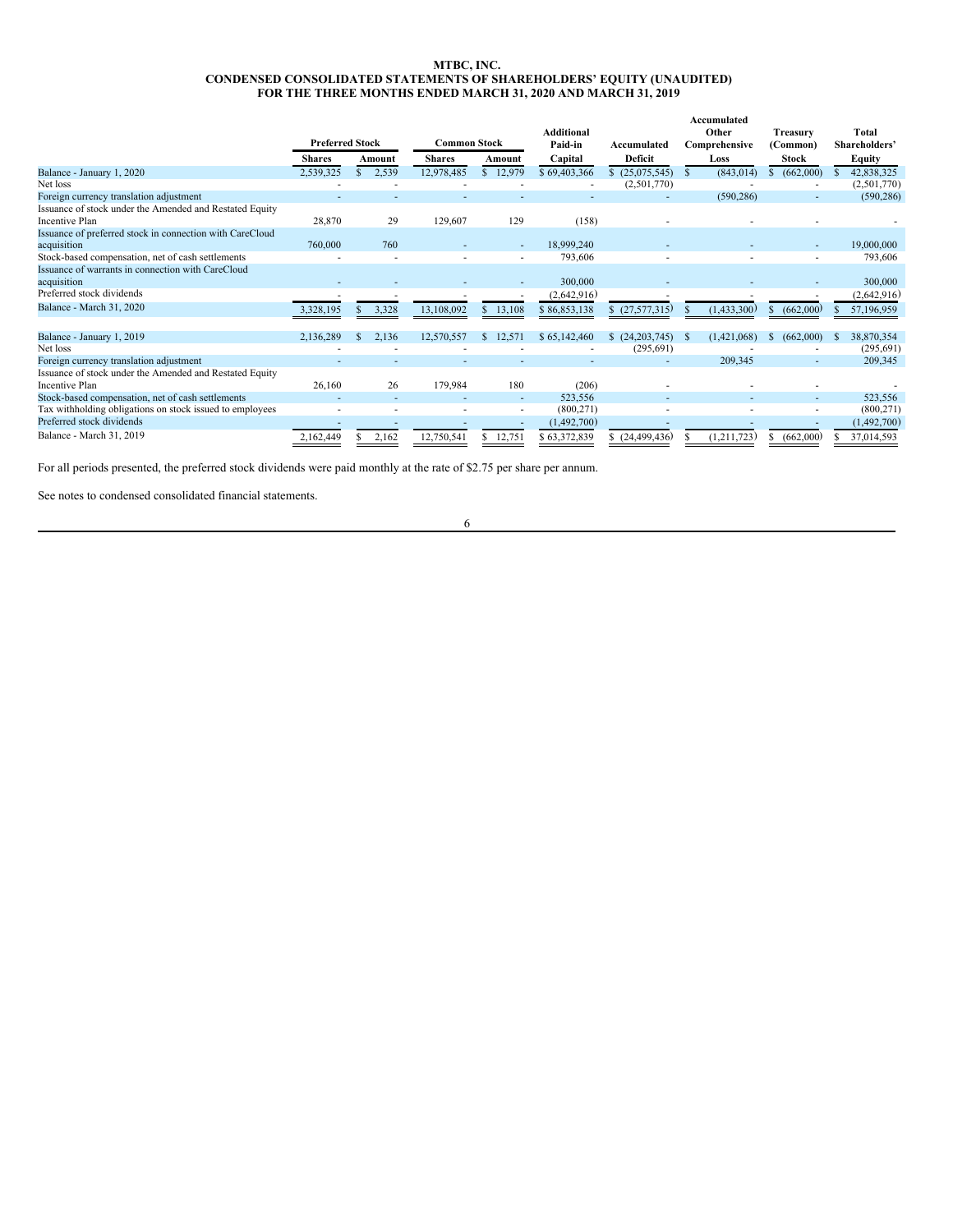# MTBC, INC.
## CONDENSED CONSOLIDATED STATEMENTS OF SHAREHOLDERS' EQUITY (UNAUDITED)
## FOR THE THREE MONTHS ENDED MARCH 31, 2020 AND MARCH 31, 2019

| | Preferred Stock | | Common Stock | | Additional Paid-in | Accumulated | Accumulated Other Comprehensive | Treasury (Common) | Total Shareholders' |
|---|---|---|---|---|---|---|---|---|---|
| | Shares | Amount | Shares | Amount | Capital | Deficit | Loss | Stock | Equity |
| Balance - January 1, 2020 | 2,539,325 | $ 2,539 | 12,978,485 | $ 12,979 | $ 69,403,366 | $ (25,075,545) | $ (843,014) | $ (662,000) | $ 42,838,325 |
| Net loss | - | - | - | - | - | (2,501,770) | - | - | (2,501,770) |
| Foreign currency translation adjustment | - | - | - | - | - | - | (590,286) | - | (590,286) |
| Issuance of stock under the Amended and Restated Equity Incentive Plan | 28,870 | 29 | 129,607 | 129 | (158) | - | - | - | - |
| Issuance of preferred stock in connection with CareCloud acquisition | 760,000 | 760 | - | - | 18,999,240 | - | - | - | 19,000,000 |
| Stock-based compensation, net of cash settlements | - | - | - | - | 793,606 | - | - | - | 793,606 |
| Issuance of warrants in connection with CareCloud acquisition | - | - | - | - | 300,000 | - | - | - | 300,000 |
| Preferred stock dividends | - | - | - | - | (2,642,916) | - | - | - | (2,642,916) |
| Balance - March 31, 2020 | 3,328,195 | $ 3,328 | 13,108,092 | $ 13,108 | $ 86,853,138 | $ (27,577,315) | $ (1,433,300) | $ (662,000) | $ 57,196,959 |
| | | | | | | | | | |
| Balance - January 1, 2019 | 2,136,289 | $ 2,136 | 12,570,557 | $ 12,571 | $ 65,142,460 | $ (24,203,745) | $ (1,421,068) | $ (662,000) | $ 38,870,354 |
| Net loss | - | - | - | - | - | (295,691) | - | - | (295,691) |
| Foreign currency translation adjustment | - | - | - | - | - | - | 209,345 | - | 209,345 |
| Issuance of stock under the Amended and Restated Equity Incentive Plan | 26,160 | 26 | 179,984 | 180 | (206) | - | - | - | - |
| Stock-based compensation, net of cash settlements | - | - | - | - | 523,556 | - | - | - | 523,556 |
| Tax withholding obligations on stock issued to employees | - | - | - | - | (800,271) | - | - | - | (800,271) |
| Preferred stock dividends | - | - | - | - | (1,492,700) | - | - | - | (1,492,700) |
| Balance - March 31, 2019 | 2,162,449 | $ 2,162 | 12,750,541 | $ 12,751 | $ 63,372,839 | $ (24,499,436) | $ (1,211,723) | $ (662,000) | $ 37,014,593 |

For all periods presented, the preferred stock dividends were paid monthly at the rate of $2.75 per share per annum.

See notes to condensed consolidated financial statements.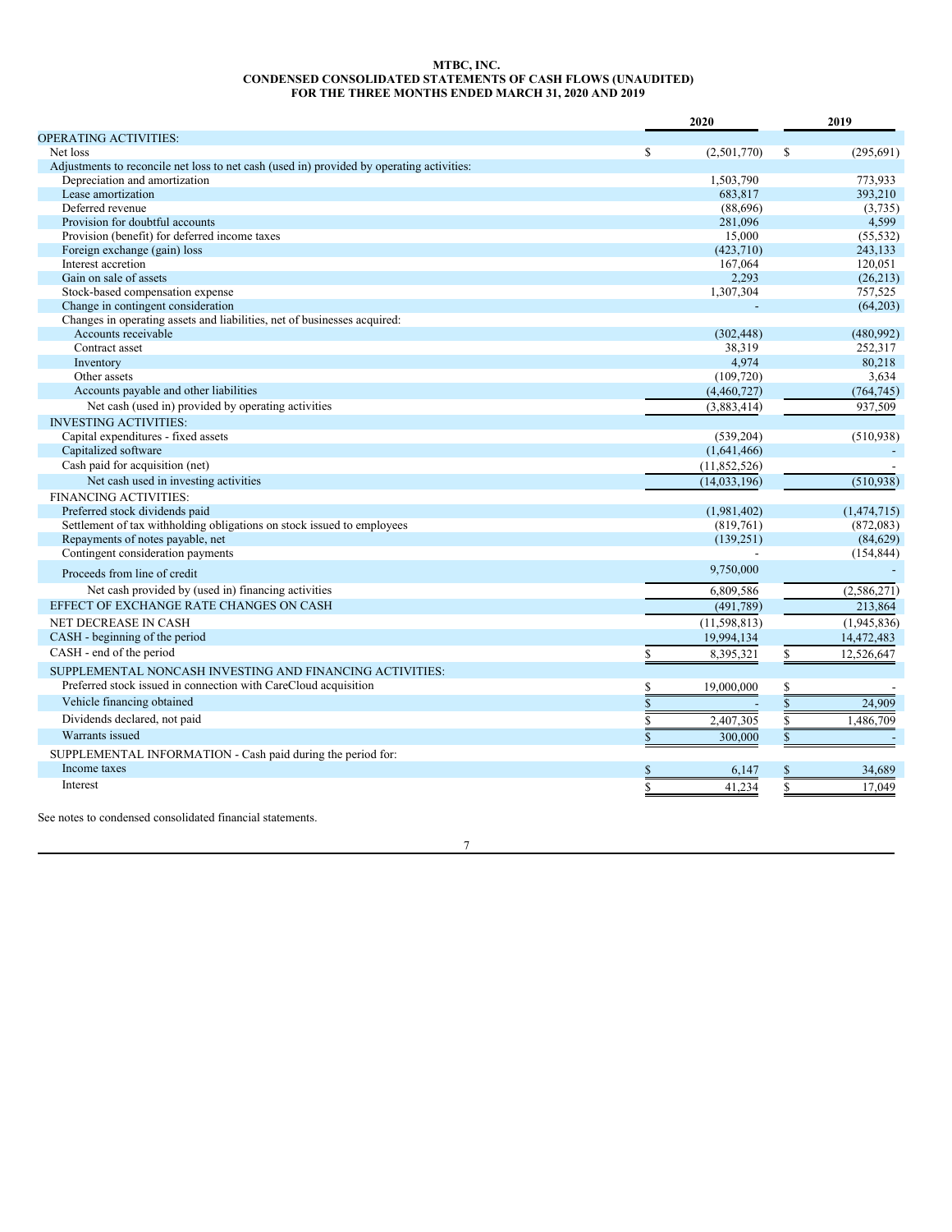# MTBC, INC.
## CONDENSED CONSOLIDATED STATEMENTS OF CASH FLOWS (UNAUDITED)
## FOR THE THREE MONTHS ENDED MARCH 31, 2020 AND 2019

| | 2020 | 2019 |
|---|---|---|
| OPERATING ACTIVITIES: | | |
| Net loss | $ (2,501,770) | $ (295,691) |
| Adjustments to reconcile net loss to net cash (used in) provided by operating activities: | | |
| Depreciation and amortization | 1,503,790 | 773,933 |
| Lease amortization | 683,817 | 393,210 |
| Deferred revenue | (88,696) | (3,735) |
| Provision for doubtful accounts | 281,096 | 4,599 |
| Provision (benefit) for deferred income taxes | 15,000 | (55,532) |
| Foreign exchange (gain) loss | (423,710) | 243,133 |
| Interest accretion | 167,064 | 120,051 |
| Gain on sale of assets | 2,293 | (26,213) |
| Stock-based compensation expense | 1,307,304 | 757,525 |
| Change in contingent consideration | - | (64,203) |
| Changes in operating assets and liabilities, net of businesses acquired: | | |
| Accounts receivable | (302,448) | (480,992) |
| Contract asset | 38,319 | 252,317 |
| Inventory | 4,974 | 80,218 |
| Other assets | (109,720) | 3,634 |
| Accounts payable and other liabilities | (4,460,727) | (764,745) |
| Net cash (used in) provided by operating activities | (3,883,414) | 937,509 |
| INVESTING ACTIVITIES: | | |
| Capital expenditures - fixed assets | (539,204) | (510,938) |
| Capitalized software | (1,641,466) | - |
| Cash paid for acquisition (net) | (11,852,526) | - |
| Net cash used in investing activities | (14,033,196) | (510,938) |
| FINANCING ACTIVITIES: | | |
| Preferred stock dividends paid | (1,981,402) | (1,474,715) |
| Settlement of tax withholding obligations on stock issued to employees | (819,761) | (872,083) |
| Repayments of notes payable, net | (139,251) | (84,629) |
| Contingent consideration payments | - | (154,844) |
| Proceeds from line of credit | 9,750,000 | - |
| Net cash provided by (used in) financing activities | 6,809,586 | (2,586,271) |
| EFFECT OF EXCHANGE RATE CHANGES ON CASH | (491,789) | 213,864 |
| NET DECREASE IN CASH | (11,598,813) | (1,945,836) |
| CASH - beginning of the period | 19,994,134 | 14,472,483 |
| CASH - end of the period | $ 8,395,321 | $ 12,526,647 |
| SUPPLEMENTAL NONCASH INVESTING AND FINANCING ACTIVITIES: | | |
| Preferred stock issued in connection with CareCloud acquisition | $ 19,000,000 | $ - |
| Vehicle financing obtained | $ - | $ 24,909 |
| Dividends declared, not paid | $ 2,407,305 | $ 1,486,709 |
| Warrants issued | $ 300,000 | $ - |
| SUPPLEMENTAL INFORMATION - Cash paid during the period for: | | |
| Income taxes | $ 6,147 | $ 34,689 |
| Interest | $ 41,234 | $ 17,049 |

See notes to condensed consolidated financial statements.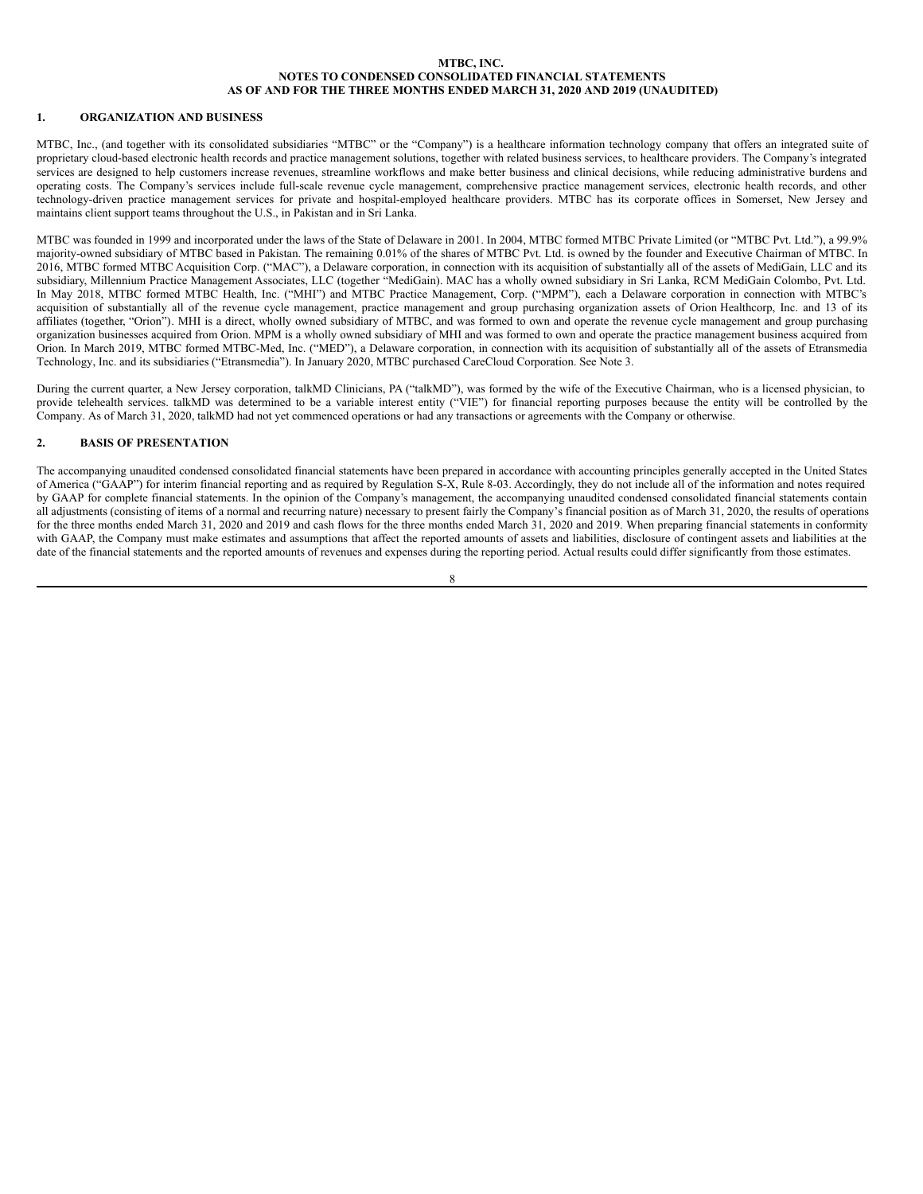**MTBC, INC.**
**NOTES TO CONDENSED CONSOLIDATED FINANCIAL STATEMENTS**
**AS OF AND FOR THE THREE MONTHS ENDED MARCH 31, 2020 AND 2019 (UNAUDITED)**

## 1. ORGANIZATION AND BUSINESS

MTBC, Inc., (and together with its consolidated subsidiaries "MTBC" or the "Company") is a healthcare information technology company that offers an integrated suite of proprietary cloud-based electronic health records and practice management solutions, together with related business services, to healthcare providers. The Company's integrated services are designed to help customers increase revenues, streamline workflows and make better business and clinical decisions, while reducing administrative burdens and operating costs. The Company's services include full-scale revenue cycle management, comprehensive practice management services, electronic health records, and other technology-driven practice management services for private and hospital-employed healthcare providers. MTBC has its corporate offices in Somerset, New Jersey and maintains client support teams throughout the U.S., in Pakistan and in Sri Lanka.

MTBC was founded in 1999 and incorporated under the laws of the State of Delaware in 2001. In 2004, MTBC formed MTBC Private Limited (or "MTBC Pvt. Ltd."), a 99.9% majority-owned subsidiary of MTBC based in Pakistan. The remaining 0.01% of the shares of MTBC Pvt. Ltd. is owned by the founder and Executive Chairman of MTBC. In 2016, MTBC formed MTBC Acquisition Corp. ("MAC"), a Delaware corporation, in connection with its acquisition of substantially all of the assets of MediGain, LLC and its subsidiary, Millennium Practice Management Associates, LLC (together "MediGain). MAC has a wholly owned subsidiary in Sri Lanka, RCM MediGain Colombo, Pvt. Ltd. In May 2018, MTBC formed MTBC Health, Inc. ("MHI") and MTBC Practice Management, Corp. ("MPM"), each a Delaware corporation in connection with MTBC's acquisition of substantially all of the revenue cycle management, practice management and group purchasing organization assets of Orion Healthcorp, Inc. and 13 of its affiliates (together, "Orion"). MHI is a direct, wholly owned subsidiary of MTBC, and was formed to own and operate the revenue cycle management and group purchasing organization businesses acquired from Orion. MPM is a wholly owned subsidiary of MHI and was formed to own and operate the practice management business acquired from Orion. In March 2019, MTBC formed MTBC-Med, Inc. ("MED"), a Delaware corporation, in connection with its acquisition of substantially all of the assets of Etransmedia Technology, Inc. and its subsidiaries ("Etransmedia"). In January 2020, MTBC purchased CareCloud Corporation. See Note 3.

During the current quarter, a New Jersey corporation, talkMD Clinicians, PA ("talkMD"), was formed by the wife of the Executive Chairman, who is a licensed physician, to provide telehealth services. talkMD was determined to be a variable interest entity ("VIE") for financial reporting purposes because the entity will be controlled by the Company. As of March 31, 2020, talkMD had not yet commenced operations or had any transactions or agreements with the Company or otherwise.

## 2. BASIS OF PRESENTATION

The accompanying unaudited condensed consolidated financial statements have been prepared in accordance with accounting principles generally accepted in the United States of America ("GAAP") for interim financial reporting and as required by Regulation S-X, Rule 8-03. Accordingly, they do not include all of the information and notes required by GAAP for complete financial statements. In the opinion of the Company's management, the accompanying unaudited condensed consolidated financial statements contain all adjustments (consisting of items of a normal and recurring nature) necessary to present fairly the Company's financial position as of March 31, 2020, the results of operations for the three months ended March 31, 2020 and 2019 and cash flows for the three months ended March 31, 2020 and 2019. When preparing financial statements in conformity with GAAP, the Company must make estimates and assumptions that affect the reported amounts of assets and liabilities, disclosure of contingent assets and liabilities at the date of the financial statements and the reported amounts of revenues and expenses during the reporting period. Actual results could differ significantly from those estimates.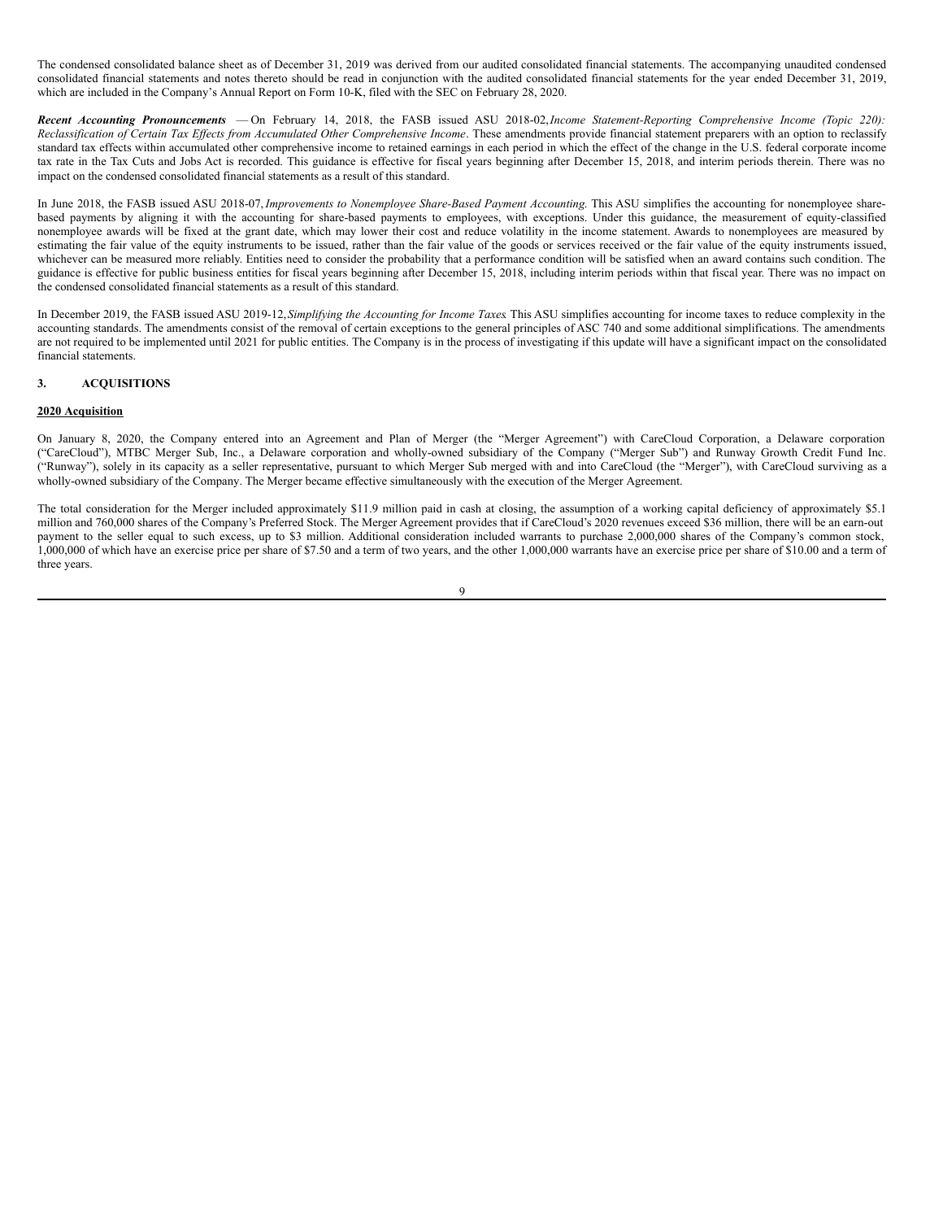The condensed consolidated balance sheet as of December 31, 2019 was derived from our audited consolidated financial statements. The accompanying unaudited condensed consolidated financial statements and notes thereto should be read in conjunction with the audited consolidated financial statements for the year ended December 31, 2019, which are included in the Company's Annual Report on Form 10-K, filed with the SEC on February 28, 2020.

***Recent Accounting Pronouncements*** — On February 14, 2018, the FASB issued ASU 2018-02, *Income Statement-Reporting Comprehensive Income (Topic 220): Reclassification of Certain Tax Effects from Accumulated Other Comprehensive Income*. These amendments provide financial statement preparers with an option to reclassify standard tax effects within accumulated other comprehensive income to retained earnings in each period in which the effect of the change in the U.S. federal corporate income tax rate in the Tax Cuts and Jobs Act is recorded. This guidance is effective for fiscal years beginning after December 15, 2018, and interim periods therein. There was no impact on the condensed consolidated financial statements as a result of this standard.

In June 2018, the FASB issued ASU 2018-07, *Improvements to Nonemployee Share-Based Payment Accounting*. This ASU simplifies the accounting for nonemployee share-based payments by aligning it with the accounting for share-based payments to employees, with exceptions. Under this guidance, the measurement of equity-classified nonemployee awards will be fixed at the grant date, which may lower their cost and reduce volatility in the income statement. Awards to nonemployees are measured by estimating the fair value of the equity instruments to be issued, rather than the fair value of the goods or services received or the fair value of the equity instruments issued, whichever can be measured more reliably. Entities need to consider the probability that a performance condition will be satisfied when an award contains such condition. The guidance is effective for public business entities for fiscal years beginning after December 15, 2018, including interim periods within that fiscal year. There was no impact on the condensed consolidated financial statements as a result of this standard.

In December 2019, the FASB issued ASU 2019-12, *Simplifying the Accounting for Income Taxes*. This ASU simplifies accounting for income taxes to reduce complexity in the accounting standards. The amendments consist of the removal of certain exceptions to the general principles of ASC 740 and some additional simplifications. The amendments are not required to be implemented until 2021 for public entities. The Company is in the process of investigating if this update will have a significant impact on the consolidated financial statements.

## 3. ACQUISITIONS

### 2020 Acquisition

On January 8, 2020, the Company entered into an Agreement and Plan of Merger (the "Merger Agreement") with CareCloud Corporation, a Delaware corporation ("CareCloud"), MTBC Merger Sub, Inc., a Delaware corporation and wholly-owned subsidiary of the Company ("Merger Sub") and Runway Growth Credit Fund Inc. ("Runway"), solely in its capacity as a seller representative, pursuant to which Merger Sub merged with and into CareCloud (the "Merger"), with CareCloud surviving as a wholly-owned subsidiary of the Company. The Merger became effective simultaneously with the execution of the Merger Agreement.

The total consideration for the Merger included approximately $11.9 million paid in cash at closing, the assumption of a working capital deficiency of approximately $5.1 million and 760,000 shares of the Company's Preferred Stock. The Merger Agreement provides that if CareCloud's 2020 revenues exceed $36 million, there will be an earn-out payment to the seller equal to such excess, up to $3 million. Additional consideration included warrants to purchase 2,000,000 shares of the Company's common stock, 1,000,000 of which have an exercise price per share of $7.50 and a term of two years, and the other 1,000,000 warrants have an exercise price per share of $10.00 and a term of three years.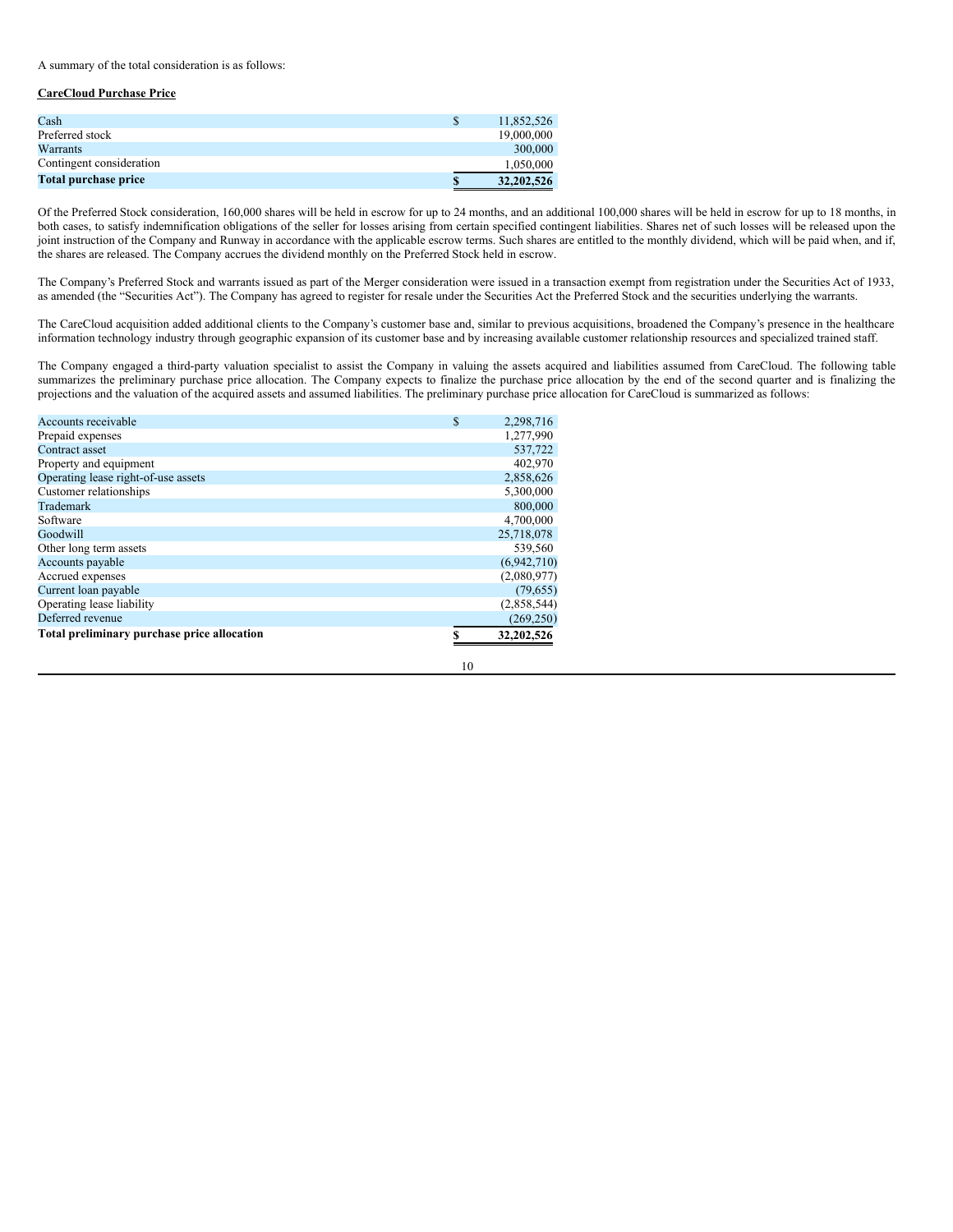A summary of the total consideration is as follows:

**CareCloud Purchase Price**

| | | |
|---|---|---|
| Cash | $ | 11,852,526 |
| Preferred stock | | 19,000,000 |
| Warrants | | 300,000 |
| Contingent consideration | | 1,050,000 |
| **Total purchase price** | **$** | **32,202,526** |

Of the Preferred Stock consideration, 160,000 shares will be held in escrow for up to 24 months, and an additional 100,000 shares will be held in escrow for up to 18 months, in both cases, to satisfy indemnification obligations of the seller for losses arising from certain specified contingent liabilities. Shares net of such losses will be released upon the joint instruction of the Company and Runway in accordance with the applicable escrow terms. Such shares are entitled to the monthly dividend, which will be paid when, and if, the shares are released. The Company accrues the dividend monthly on the Preferred Stock held in escrow.

The Company's Preferred Stock and warrants issued as part of the Merger consideration were issued in a transaction exempt from registration under the Securities Act of 1933, as amended (the "Securities Act"). The Company has agreed to register for resale under the Securities Act the Preferred Stock and the securities underlying the warrants.

The CareCloud acquisition added additional clients to the Company's customer base and, similar to previous acquisitions, broadened the Company's presence in the healthcare information technology industry through geographic expansion of its customer base and by increasing available customer relationship resources and specialized trained staff.

The Company engaged a third-party valuation specialist to assist the Company in valuing the assets acquired and liabilities assumed from CareCloud. The following table summarizes the preliminary purchase price allocation. The Company expects to finalize the purchase price allocation by the end of the second quarter and is finalizing the projections and the valuation of the acquired assets and assumed liabilities. The preliminary purchase price allocation for CareCloud is summarized as follows:

| | | |
|---|---|---|
| Accounts receivable | $ | 2,298,716 |
| Prepaid expenses | | 1,277,990 |
| Contract asset | | 537,722 |
| Property and equipment | | 402,970 |
| Operating lease right-of-use assets | | 2,858,626 |
| Customer relationships | | 5,300,000 |
| Trademark | | 800,000 |
| Software | | 4,700,000 |
| Goodwill | | 25,718,078 |
| Other long term assets | | 539,560 |
| Accounts payable | | (6,942,710) |
| Accrued expenses | | (2,080,977) |
| Current loan payable | | (79,655) |
| Operating lease liability | | (2,858,544) |
| Deferred revenue | | (269,250) |
| **Total preliminary purchase price allocation** | **$** | **32,202,526** |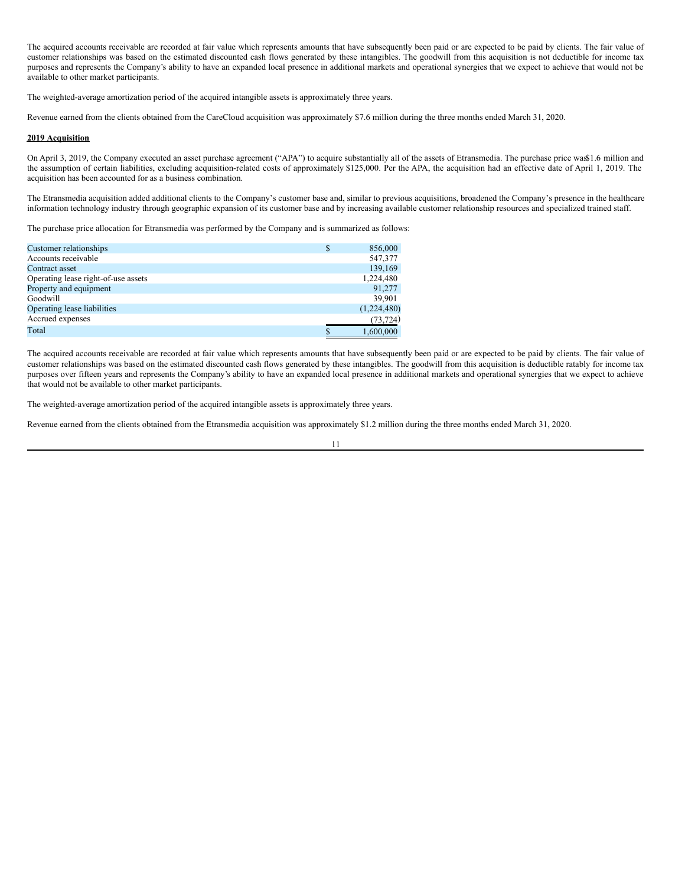The acquired accounts receivable are recorded at fair value which represents amounts that have subsequently been paid or are expected to be paid by clients. The fair value of customer relationships was based on the estimated discounted cash flows generated by these intangibles. The goodwill from this acquisition is not deductible for income tax purposes and represents the Company's ability to have an expanded local presence in additional markets and operational synergies that we expect to achieve that would not be available to other market participants.

The weighted-average amortization period of the acquired intangible assets is approximately three years.

Revenue earned from the clients obtained from the CareCloud acquisition was approximately $7.6 million during the three months ended March 31, 2020.

**2019 Acquisition**

On April 3, 2019, the Company executed an asset purchase agreement ("APA") to acquire substantially all of the assets of Etransmedia. The purchase price was $1.6 million and the assumption of certain liabilities, excluding acquisition-related costs of approximately $125,000. Per the APA, the acquisition had an effective date of April 1, 2019. The acquisition has been accounted for as a business combination.

The Etransmedia acquisition added additional clients to the Company's customer base and, similar to previous acquisitions, broadened the Company's presence in the healthcare information technology industry through geographic expansion of its customer base and by increasing available customer relationship resources and specialized trained staff.

The purchase price allocation for Etransmedia was performed by the Company and is summarized as follows:

| | | |
|---|---|---|
| Customer relationships | $ | 856,000 |
| Accounts receivable | | 547,377 |
| Contract asset | | 139,169 |
| Operating lease right-of-use assets | | 1,224,480 |
| Property and equipment | | 91,277 |
| Goodwill | | 39,901 |
| Operating lease liabilities | | (1,224,480) |
| Accrued expenses | | (73,724) |
| Total | $ | 1,600,000 |

The acquired accounts receivable are recorded at fair value which represents amounts that have subsequently been paid or are expected to be paid by clients. The fair value of customer relationships was based on the estimated discounted cash flows generated by these intangibles. The goodwill from this acquisition is deductible ratably for income tax purposes over fifteen years and represents the Company's ability to have an expanded local presence in additional markets and operational synergies that we expect to achieve that would not be available to other market participants.

The weighted-average amortization period of the acquired intangible assets is approximately three years.

Revenue earned from the clients obtained from the Etransmedia acquisition was approximately $1.2 million during the three months ended March 31, 2020.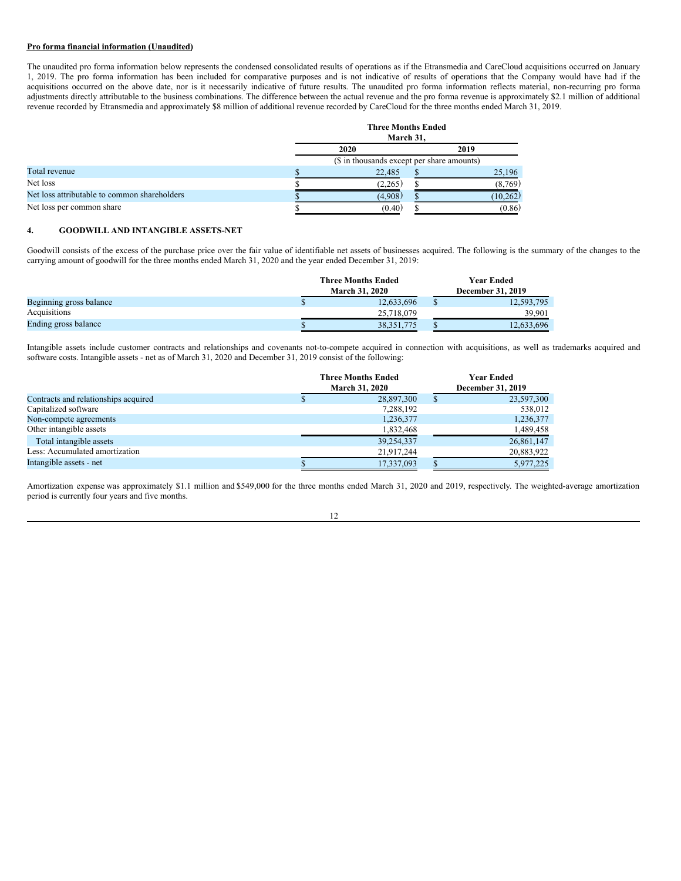**Pro forma financial information (Unaudited)**

The unaudited pro forma information below represents the condensed consolidated results of operations as if the Etransmedia and CareCloud acquisitions occurred on January 1, 2019. The pro forma information has been included for comparative purposes and is not indicative of results of operations that the Company would have had if the acquisitions occurred on the above date, nor is it necessarily indicative of future results. The unaudited pro forma information reflects material, non-recurring pro forma adjustments directly attributable to the business combinations. The difference between the actual revenue and the pro forma revenue is approximately $2.1 million of additional revenue recorded by Etransmedia and approximately $8 million of additional revenue recorded by CareCloud for the three months ended March 31, 2019.

| | Three Months Ended March 31, | |
|---|---|---|
| | 2020 | 2019 |
| | ($ in thousands except per share amounts) | |
| Total revenue | $ 22,485 | $ 25,196 |
| Net loss | $ (2,265) | $ (8,769) |
| Net loss attributable to common shareholders | $ (4,908) | $ (10,262) |
| Net loss per common share | $ (0.40) | $ (0.86) |

## 4. GOODWILL AND INTANGIBLE ASSETS-NET

Goodwill consists of the excess of the purchase price over the fair value of identifiable net assets of businesses acquired. The following is the summary of the changes to the carrying amount of goodwill for the three months ended March 31, 2020 and the year ended December 31, 2019:

| | Three Months Ended March 31, 2020 | Year Ended December 31, 2019 |
|---|---|---|
| Beginning gross balance | $ 12,633,696 | $ 12,593,795 |
| Acquisitions | 25,718,079 | 39,901 |
| Ending gross balance | $ 38,351,775 | $ 12,633,696 |

Intangible assets include customer contracts and relationships and covenants not-to-compete acquired in connection with acquisitions, as well as trademarks acquired and software costs. Intangible assets - net as of March 31, 2020 and December 31, 2019 consist of the following:

| | Three Months Ended March 31, 2020 | Year Ended December 31, 2019 |
|---|---|---|
| Contracts and relationships acquired | $ 28,897,300 | $ 23,597,300 |
| Capitalized software | 7,288,192 | 538,012 |
| Non-compete agreements | 1,236,377 | 1,236,377 |
| Other intangible assets | 1,832,468 | 1,489,458 |
| Total intangible assets | 39,254,337 | 26,861,147 |
| Less: Accumulated amortization | 21,917,244 | 20,883,922 |
| Intangible assets - net | $ 17,337,093 | $ 5,977,225 |

Amortization expense was approximately $1.1 million and $549,000 for the three months ended March 31, 2020 and 2019, respectively. The weighted-average amortization period is currently four years and five months.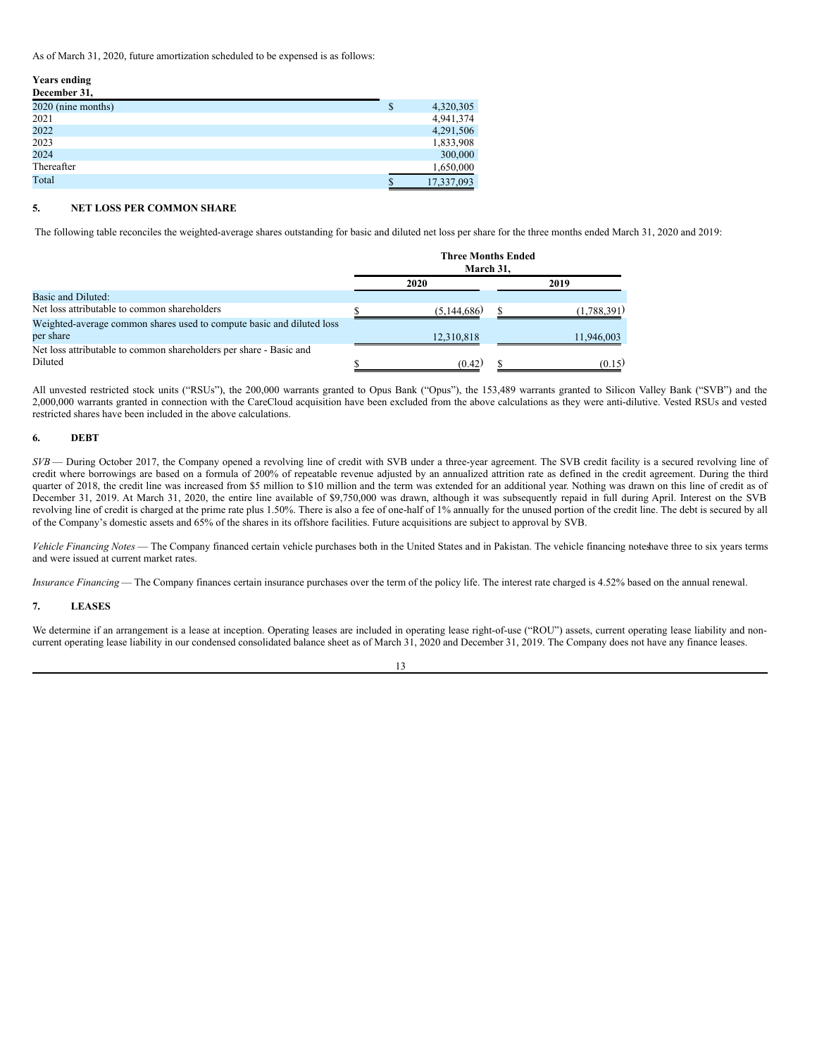As of March 31, 2020, future amortization scheduled to be expensed is as follows:

| Years ending December 31, | | |
|---|---|---|
| 2020 (nine months) | $ | 4,320,305 |
| 2021 | | 4,941,374 |
| 2022 | | 4,291,506 |
| 2023 | | 1,833,908 |
| 2024 | | 300,000 |
| Thereafter | | 1,650,000 |
| Total | $ | 17,337,093 |

## 5. NET LOSS PER COMMON SHARE

The following table reconciles the weighted-average shares outstanding for basic and diluted net loss per share for the three months ended March 31, 2020 and 2019:

| | Three Months Ended March 31, | |
|---|---|---|
| | 2020 | 2019 |
| Basic and Diluted: | | |
| Net loss attributable to common shareholders | $ (5,144,686) | $ (1,788,391) |
| Weighted-average common shares used to compute basic and diluted loss per share | 12,310,818 | 11,946,003 |
| Net loss attributable to common shareholders per share - Basic and Diluted | $ (0.42) | $ (0.15) |

All unvested restricted stock units ("RSUs"), the 200,000 warrants granted to Opus Bank ("Opus"), the 153,489 warrants granted to Silicon Valley Bank ("SVB") and the 2,000,000 warrants granted in connection with the CareCloud acquisition have been excluded from the above calculations as they were anti-dilutive. Vested RSUs and vested restricted shares have been included in the above calculations.

## 6. DEBT

*SVB* — During October 2017, the Company opened a revolving line of credit with SVB under a three-year agreement. The SVB credit facility is a secured revolving line of credit where borrowings are based on a formula of 200% of repeatable revenue adjusted by an annualized attrition rate as defined in the credit agreement. During the third quarter of 2018, the credit line was increased from $5 million to $10 million and the term was extended for an additional year. Nothing was drawn on this line of credit as of December 31, 2019. At March 31, 2020, the entire line available of $9,750,000 was drawn, although it was subsequently repaid in full during April. Interest on the SVB revolving line of credit is charged at the prime rate plus 1.50%. There is also a fee of one-half of 1% annually for the unused portion of the credit line. The debt is secured by all of the Company's domestic assets and 65% of the shares in its offshore facilities. Future acquisitions are subject to approval by SVB.

*Vehicle Financing Notes* — The Company financed certain vehicle purchases both in the United States and in Pakistan. The vehicle financing notes have three to six years terms and were issued at current market rates.

*Insurance Financing* — The Company finances certain insurance purchases over the term of the policy life. The interest rate charged is 4.52% based on the annual renewal.

## 7. LEASES

We determine if an arrangement is a lease at inception. Operating leases are included in operating lease right-of-use ("ROU") assets, current operating lease liability and non-current operating lease liability in our condensed consolidated balance sheet as of March 31, 2020 and December 31, 2019. The Company does not have any finance leases.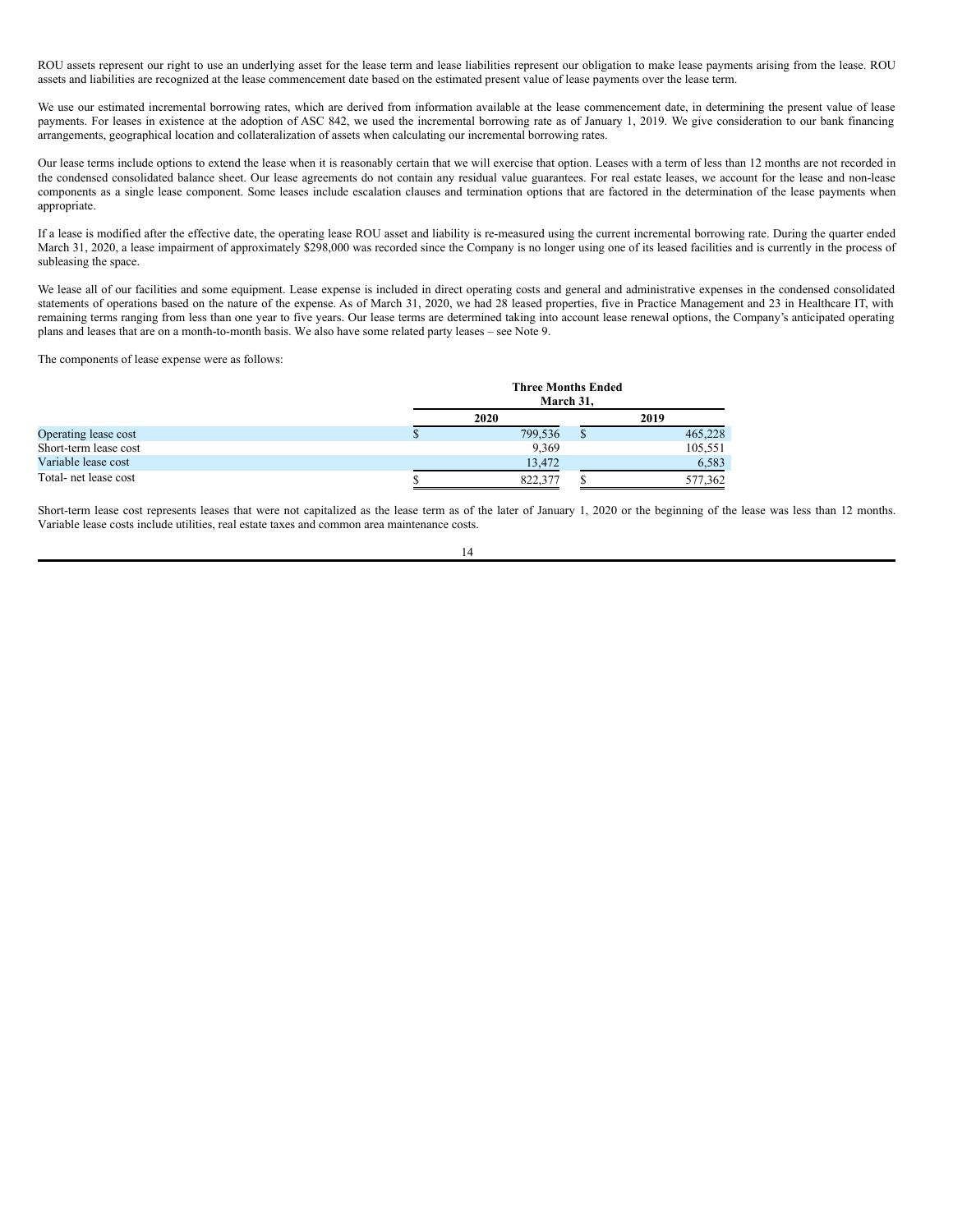ROU assets represent our right to use an underlying asset for the lease term and lease liabilities represent our obligation to make lease payments arising from the lease. ROU assets and liabilities are recognized at the lease commencement date based on the estimated present value of lease payments over the lease term.

We use our estimated incremental borrowing rates, which are derived from information available at the lease commencement date, in determining the present value of lease payments. For leases in existence at the adoption of ASC 842, we used the incremental borrowing rate as of January 1, 2019. We give consideration to our bank financing arrangements, geographical location and collateralization of assets when calculating our incremental borrowing rates.

Our lease terms include options to extend the lease when it is reasonably certain that we will exercise that option. Leases with a term of less than 12 months are not recorded in the condensed consolidated balance sheet. Our lease agreements do not contain any residual value guarantees. For real estate leases, we account for the lease and non-lease components as a single lease component. Some leases include escalation clauses and termination options that are factored in the determination of the lease payments when appropriate.

If a lease is modified after the effective date, the operating lease ROU asset and liability is re-measured using the current incremental borrowing rate. During the quarter ended March 31, 2020, a lease impairment of approximately $298,000 was recorded since the Company is no longer using one of its leased facilities and is currently in the process of subleasing the space.

We lease all of our facilities and some equipment. Lease expense is included in direct operating costs and general and administrative expenses in the condensed consolidated statements of operations based on the nature of the expense. As of March 31, 2020, we had 28 leased properties, five in Practice Management and 23 in Healthcare IT, with remaining terms ranging from less than one year to five years. Our lease terms are determined taking into account lease renewal options, the Company's anticipated operating plans and leases that are on a month-to-month basis. We also have some related party leases – see Note 9.

The components of lease expense were as follows:

| | Three Months Ended March 31, | |
|---|---|---|
| | 2020 | 2019 |
| Operating lease cost | $ 799,536 | $ 465,228 |
| Short-term lease cost | 9,369 | 105,551 |
| Variable lease cost | 13,472 | 6,583 |
| Total- net lease cost | $ 822,377 | $ 577,362 |

Short-term lease cost represents leases that were not capitalized as the lease term as of the later of January 1, 2020 or the beginning of the lease was less than 12 months. Variable lease costs include utilities, real estate taxes and common area maintenance costs.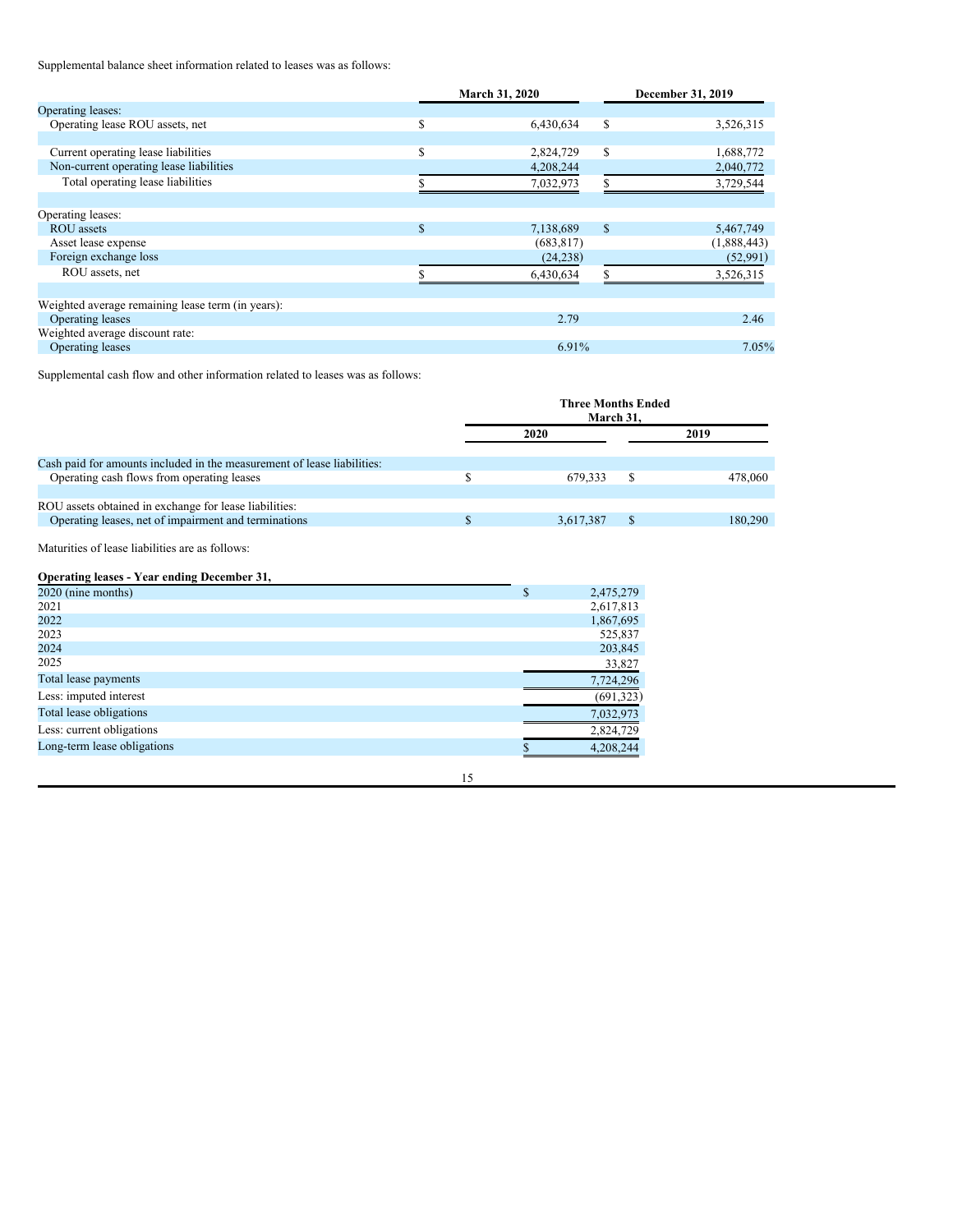Supplemental balance sheet information related to leases was as follows:

| | March 31, 2020 | December 31, 2019 |
|---|---|---|
| Operating leases: | | |
| Operating lease ROU assets, net | $ 6,430,634 | $ 3,526,315 |
| | | |
| Current operating lease liabilities | $ 2,824,729 | $ 1,688,772 |
| Non-current operating lease liabilities | 4,208,244 | 2,040,772 |
| Total operating lease liabilities | $ 7,032,973 | $ 3,729,544 |
| | | |
| Operating leases: | | |
| ROU assets | $ 7,138,689 | $ 5,467,749 |
| Asset lease expense | (683,817) | (1,888,443) |
| Foreign exchange loss | (24,238) | (52,991) |
| ROU assets, net | $ 6,430,634 | $ 3,526,315 |
| | | |
| Weighted average remaining lease term (in years): | | |
| Operating leases | 2.79 | 2.46 |
| Weighted average discount rate: | | |
| Operating leases | 6.91% | 7.05% |

Supplemental cash flow and other information related to leases was as follows:

| | Three Months Ended March 31, | |
|---|---|---|
| | 2020 | 2019 |
| Cash paid for amounts included in the measurement of lease liabilities: | | |
| Operating cash flows from operating leases | $ 679,333 | $ 478,060 |
| | | |
| ROU assets obtained in exchange for lease liabilities: | | |
| Operating leases, net of impairment and terminations | $ 3,617,387 | $ 180,290 |

Maturities of lease liabilities are as follows:

| Operating leases - Year ending December 31, | |
|---|---|
| 2020 (nine months) | $ 2,475,279 |
| 2021 | 2,617,813 |
| 2022 | 1,867,695 |
| 2023 | 525,837 |
| 2024 | 203,845 |
| 2025 | 33,827 |
| Total lease payments | 7,724,296 |
| Less: imputed interest | (691,323) |
| Total lease obligations | 7,032,973 |
| Less: current obligations | 2,824,729 |
| Long-term lease obligations | $ 4,208,244 |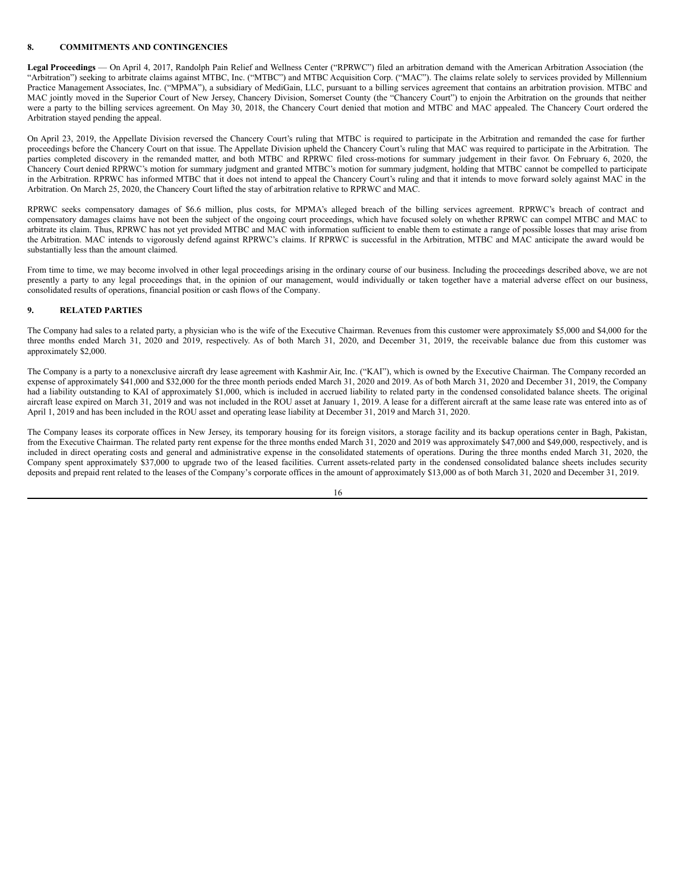## 8. COMMITMENTS AND CONTINGENCIES

**Legal Proceedings** — On April 4, 2017, Randolph Pain Relief and Wellness Center ("RPRWC") filed an arbitration demand with the American Arbitration Association (the "Arbitration") seeking to arbitrate claims against MTBC, Inc. ("MTBC") and MTBC Acquisition Corp. ("MAC"). The claims relate solely to services provided by Millennium Practice Management Associates, Inc. ("MPMA"), a subsidiary of MediGain, LLC, pursuant to a billing services agreement that contains an arbitration provision. MTBC and MAC jointly moved in the Superior Court of New Jersey, Chancery Division, Somerset County (the "Chancery Court") to enjoin the Arbitration on the grounds that neither were a party to the billing services agreement. On May 30, 2018, the Chancery Court denied that motion and MTBC and MAC appealed. The Chancery Court ordered the Arbitration stayed pending the appeal.

On April 23, 2019, the Appellate Division reversed the Chancery Court's ruling that MTBC is required to participate in the Arbitration and remanded the case for further proceedings before the Chancery Court on that issue. The Appellate Division upheld the Chancery Court's ruling that MAC was required to participate in the Arbitration. The parties completed discovery in the remanded matter, and both MTBC and RPRWC filed cross-motions for summary judgement in their favor. On February 6, 2020, the Chancery Court denied RPRWC's motion for summary judgment and granted MTBC's motion for summary judgment, holding that MTBC cannot be compelled to participate in the Arbitration. RPRWC has informed MTBC that it does not intend to appeal the Chancery Court's ruling and that it intends to move forward solely against MAC in the Arbitration. On March 25, 2020, the Chancery Court lifted the stay of arbitration relative to RPRWC and MAC.

RPRWC seeks compensatory damages of $6.6 million, plus costs, for MPMA's alleged breach of the billing services agreement. RPRWC's breach of contract and compensatory damages claims have not been the subject of the ongoing court proceedings, which have focused solely on whether RPRWC can compel MTBC and MAC to arbitrate its claim. Thus, RPRWC has not yet provided MTBC and MAC with information sufficient to enable them to estimate a range of possible losses that may arise from the Arbitration. MAC intends to vigorously defend against RPRWC's claims. If RPRWC is successful in the Arbitration, MTBC and MAC anticipate the award would be substantially less than the amount claimed.

From time to time, we may become involved in other legal proceedings arising in the ordinary course of our business. Including the proceedings described above, we are not presently a party to any legal proceedings that, in the opinion of our management, would individually or taken together have a material adverse effect on our business, consolidated results of operations, financial position or cash flows of the Company.

## 9. RELATED PARTIES

The Company had sales to a related party, a physician who is the wife of the Executive Chairman. Revenues from this customer were approximately $5,000 and $4,000 for the three months ended March 31, 2020 and 2019, respectively. As of both March 31, 2020, and December 31, 2019, the receivable balance due from this customer was approximately $2,000.

The Company is a party to a nonexclusive aircraft dry lease agreement with Kashmir Air, Inc. ("KAI"), which is owned by the Executive Chairman. The Company recorded an expense of approximately $41,000 and $32,000 for the three month periods ended March 31, 2020 and 2019. As of both March 31, 2020 and December 31, 2019, the Company had a liability outstanding to KAI of approximately $1,000, which is included in accrued liability to related party in the condensed consolidated balance sheets. The original aircraft lease expired on March 31, 2019 and was not included in the ROU asset at January 1, 2019. A lease for a different aircraft at the same lease rate was entered into as of April 1, 2019 and has been included in the ROU asset and operating lease liability at December 31, 2019 and March 31, 2020.

The Company leases its corporate offices in New Jersey, its temporary housing for its foreign visitors, a storage facility and its backup operations center in Bagh, Pakistan, from the Executive Chairman. The related party rent expense for the three months ended March 31, 2020 and 2019 was approximately $47,000 and $49,000, respectively, and is included in direct operating costs and general and administrative expense in the consolidated statements of operations. During the three months ended March 31, 2020, the Company spent approximately $37,000 to upgrade two of the leased facilities. Current assets-related party in the condensed consolidated balance sheets includes security deposits and prepaid rent related to the leases of the Company's corporate offices in the amount of approximately $13,000 as of both March 31, 2020 and December 31, 2019.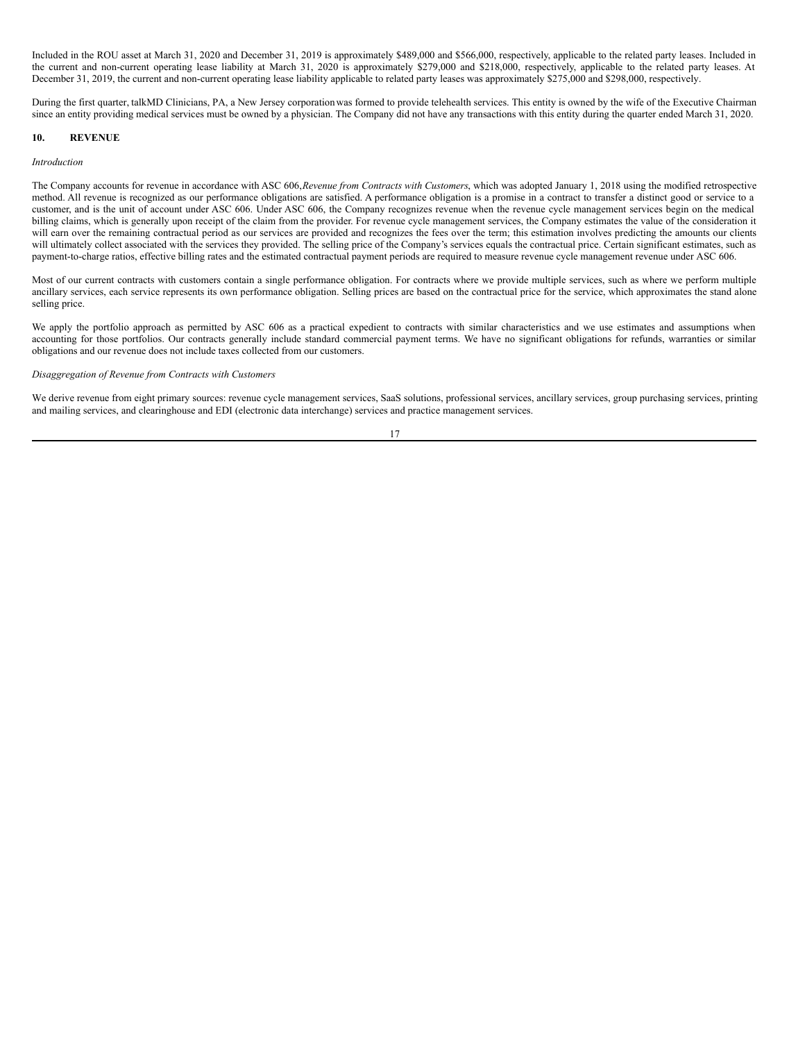Included in the ROU asset at March 31, 2020 and December 31, 2019 is approximately $489,000 and $566,000, respectively, applicable to the related party leases. Included in the current and non-current operating lease liability at March 31, 2020 is approximately $279,000 and $218,000, respectively, applicable to the related party leases. At December 31, 2019, the current and non-current operating lease liability applicable to related party leases was approximately $275,000 and $298,000, respectively.

During the first quarter, talkMD Clinicians, PA, a New Jersey corporation was formed to provide telehealth services. This entity is owned by the wife of the Executive Chairman since an entity providing medical services must be owned by a physician. The Company did not have any transactions with this entity during the quarter ended March 31, 2020.

## 10. REVENUE

*Introduction*

The Company accounts for revenue in accordance with ASC 606, *Revenue from Contracts with Customers*, which was adopted January 1, 2018 using the modified retrospective method. All revenue is recognized as our performance obligations are satisfied. A performance obligation is a promise in a contract to transfer a distinct good or service to a customer, and is the unit of account under ASC 606. Under ASC 606, the Company recognizes revenue when the revenue cycle management services begin on the medical billing claims, which is generally upon receipt of the claim from the provider. For revenue cycle management services, the Company estimates the value of the consideration it will earn over the remaining contractual period as our services are provided and recognizes the fees over the term; this estimation involves predicting the amounts our clients will ultimately collect associated with the services they provided. The selling price of the Company's services equals the contractual price. Certain significant estimates, such as payment-to-charge ratios, effective billing rates and the estimated contractual payment periods are required to measure revenue cycle management revenue under ASC 606.

Most of our current contracts with customers contain a single performance obligation. For contracts where we provide multiple services, such as where we perform multiple ancillary services, each service represents its own performance obligation. Selling prices are based on the contractual price for the service, which approximates the stand alone selling price.

We apply the portfolio approach as permitted by ASC 606 as a practical expedient to contracts with similar characteristics and we use estimates and assumptions when accounting for those portfolios. Our contracts generally include standard commercial payment terms. We have no significant obligations for refunds, warranties or similar obligations and our revenue does not include taxes collected from our customers.

*Disaggregation of Revenue from Contracts with Customers*

We derive revenue from eight primary sources: revenue cycle management services, SaaS solutions, professional services, ancillary services, group purchasing services, printing and mailing services, and clearinghouse and EDI (electronic data interchange) services and practice management services.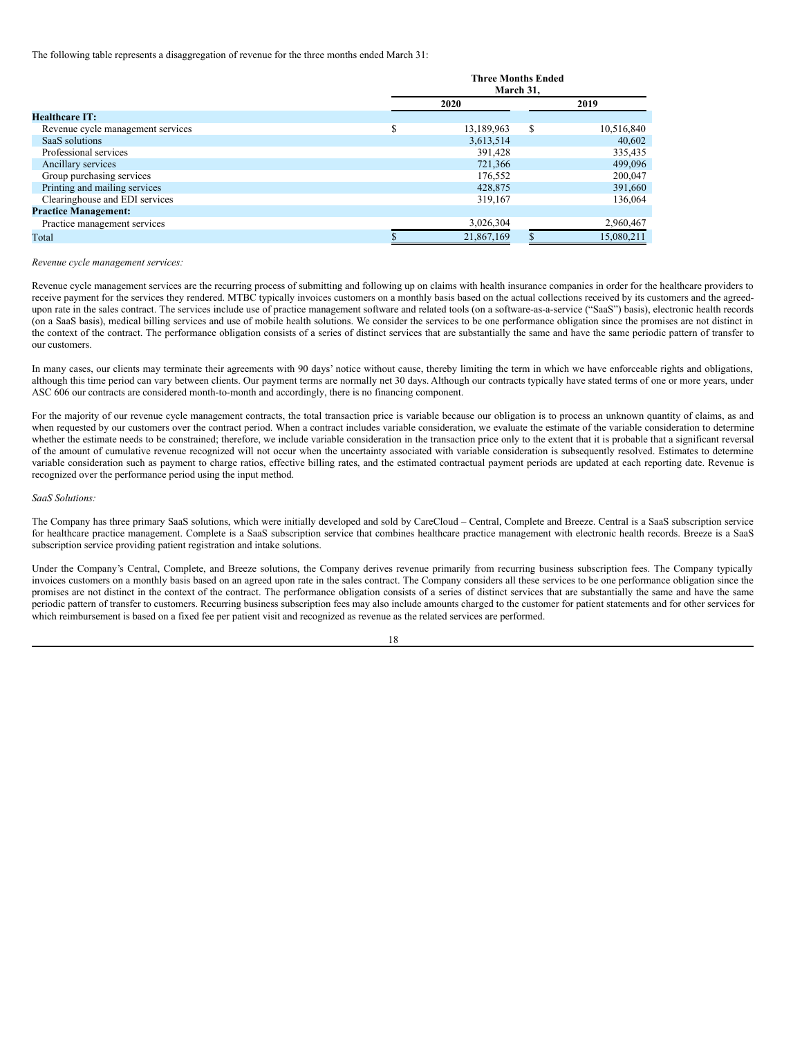The following table represents a disaggregation of revenue for the three months ended March 31:

| | Three Months Ended March 31, | |
|---|---|---|
| | 2020 | 2019 |
| **Healthcare IT:** | | |
| Revenue cycle management services | $ 13,189,963 | $ 10,516,840 |
| SaaS solutions | 3,613,514 | 40,602 |
| Professional services | 391,428 | 335,435 |
| Ancillary services | 721,366 | 499,096 |
| Group purchasing services | 176,552 | 200,047 |
| Printing and mailing services | 428,875 | 391,660 |
| Clearinghouse and EDI services | 319,167 | 136,064 |
| **Practice Management:** | | |
| Practice management services | 3,026,304 | 2,960,467 |
| Total | $ 21,867,169 | $ 15,080,211 |

*Revenue cycle management services:*

Revenue cycle management services are the recurring process of submitting and following up on claims with health insurance companies in order for the healthcare providers to receive payment for the services they rendered. MTBC typically invoices customers on a monthly basis based on the actual collections received by its customers and the agreed-upon rate in the sales contract. The services include use of practice management software and related tools (on a software-as-a-service ("SaaS") basis), electronic health records (on a SaaS basis), medical billing services and use of mobile health solutions. We consider the services to be one performance obligation since the promises are not distinct in the context of the contract. The performance obligation consists of a series of distinct services that are substantially the same and have the same periodic pattern of transfer to our customers.

In many cases, our clients may terminate their agreements with 90 days' notice without cause, thereby limiting the term in which we have enforceable rights and obligations, although this time period can vary between clients. Our payment terms are normally net 30 days. Although our contracts typically have stated terms of one or more years, under ASC 606 our contracts are considered month-to-month and accordingly, there is no financing component.

For the majority of our revenue cycle management contracts, the total transaction price is variable because our obligation is to process an unknown quantity of claims, as and when requested by our customers over the contract period. When a contract includes variable consideration, we evaluate the estimate of the variable consideration to determine whether the estimate needs to be constrained; therefore, we include variable consideration in the transaction price only to the extent that it is probable that a significant reversal of the amount of cumulative revenue recognized will not occur when the uncertainty associated with variable consideration is subsequently resolved. Estimates to determine variable consideration such as payment to charge ratios, effective billing rates, and the estimated contractual payment periods are updated at each reporting date. Revenue is recognized over the performance period using the input method.

*SaaS Solutions:*

The Company has three primary SaaS solutions, which were initially developed and sold by CareCloud – Central, Complete and Breeze. Central is a SaaS subscription service for healthcare practice management. Complete is a SaaS subscription service that combines healthcare practice management with electronic health records. Breeze is a SaaS subscription service providing patient registration and intake solutions.

Under the Company's Central, Complete, and Breeze solutions, the Company derives revenue primarily from recurring business subscription fees. The Company typically invoices customers on a monthly basis based on an agreed upon rate in the sales contract. The Company considers all these services to be one performance obligation since the promises are not distinct in the context of the contract. The performance obligation consists of a series of distinct services that are substantially the same and have the same periodic pattern of transfer to customers. Recurring business subscription fees may also include amounts charged to the customer for patient statements and for other services for which reimbursement is based on a fixed fee per patient visit and recognized as revenue as the related services are performed.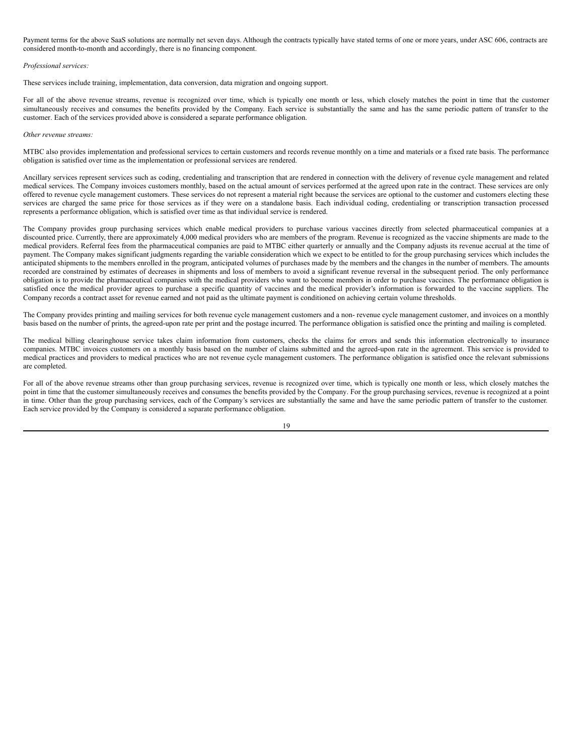Payment terms for the above SaaS solutions are normally net seven days. Although the contracts typically have stated terms of one or more years, under ASC 606, contracts are considered month-to-month and accordingly, there is no financing component.

*Professional services:*

These services include training, implementation, data conversion, data migration and ongoing support.

For all of the above revenue streams, revenue is recognized over time, which is typically one month or less, which closely matches the point in time that the customer simultaneously receives and consumes the benefits provided by the Company. Each service is substantially the same and has the same periodic pattern of transfer to the customer. Each of the services provided above is considered a separate performance obligation.

*Other revenue streams:*

MTBC also provides implementation and professional services to certain customers and records revenue monthly on a time and materials or a fixed rate basis. The performance obligation is satisfied over time as the implementation or professional services are rendered.

Ancillary services represent services such as coding, credentialing and transcription that are rendered in connection with the delivery of revenue cycle management and related medical services. The Company invoices customers monthly, based on the actual amount of services performed at the agreed upon rate in the contract. These services are only offered to revenue cycle management customers. These services do not represent a material right because the services are optional to the customer and customers electing these services are charged the same price for those services as if they were on a standalone basis. Each individual coding, credentialing or transcription transaction processed represents a performance obligation, which is satisfied over time as that individual service is rendered.

The Company provides group purchasing services which enable medical providers to purchase various vaccines directly from selected pharmaceutical companies at a discounted price. Currently, there are approximately 4,000 medical providers who are members of the program. Revenue is recognized as the vaccine shipments are made to the medical providers. Referral fees from the pharmaceutical companies are paid to MTBC either quarterly or annually and the Company adjusts its revenue accrual at the time of payment. The Company makes significant judgments regarding the variable consideration which we expect to be entitled to for the group purchasing services which includes the anticipated shipments to the members enrolled in the program, anticipated volumes of purchases made by the members and the changes in the number of members. The amounts recorded are constrained by estimates of decreases in shipments and loss of members to avoid a significant revenue reversal in the subsequent period. The only performance obligation is to provide the pharmaceutical companies with the medical providers who want to become members in order to purchase vaccines. The performance obligation is satisfied once the medical provider agrees to purchase a specific quantity of vaccines and the medical provider's information is forwarded to the vaccine suppliers. The Company records a contract asset for revenue earned and not paid as the ultimate payment is conditioned on achieving certain volume thresholds.

The Company provides printing and mailing services for both revenue cycle management customers and a non- revenue cycle management customer, and invoices on a monthly basis based on the number of prints, the agreed-upon rate per print and the postage incurred. The performance obligation is satisfied once the printing and mailing is completed.

The medical billing clearinghouse service takes claim information from customers, checks the claims for errors and sends this information electronically to insurance companies. MTBC invoices customers on a monthly basis based on the number of claims submitted and the agreed-upon rate in the agreement. This service is provided to medical practices and providers to medical practices who are not revenue cycle management customers. The performance obligation is satisfied once the relevant submissions are completed.

For all of the above revenue streams other than group purchasing services, revenue is recognized over time, which is typically one month or less, which closely matches the point in time that the customer simultaneously receives and consumes the benefits provided by the Company. For the group purchasing services, revenue is recognized at a point in time. Other than the group purchasing services, each of the Company's services are substantially the same and have the same periodic pattern of transfer to the customer. Each service provided by the Company is considered a separate performance obligation.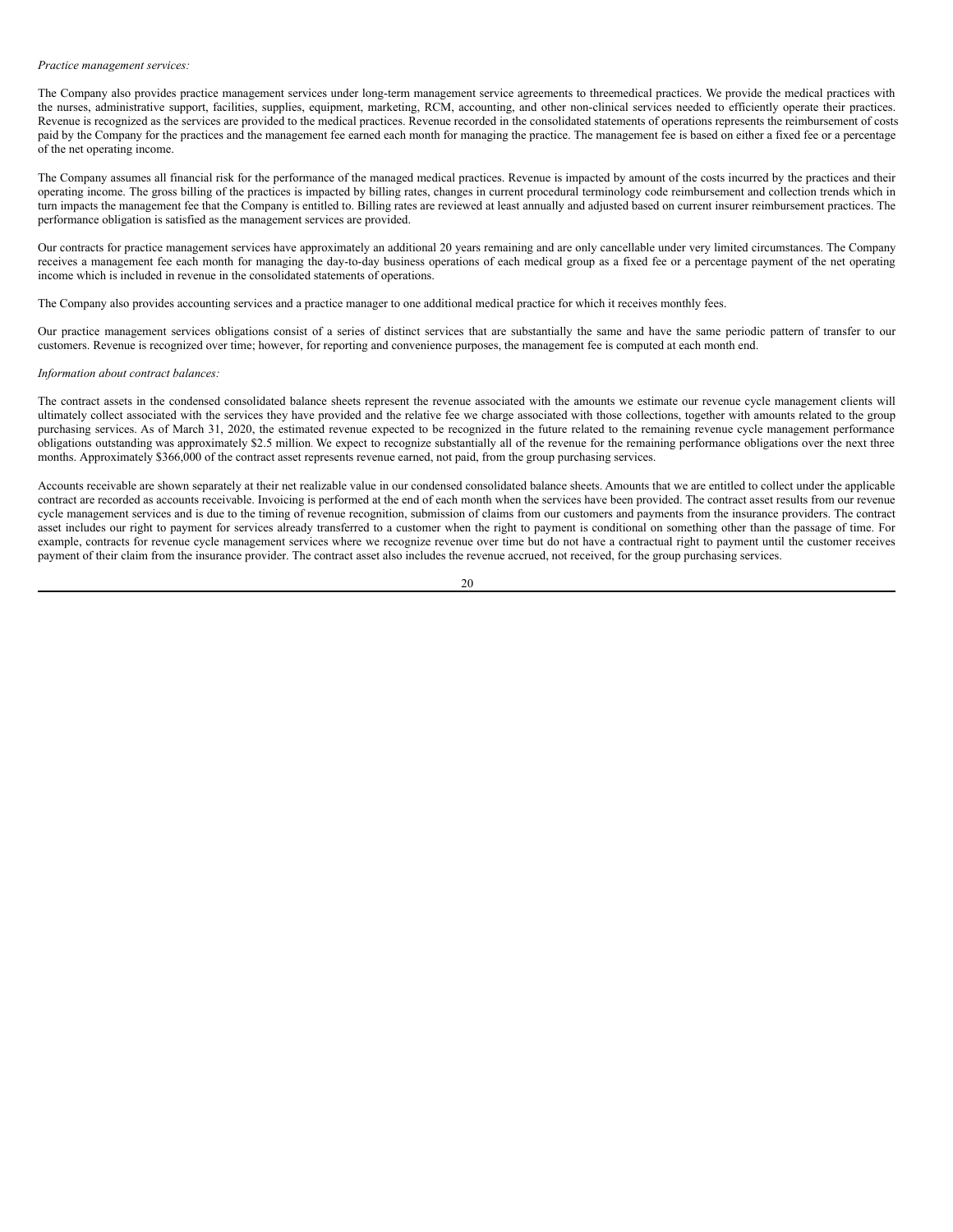*Practice management services:*

The Company also provides practice management services under long-term management service agreements to threemedical practices. We provide the medical practices with the nurses, administrative support, facilities, supplies, equipment, marketing, RCM, accounting, and other non-clinical services needed to efficiently operate their practices. Revenue is recognized as the services are provided to the medical practices. Revenue recorded in the consolidated statements of operations represents the reimbursement of costs paid by the Company for the practices and the management fee earned each month for managing the practice. The management fee is based on either a fixed fee or a percentage of the net operating income.

The Company assumes all financial risk for the performance of the managed medical practices. Revenue is impacted by amount of the costs incurred by the practices and their operating income. The gross billing of the practices is impacted by billing rates, changes in current procedural terminology code reimbursement and collection trends which in turn impacts the management fee that the Company is entitled to. Billing rates are reviewed at least annually and adjusted based on current insurer reimbursement practices. The performance obligation is satisfied as the management services are provided.

Our contracts for practice management services have approximately an additional 20 years remaining and are only cancellable under very limited circumstances. The Company receives a management fee each month for managing the day-to-day business operations of each medical group as a fixed fee or a percentage payment of the net operating income which is included in revenue in the consolidated statements of operations.

The Company also provides accounting services and a practice manager to one additional medical practice for which it receives monthly fees.

Our practice management services obligations consist of a series of distinct services that are substantially the same and have the same periodic pattern of transfer to our customers. Revenue is recognized over time; however, for reporting and convenience purposes, the management fee is computed at each month end.

*Information about contract balances:*

The contract assets in the condensed consolidated balance sheets represent the revenue associated with the amounts we estimate our revenue cycle management clients will ultimately collect associated with the services they have provided and the relative fee we charge associated with those collections, together with amounts related to the group purchasing services. As of March 31, 2020, the estimated revenue expected to be recognized in the future related to the remaining revenue cycle management performance obligations outstanding was approximately $2.5 million. We expect to recognize substantially all of the revenue for the remaining performance obligations over the next three months. Approximately $366,000 of the contract asset represents revenue earned, not paid, from the group purchasing services.

Accounts receivable are shown separately at their net realizable value in our condensed consolidated balance sheets. Amounts that we are entitled to collect under the applicable contract are recorded as accounts receivable. Invoicing is performed at the end of each month when the services have been provided. The contract asset results from our revenue cycle management services and is due to the timing of revenue recognition, submission of claims from our customers and payments from the insurance providers. The contract asset includes our right to payment for services already transferred to a customer when the right to payment is conditional on something other than the passage of time. For example, contracts for revenue cycle management services where we recognize revenue over time but do not have a contractual right to payment until the customer receives payment of their claim from the insurance provider. The contract asset also includes the revenue accrued, not received, for the group purchasing services.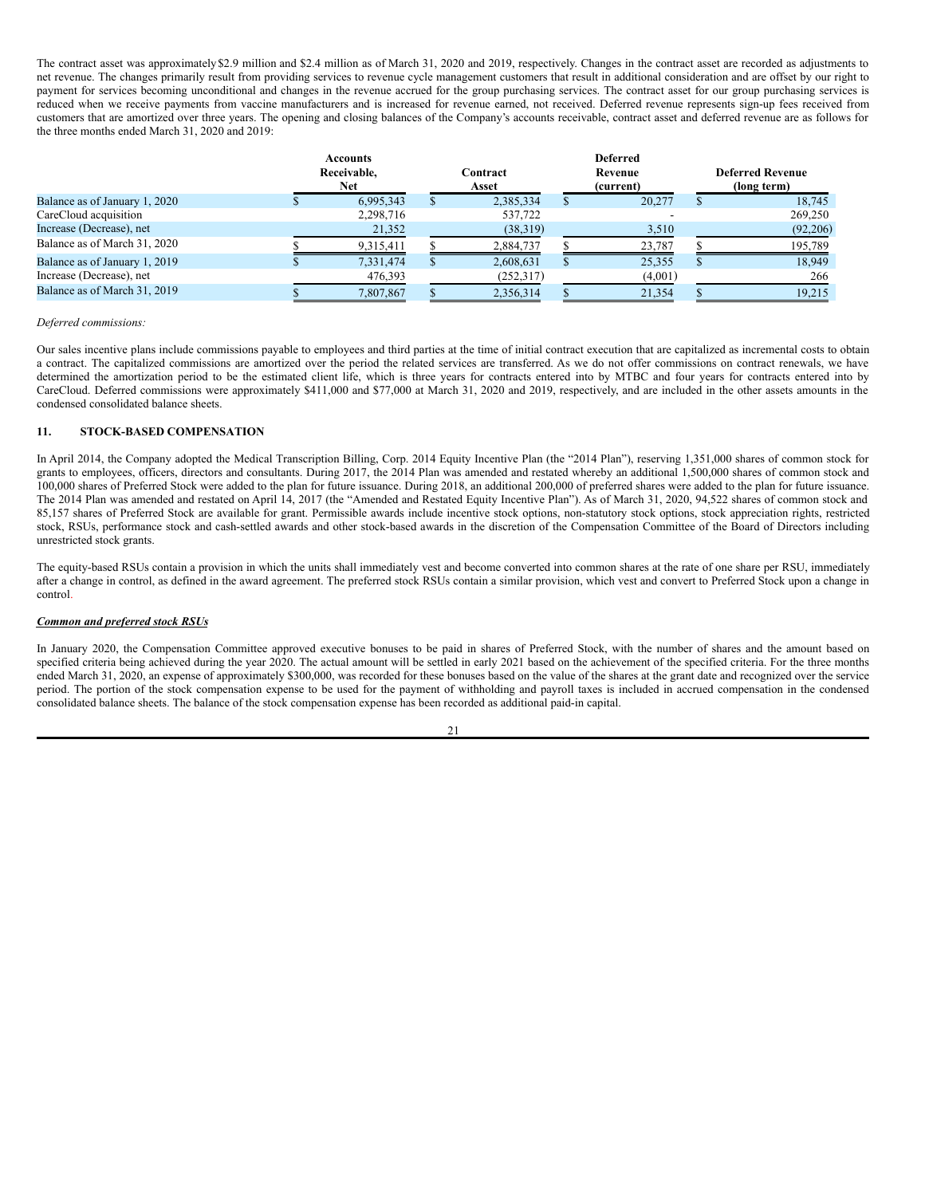The contract asset was approximately $2.9 million and $2.4 million as of March 31, 2020 and 2019, respectively. Changes in the contract asset are recorded as adjustments to net revenue. The changes primarily result from providing services to revenue cycle management customers that result in additional consideration and are offset by our right to payment for services becoming unconditional and changes in the revenue accrued for the group purchasing services. The contract asset for our group purchasing services is reduced when we receive payments from vaccine manufacturers and is increased for revenue earned, not received. Deferred revenue represents sign-up fees received from customers that are amortized over three years. The opening and closing balances of the Company's accounts receivable, contract asset and deferred revenue are as follows for the three months ended March 31, 2020 and 2019:

| | Accounts Receivable, Net | Contract Asset | Deferred Revenue (current) | Deferred Revenue (long term) |
|---|---|---|---|---|
| Balance as of January 1, 2020 | $ 6,995,343 | $ 2,385,334 | $ 20,277 | $ 18,745 |
| CareCloud acquisition | 2,298,716 | 537,722 | - | 269,250 |
| Increase (Decrease), net | 21,352 | (38,319) | 3,510 | (92,206) |
| Balance as of March 31, 2020 | $ 9,315,411 | $ 2,884,737 | $ 23,787 | $ 195,789 |
| Balance as of January 1, 2019 | $ 7,331,474 | $ 2,608,631 | $ 25,355 | $ 18,949 |
| Increase (Decrease), net | 476,393 | (252,317) | (4,001) | 266 |
| Balance as of March 31, 2019 | $ 7,807,867 | $ 2,356,314 | $ 21,354 | $ 19,215 |

*Deferred commissions:*

Our sales incentive plans include commissions payable to employees and third parties at the time of initial contract execution that are capitalized as incremental costs to obtain a contract. The capitalized commissions are amortized over the period the related services are transferred. As we do not offer commissions on contract renewals, we have determined the amortization period to be the estimated client life, which is three years for contracts entered into by MTBC and four years for contracts entered into by CareCloud. Deferred commissions were approximately $411,000 and $77,000 at March 31, 2020 and 2019, respectively, and are included in the other assets amounts in the condensed consolidated balance sheets.

## 11. STOCK-BASED COMPENSATION

In April 2014, the Company adopted the Medical Transcription Billing, Corp. 2014 Equity Incentive Plan (the "2014 Plan"), reserving 1,351,000 shares of common stock for grants to employees, officers, directors and consultants. During 2017, the 2014 Plan was amended and restated whereby an additional 1,500,000 shares of common stock and 100,000 shares of Preferred Stock were added to the plan for future issuance. During 2018, an additional 200,000 of preferred shares were added to the plan for future issuance. The 2014 Plan was amended and restated on April 14, 2017 (the "Amended and Restated Equity Incentive Plan"). As of March 31, 2020, 94,522 shares of common stock and 85,157 shares of Preferred Stock are available for grant. Permissible awards include incentive stock options, non-statutory stock options, stock appreciation rights, restricted stock, RSUs, performance stock and cash-settled awards and other stock-based awards in the discretion of the Compensation Committee of the Board of Directors including unrestricted stock grants.

The equity-based RSUs contain a provision in which the units shall immediately vest and become converted into common shares at the rate of one share per RSU, immediately after a change in control, as defined in the award agreement. The preferred stock RSUs contain a similar provision, which vest and convert to Preferred Stock upon a change in control.

***Common and preferred stock RSUs***

In January 2020, the Compensation Committee approved executive bonuses to be paid in shares of Preferred Stock, with the number of shares and the amount based on specified criteria being achieved during the year 2020. The actual amount will be settled in early 2021 based on the achievement of the specified criteria. For the three months ended March 31, 2020, an expense of approximately $300,000, was recorded for these bonuses based on the value of the shares at the grant date and recognized over the service period. The portion of the stock compensation expense to be used for the payment of withholding and payroll taxes is included in accrued compensation in the condensed consolidated balance sheets. The balance of the stock compensation expense has been recorded as additional paid-in capital.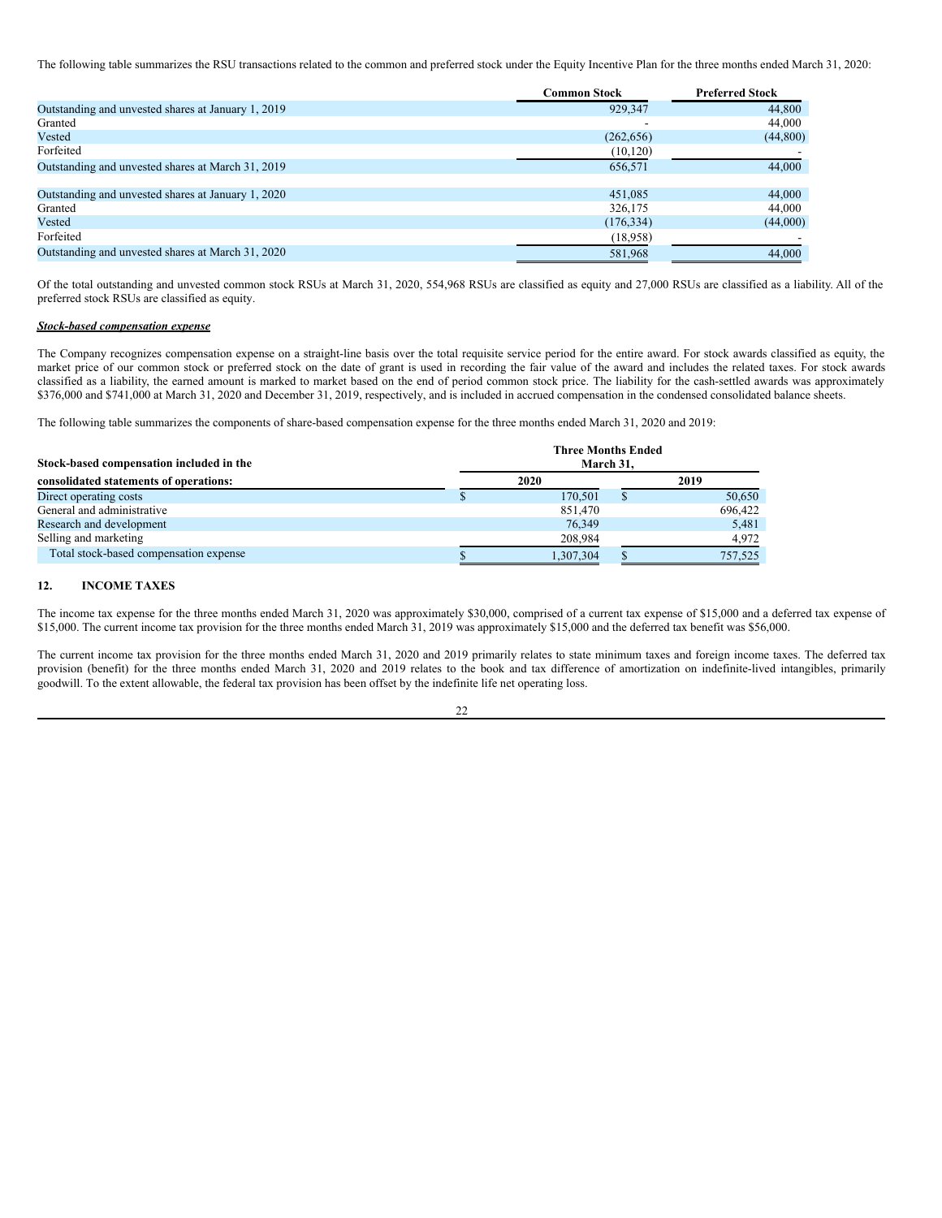The following table summarizes the RSU transactions related to the common and preferred stock under the Equity Incentive Plan for the three months ended March 31, 2020:

| | Common Stock | Preferred Stock |
|---|---|---|
| Outstanding and unvested shares at January 1, 2019 | 929,347 | 44,800 |
| Granted | - | 44,000 |
| Vested | (262,656) | (44,800) |
| Forfeited | (10,120) | - |
| Outstanding and unvested shares at March 31, 2019 | 656,571 | 44,000 |
| | | |
| Outstanding and unvested shares at January 1, 2020 | 451,085 | 44,000 |
| Granted | 326,175 | 44,000 |
| Vested | (176,334) | (44,000) |
| Forfeited | (18,958) | - |
| Outstanding and unvested shares at March 31, 2020 | 581,968 | 44,000 |

Of the total outstanding and unvested common stock RSUs at March 31, 2020, 554,968 RSUs are classified as equity and 27,000 RSUs are classified as a liability. All of the preferred stock RSUs are classified as equity.

***Stock-based compensation expense***

The Company recognizes compensation expense on a straight-line basis over the total requisite service period for the entire award. For stock awards classified as equity, the market price of our common stock or preferred stock on the date of grant is used in recording the fair value of the award and includes the related taxes. For stock awards classified as a liability, the earned amount is marked to market based on the end of period common stock price. The liability for the cash-settled awards was approximately $376,000 and $741,000 at March 31, 2020 and December 31, 2019, respectively, and is included in accrued compensation in the condensed consolidated balance sheets.

The following table summarizes the components of share-based compensation expense for the three months ended March 31, 2020 and 2019:

| Stock-based compensation included in the consolidated statements of operations: | Three Months Ended March 31, 2020 | Three Months Ended March 31, 2019 |
|---|---|---|
| Direct operating costs | $ 170,501 | $ 50,650 |
| General and administrative | 851,470 | 696,422 |
| Research and development | 76,349 | 5,481 |
| Selling and marketing | 208,984 | 4,972 |
| Total stock-based compensation expense | $ 1,307,304 | $ 757,525 |

## 12. INCOME TAXES

The income tax expense for the three months ended March 31, 2020 was approximately $30,000, comprised of a current tax expense of $15,000 and a deferred tax expense of $15,000. The current income tax provision for the three months ended March 31, 2019 was approximately $15,000 and the deferred tax benefit was $56,000.

The current income tax provision for the three months ended March 31, 2020 and 2019 primarily relates to state minimum taxes and foreign income taxes. The deferred tax provision (benefit) for the three months ended March 31, 2020 and 2019 relates to the book and tax difference of amortization on indefinite-lived intangibles, primarily goodwill. To the extent allowable, the federal tax provision has been offset by the indefinite life net operating loss.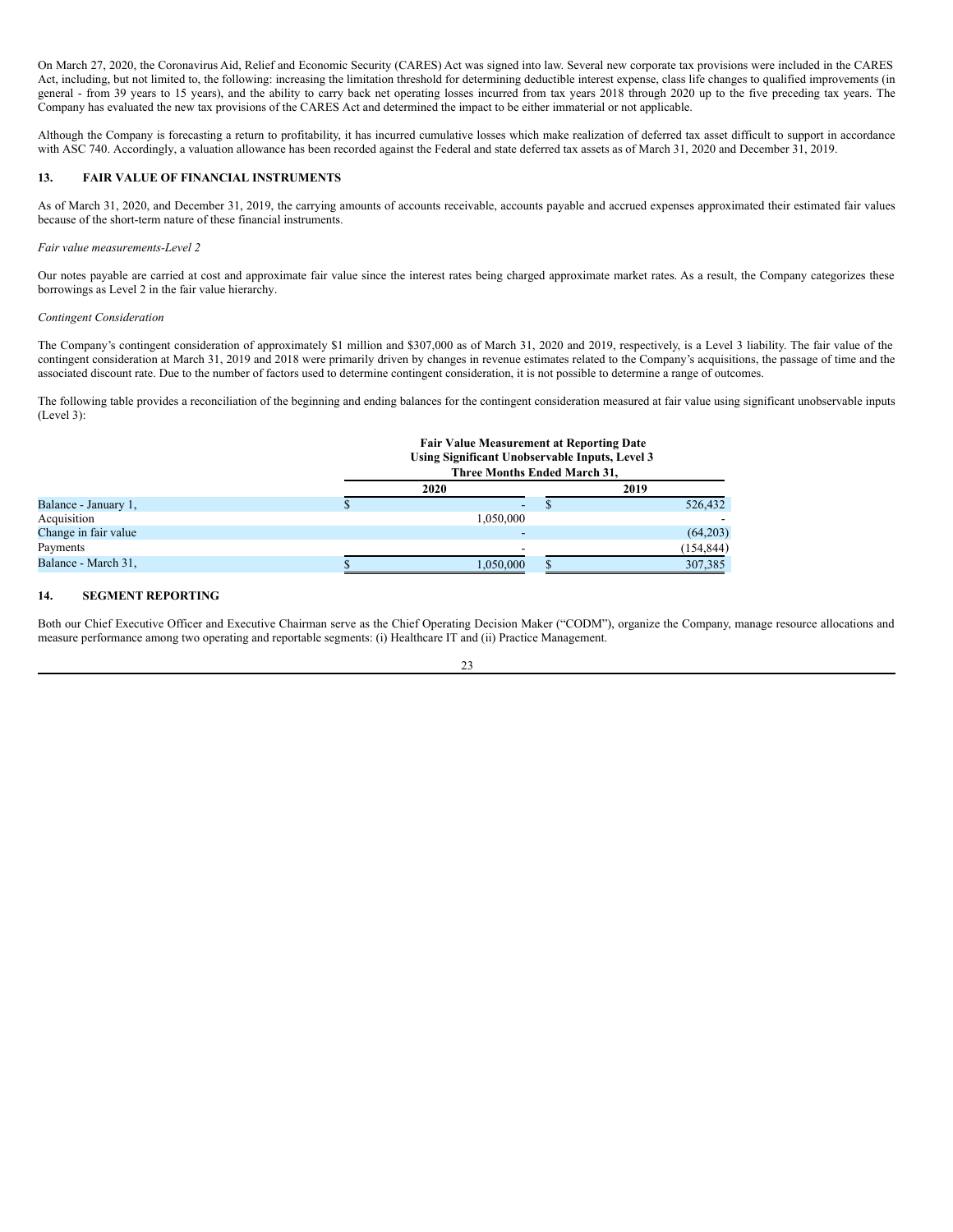On March 27, 2020, the Coronavirus Aid, Relief and Economic Security (CARES) Act was signed into law. Several new corporate tax provisions were included in the CARES Act, including, but not limited to, the following: increasing the limitation threshold for determining deductible interest expense, class life changes to qualified improvements (in general - from 39 years to 15 years), and the ability to carry back net operating losses incurred from tax years 2018 through 2020 up to the five preceding tax years. The Company has evaluated the new tax provisions of the CARES Act and determined the impact to be either immaterial or not applicable.

Although the Company is forecasting a return to profitability, it has incurred cumulative losses which make realization of deferred tax asset difficult to support in accordance with ASC 740. Accordingly, a valuation allowance has been recorded against the Federal and state deferred tax assets as of March 31, 2020 and December 31, 2019.

## 13. FAIR VALUE OF FINANCIAL INSTRUMENTS

As of March 31, 2020, and December 31, 2019, the carrying amounts of accounts receivable, accounts payable and accrued expenses approximated their estimated fair values because of the short-term nature of these financial instruments.

*Fair value measurements-Level 2*

Our notes payable are carried at cost and approximate fair value since the interest rates being charged approximate market rates. As a result, the Company categorizes these borrowings as Level 2 in the fair value hierarchy.

*Contingent Consideration*

The Company's contingent consideration of approximately $1 million and $307,000 as of March 31, 2020 and 2019, respectively, is a Level 3 liability. The fair value of the contingent consideration at March 31, 2019 and 2018 were primarily driven by changes in revenue estimates related to the Company's acquisitions, the passage of time and the associated discount rate. Due to the number of factors used to determine contingent consideration, it is not possible to determine a range of outcomes.

The following table provides a reconciliation of the beginning and ending balances for the contingent consideration measured at fair value using significant unobservable inputs (Level 3):

| | Fair Value Measurement at Reporting Date Using Significant Unobservable Inputs, Level 3 Three Months Ended March 31, | |
|---|---|---|
| | 2020 | 2019 |
| Balance - January 1, | $ - | $ 526,432 |
| Acquisition | 1,050,000 | - |
| Change in fair value | - | (64,203) |
| Payments | - | (154,844) |
| Balance - March 31, | $ 1,050,000 | $ 307,385 |

## 14. SEGMENT REPORTING

Both our Chief Executive Officer and Executive Chairman serve as the Chief Operating Decision Maker ("CODM"), organize the Company, manage resource allocations and measure performance among two operating and reportable segments: (i) Healthcare IT and (ii) Practice Management.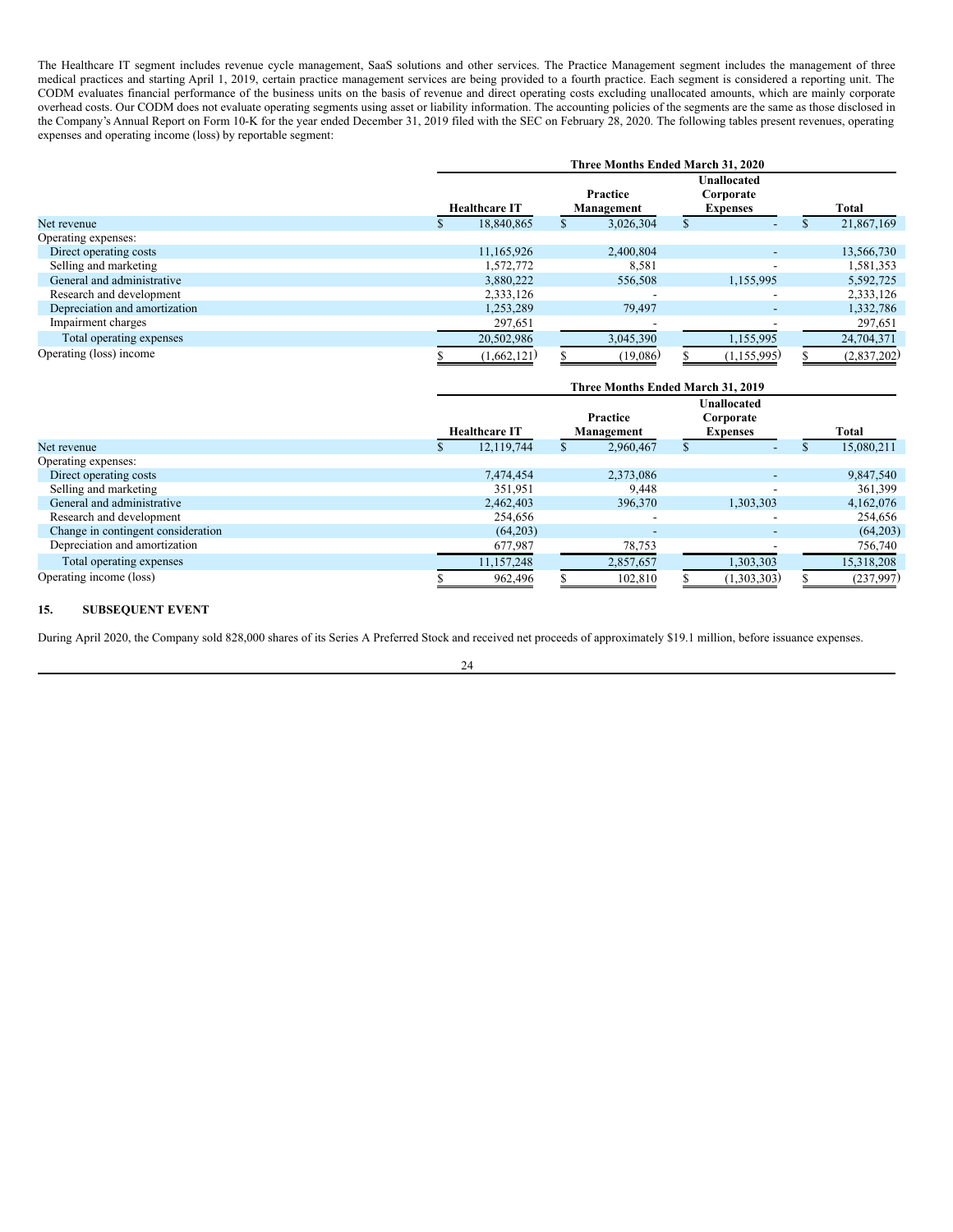The Healthcare IT segment includes revenue cycle management, SaaS solutions and other services. The Practice Management segment includes the management of three medical practices and starting April 1, 2019, certain practice management services are being provided to a fourth practice. Each segment is considered a reporting unit. The CODM evaluates financial performance of the business units on the basis of revenue and direct operating costs excluding unallocated amounts, which are mainly corporate overhead costs. Our CODM does not evaluate operating segments using asset or liability information. The accounting policies of the segments are the same as those disclosed in the Company's Annual Report on Form 10-K for the year ended December 31, 2019 filed with the SEC on February 28, 2020. The following tables present revenues, operating expenses and operating income (loss) by reportable segment:

| | Three Months Ended March 31, 2020 | | | |
|---|---|---|---|---|
| | Healthcare IT | Practice Management | Unallocated Corporate Expenses | Total |
| Net revenue | $ 18,840,865 | $ 3,026,304 | $ - | $ 21,867,169 |
| Operating expenses: | | | | |
| Direct operating costs | 11,165,926 | 2,400,804 | - | 13,566,730 |
| Selling and marketing | 1,572,772 | 8,581 | - | 1,581,353 |
| General and administrative | 3,880,222 | 556,508 | 1,155,995 | 5,592,725 |
| Research and development | 2,333,126 | - | - | 2,333,126 |
| Depreciation and amortization | 1,253,289 | 79,497 | - | 1,332,786 |
| Impairment charges | 297,651 | - | - | 297,651 |
| Total operating expenses | 20,502,986 | 3,045,390 | 1,155,995 | 24,704,371 |
| Operating (loss) income | $ (1,662,121) | $ (19,086) | $ (1,155,995) | $ (2,837,202) |

| | Three Months Ended March 31, 2019 | | | |
|---|---|---|---|---|
| | Healthcare IT | Practice Management | Unallocated Corporate Expenses | Total |
| Net revenue | $ 12,119,744 | $ 2,960,467 | $ - | $ 15,080,211 |
| Operating expenses: | | | | |
| Direct operating costs | 7,474,454 | 2,373,086 | - | 9,847,540 |
| Selling and marketing | 351,951 | 9,448 | - | 361,399 |
| General and administrative | 2,462,403 | 396,370 | 1,303,303 | 4,162,076 |
| Research and development | 254,656 | - | - | 254,656 |
| Change in contingent consideration | (64,203) | - | - | (64,203) |
| Depreciation and amortization | 677,987 | 78,753 | - | 756,740 |
| Total operating expenses | 11,157,248 | 2,857,657 | 1,303,303 | 15,318,208 |
| Operating income (loss) | $ 962,496 | $ 102,810 | $ (1,303,303) | $ (237,997) |

## 15. SUBSEQUENT EVENT

During April 2020, the Company sold 828,000 shares of its Series A Preferred Stock and received net proceeds of approximately $19.1 million, before issuance expenses.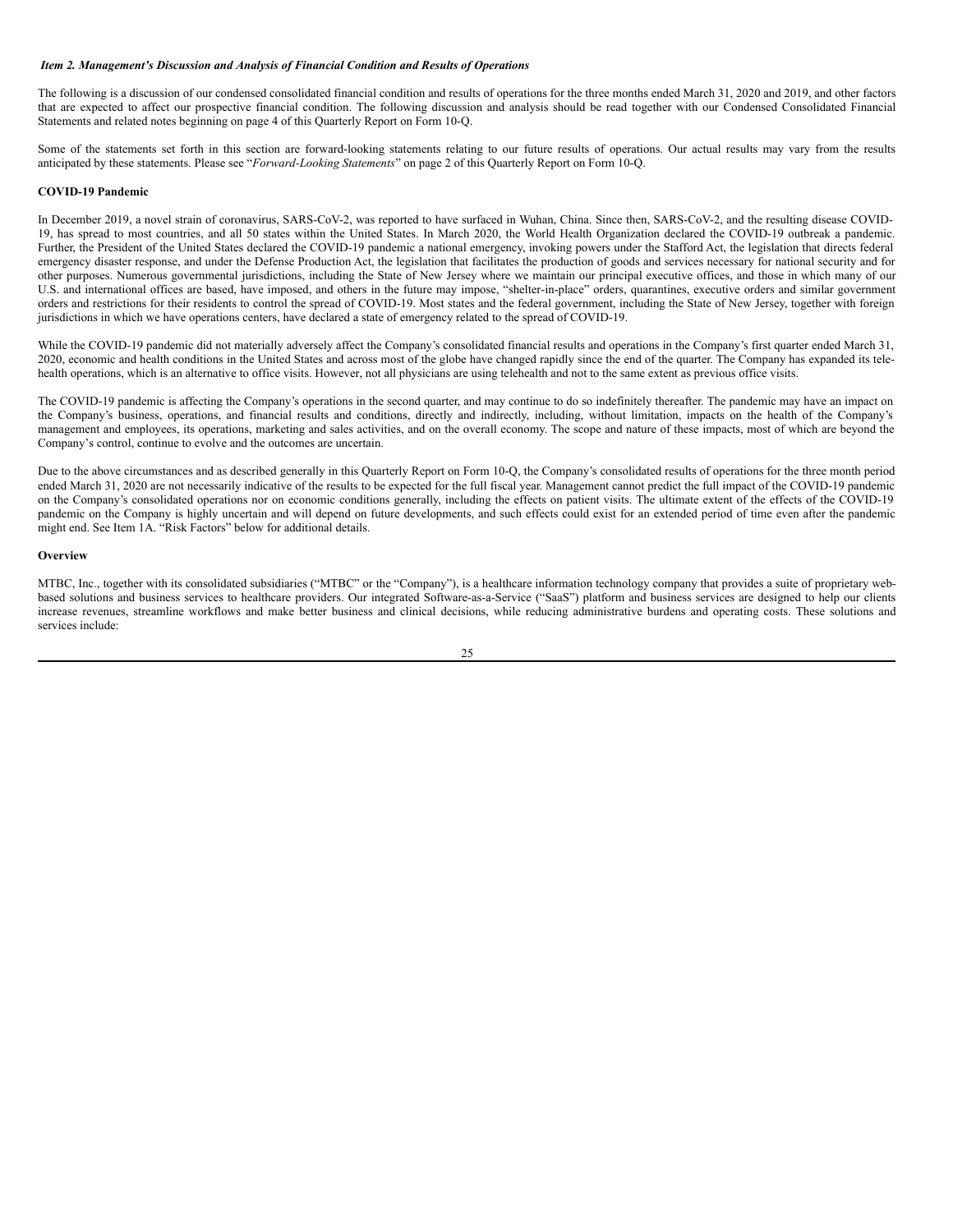*Item 2. Management's Discussion and Analysis of Financial Condition and Results of Operations*

The following is a discussion of our condensed consolidated financial condition and results of operations for the three months ended March 31, 2020 and 2019, and other factors that are expected to affect our prospective financial condition. The following discussion and analysis should be read together with our Condensed Consolidated Financial Statements and related notes beginning on page 4 of this Quarterly Report on Form 10-Q.

Some of the statements set forth in this section are forward-looking statements relating to our future results of operations. Our actual results may vary from the results anticipated by these statements. Please see "*Forward-Looking Statements*" on page 2 of this Quarterly Report on Form 10-Q.

**COVID-19 Pandemic**

In December 2019, a novel strain of coronavirus, SARS-CoV-2, was reported to have surfaced in Wuhan, China. Since then, SARS-CoV-2, and the resulting disease COVID-19, has spread to most countries, and all 50 states within the United States. In March 2020, the World Health Organization declared the COVID-19 outbreak a pandemic. Further, the President of the United States declared the COVID-19 pandemic a national emergency, invoking powers under the Stafford Act, the legislation that directs federal emergency disaster response, and under the Defense Production Act, the legislation that facilitates the production of goods and services necessary for national security and for other purposes. Numerous governmental jurisdictions, including the State of New Jersey where we maintain our principal executive offices, and those in which many of our U.S. and international offices are based, have imposed, and others in the future may impose, "shelter-in-place" orders, quarantines, executive orders and similar government orders and restrictions for their residents to control the spread of COVID-19. Most states and the federal government, including the State of New Jersey, together with foreign jurisdictions in which we have operations centers, have declared a state of emergency related to the spread of COVID-19.

While the COVID-19 pandemic did not materially adversely affect the Company's consolidated financial results and operations in the Company's first quarter ended March 31, 2020, economic and health conditions in the United States and across most of the globe have changed rapidly since the end of the quarter. The Company has expanded its tele-health operations, which is an alternative to office visits. However, not all physicians are using telehealth and not to the same extent as previous office visits.

The COVID-19 pandemic is affecting the Company's operations in the second quarter, and may continue to do so indefinitely thereafter. The pandemic may have an impact on the Company's business, operations, and financial results and conditions, directly and indirectly, including, without limitation, impacts on the health of the Company's management and employees, its operations, marketing and sales activities, and on the overall economy. The scope and nature of these impacts, most of which are beyond the Company's control, continue to evolve and the outcomes are uncertain.

Due to the above circumstances and as described generally in this Quarterly Report on Form 10-Q, the Company's consolidated results of operations for the three month period ended March 31, 2020 are not necessarily indicative of the results to be expected for the full fiscal year. Management cannot predict the full impact of the COVID-19 pandemic on the Company's consolidated operations nor on economic conditions generally, including the effects on patient visits. The ultimate extent of the effects of the COVID-19 pandemic on the Company is highly uncertain and will depend on future developments, and such effects could exist for an extended period of time even after the pandemic might end. See Item 1A. "Risk Factors" below for additional details.

**Overview**

MTBC, Inc., together with its consolidated subsidiaries ("MTBC" or the "Company"), is a healthcare information technology company that provides a suite of proprietary web-based solutions and business services to healthcare providers. Our integrated Software-as-a-Service ("SaaS") platform and business services are designed to help our clients increase revenues, streamline workflows and make better business and clinical decisions, while reducing administrative burdens and operating costs. These solutions and services include: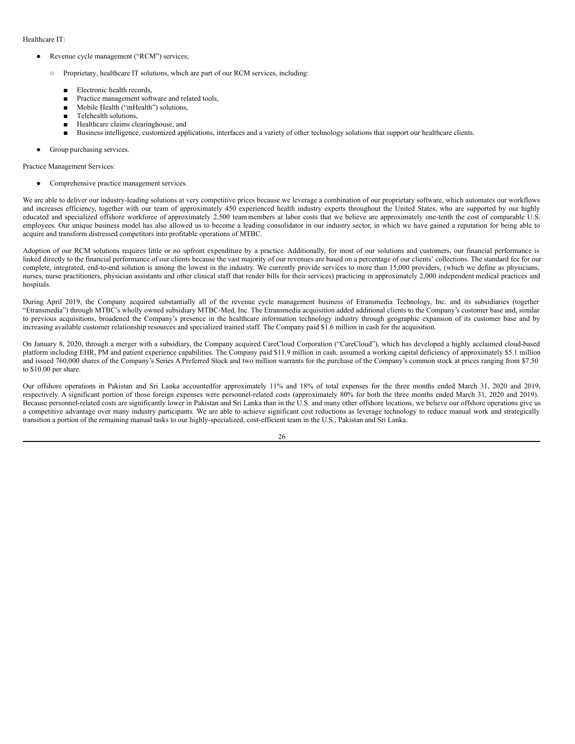Healthcare IT:

- Revenue cycle management ("RCM") services;
  - Proprietary, healthcare IT solutions, which are part of our RCM services, including:
    - Electronic health records,
    - Practice management software and related tools,
    - Mobile Health ("mHealth") solutions,
    - Telehealth solutions,
    - Healthcare claims clearinghouse, and
    - Business intelligence, customized applications, interfaces and a variety of other technology solutions that support our healthcare clients.
- Group purchasing services.

Practice Management Services:

- Comprehensive practice management services.

We are able to deliver our industry-leading solutions at very competitive prices because we leverage a combination of our proprietary software, which automates our workflows and increases efficiency, together with our team of approximately 450 experienced health industry experts throughout the United States, who are supported by our highly educated and specialized offshore workforce of approximately 2,500 team members at labor costs that we believe are approximately one-tenth the cost of comparable U.S. employees. Our unique business model has also allowed us to become a leading consolidator in our industry sector, in which we have gained a reputation for being able to acquire and transform distressed competitors into profitable operations of MTBC.

Adoption of our RCM solutions requires little or no upfront expenditure by a practice. Additionally, for most of our solutions and customers, our financial performance is linked directly to the financial performance of our clients because the vast majority of our revenues are based on a percentage of our clients' collections. The standard fee for our complete, integrated, end-to-end solution is among the lowest in the industry. We currently provide services to more than 15,000 providers, (which we define as physicians, nurses, nurse practitioners, physician assistants and other clinical staff that render bills for their services) practicing in approximately 2,000 independent medical practices and hospitals.

During April 2019, the Company acquired substantially all of the revenue cycle management business of Etransmedia Technology, Inc. and its subsidiaries (together "Etransmedia") through MTBC's wholly owned subsidiary MTBC-Med, Inc. The Etransmedia acquisition added additional clients to the Company's customer base and, similar to previous acquisitions, broadened the Company's presence in the healthcare information technology industry through geographic expansion of its customer base and by increasing available customer relationship resources and specialized trained staff. The Company paid $1.6 million in cash for the acquisition.

On January 8, 2020, through a merger with a subsidiary, the Company acquired CareCloud Corporation ("CareCloud"), which has developed a highly acclaimed cloud-based platform including EHR, PM and patient experience capabilities. The Company paid $11.9 million in cash, assumed a working capital deficiency of approximately $5.1 million and issued 760,000 shares of the Company's Series A Preferred Stock and two million warrants for the purchase of the Company's common stock at prices ranging from $7.50 to $10.00 per share.

Our offshore operations in Pakistan and Sri Lanka accountedfor approximately 11% and 18% of total expenses for the three months ended March 31, 2020 and 2019, respectively. A significant portion of those foreign expenses were personnel-related costs (approximately 80% for both the three months ended March 31, 2020 and 2019). Because personnel-related costs are significantly lower in Pakistan and Sri Lanka than in the U.S. and many other offshore locations, we believe our offshore operations give us a competitive advantage over many industry participants. We are able to achieve significant cost reductions as leverage technology to reduce manual work and strategically transition a portion of the remaining manual tasks to our highly-specialized, cost-efficient team in the U.S., Pakistan and Sri Lanka.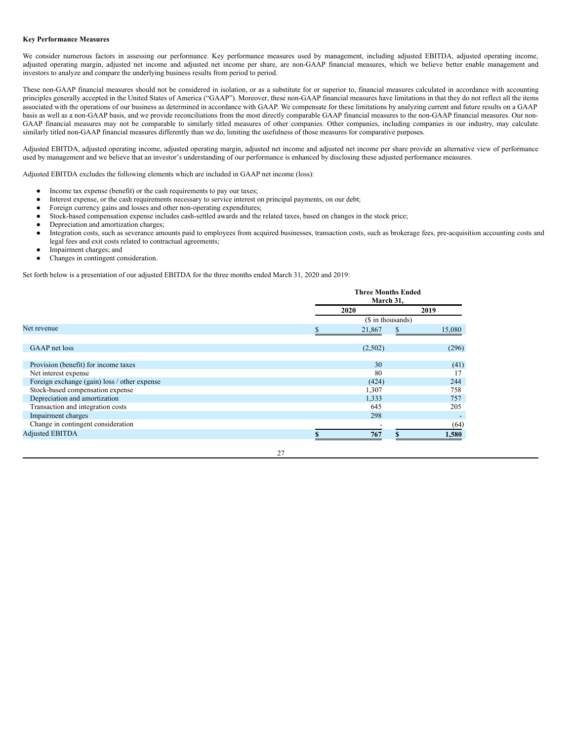**Key Performance Measures**

We consider numerous factors in assessing our performance. Key performance measures used by management, including adjusted EBITDA, adjusted operating income, adjusted operating margin, adjusted net income and adjusted net income per share, are non-GAAP financial measures, which we believe better enable management and investors to analyze and compare the underlying business results from period to period.

These non-GAAP financial measures should not be considered in isolation, or as a substitute for or superior to, financial measures calculated in accordance with accounting principles generally accepted in the United States of America ("GAAP"). Moreover, these non-GAAP financial measures have limitations in that they do not reflect all the items associated with the operations of our business as determined in accordance with GAAP. We compensate for these limitations by analyzing current and future results on a GAAP basis as well as a non-GAAP basis, and we provide reconciliations from the most directly comparable GAAP financial measures to the non-GAAP financial measures. Our non-GAAP financial measures may not be comparable to similarly titled measures of other companies. Other companies, including companies in our industry, may calculate similarly titled non-GAAP financial measures differently than we do, limiting the usefulness of those measures for comparative purposes.

Adjusted EBITDA, adjusted operating income, adjusted operating margin, adjusted net income and adjusted net income per share provide an alternative view of performance used by management and we believe that an investor's understanding of our performance is enhanced by disclosing these adjusted performance measures.

Adjusted EBITDA excludes the following elements which are included in GAAP net income (loss):

- Income tax expense (benefit) or the cash requirements to pay our taxes;
- Interest expense, or the cash requirements necessary to service interest on principal payments, on our debt;
- Foreign currency gains and losses and other non-operating expenditures;
- Stock-based compensation expense includes cash-settled awards and the related taxes, based on changes in the stock price;
- Depreciation and amortization charges;
- Integration costs, such as severance amounts paid to employees from acquired businesses, transaction costs, such as brokerage fees, pre-acquisition accounting costs and legal fees and exit costs related to contractual agreements;
- Impairment charges; and
- Changes in contingent consideration.

Set forth below is a presentation of our adjusted EBITDA for the three months ended March 31, 2020 and 2019:

| | Three Months Ended March 31, | |
|---|---|---|
| | 2020 | 2019 |
| | ($ in thousands) | |
| Net revenue | $ 21,867 | $ 15,080 |
| GAAP net loss | (2,502) | (296) |
| Provision (benefit) for income taxes | 30 | (41) |
| Net interest expense | 80 | 17 |
| Foreign exchange (gain) loss / other expense | (424) | 244 |
| Stock-based compensation expense | 1,307 | 758 |
| Depreciation and amortization | 1,333 | 757 |
| Transaction and integration costs | 645 | 205 |
| Impairment charges | 298 | - |
| Change in contingent consideration | - | (64) |
| Adjusted EBITDA | **$ 767** | **$ 1,580** |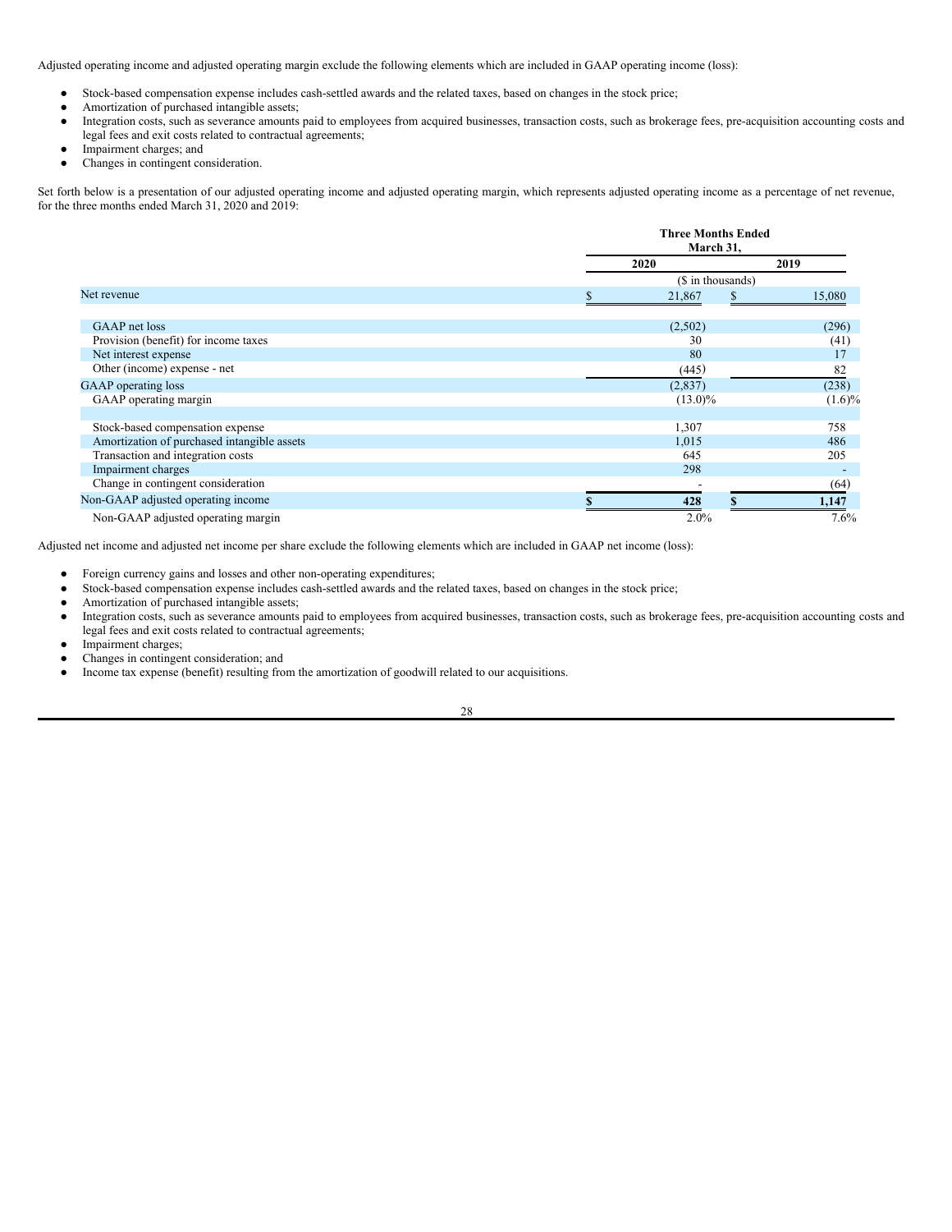Adjusted operating income and adjusted operating margin exclude the following elements which are included in GAAP operating income (loss):

- Stock-based compensation expense includes cash-settled awards and the related taxes, based on changes in the stock price;
- Amortization of purchased intangible assets;
- Integration costs, such as severance amounts paid to employees from acquired businesses, transaction costs, such as brokerage fees, pre-acquisition accounting costs and legal fees and exit costs related to contractual agreements;
- Impairment charges; and
- Changes in contingent consideration.

Set forth below is a presentation of our adjusted operating income and adjusted operating margin, which represents adjusted operating income as a percentage of net revenue, for the three months ended March 31, 2020 and 2019:

| | Three Months Ended March 31, | |
|---|---|---|
| | 2020 | 2019 |
| | ($ in thousands) | |
| Net revenue | $ 21,867 | $ 15,080 |
| | | |
| GAAP net loss | (2,502) | (296) |
| Provision (benefit) for income taxes | 30 | (41) |
| Net interest expense | 80 | 17 |
| Other (income) expense - net | (445) | 82 |
| GAAP operating loss | (2,837) | (238) |
| GAAP operating margin | (13.0)% | (1.6)% |
| | | |
| Stock-based compensation expense | 1,307 | 758 |
| Amortization of purchased intangible assets | 1,015 | 486 |
| Transaction and integration costs | 645 | 205 |
| Impairment charges | 298 | - |
| Change in contingent consideration | - | (64) |
| Non-GAAP adjusted operating income | **$ 428** | **$ 1,147** |
| Non-GAAP adjusted operating margin | 2.0% | 7.6% |

Adjusted net income and adjusted net income per share exclude the following elements which are included in GAAP net income (loss):

- Foreign currency gains and losses and other non-operating expenditures;
- Stock-based compensation expense includes cash-settled awards and the related taxes, based on changes in the stock price;
- Amortization of purchased intangible assets;
- Integration costs, such as severance amounts paid to employees from acquired businesses, transaction costs, such as brokerage fees, pre-acquisition accounting costs and legal fees and exit costs related to contractual agreements;
- Impairment charges;
- Changes in contingent consideration; and
- Income tax expense (benefit) resulting from the amortization of goodwill related to our acquisitions.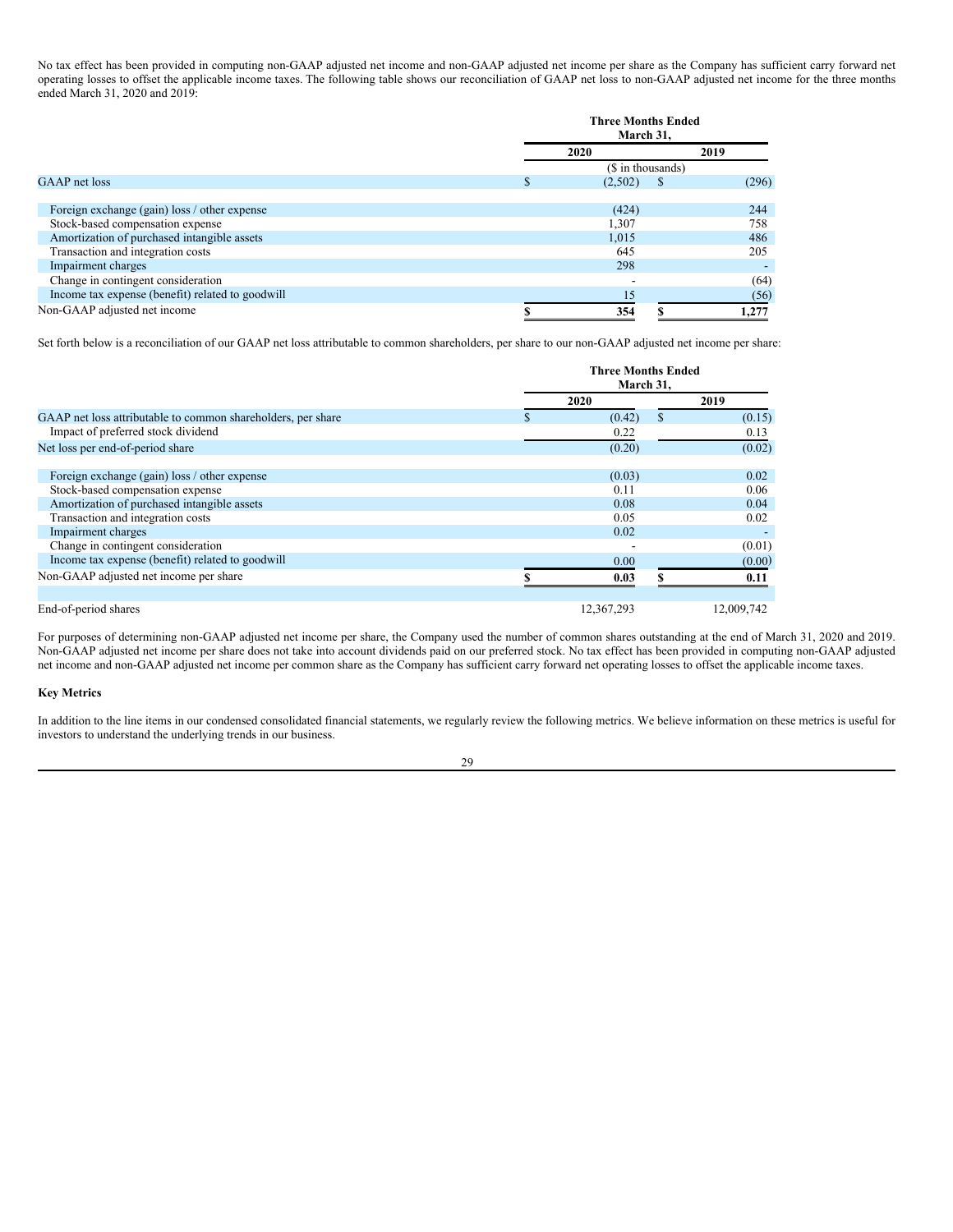No tax effect has been provided in computing non-GAAP adjusted net income and non-GAAP adjusted net income per share as the Company has sufficient carry forward net operating losses to offset the applicable income taxes. The following table shows our reconciliation of GAAP net loss to non-GAAP adjusted net income for the three months ended March 31, 2020 and 2019:

| | Three Months Ended March 31, | |
|---|---|---|
| | 2020 | 2019 |
| | ($ in thousands) | |
| GAAP net loss | $ (2,502) | $ (296) |
| | | |
| Foreign exchange (gain) loss / other expense | (424) | 244 |
| Stock-based compensation expense | 1,307 | 758 |
| Amortization of purchased intangible assets | 1,015 | 486 |
| Transaction and integration costs | 645 | 205 |
| Impairment charges | 298 | - |
| Change in contingent consideration | - | (64) |
| Income tax expense (benefit) related to goodwill | 15 | (56) |
| Non-GAAP adjusted net income | $ 354 | $ 1,277 |

Set forth below is a reconciliation of our GAAP net loss attributable to common shareholders, per share to our non-GAAP adjusted net income per share:

| | Three Months Ended March 31, | |
|---|---|---|
| | 2020 | 2019 |
| GAAP net loss attributable to common shareholders, per share | $ (0.42) | $ (0.15) |
| Impact of preferred stock dividend | 0.22 | 0.13 |
| Net loss per end-of-period share | (0.20) | (0.02) |
| | | |
| Foreign exchange (gain) loss / other expense | (0.03) | 0.02 |
| Stock-based compensation expense | 0.11 | 0.06 |
| Amortization of purchased intangible assets | 0.08 | 0.04 |
| Transaction and integration costs | 0.05 | 0.02 |
| Impairment charges | 0.02 | - |
| Change in contingent consideration | - | (0.01) |
| Income tax expense (benefit) related to goodwill | 0.00 | (0.00) |
| Non-GAAP adjusted net income per share | $ 0.03 | $ 0.11 |
| | | |
| End-of-period shares | 12,367,293 | 12,009,742 |

For purposes of determining non-GAAP adjusted net income per share, the Company used the number of common shares outstanding at the end of March 31, 2020 and 2019. Non-GAAP adjusted net income per share does not take into account dividends paid on our preferred stock. No tax effect has been provided in computing non-GAAP adjusted net income and non-GAAP adjusted net income per common share as the Company has sufficient carry forward net operating losses to offset the applicable income taxes.

**Key Metrics**

In addition to the line items in our condensed consolidated financial statements, we regularly review the following metrics. We believe information on these metrics is useful for investors to understand the underlying trends in our business.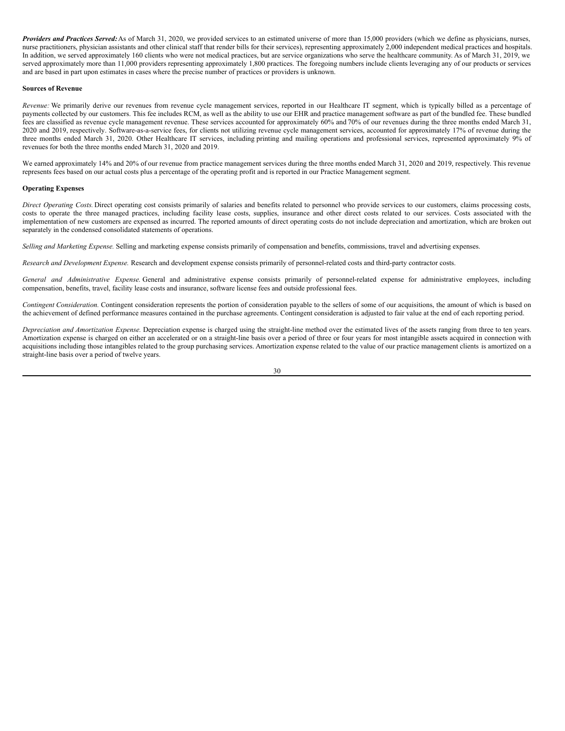***Providers and Practices Served:*** As of March 31, 2020, we provided services to an estimated universe of more than 15,000 providers (which we define as physicians, nurses, nurse practitioners, physician assistants and other clinical staff that render bills for their services), representing approximately 2,000 independent medical practices and hospitals. In addition, we served approximately 160 clients who were not medical practices, but are service organizations who serve the healthcare community. As of March 31, 2019, we served approximately more than 11,000 providers representing approximately 1,800 practices. The foregoing numbers include clients leveraging any of our products or services and are based in part upon estimates in cases where the precise number of practices or providers is unknown.

**Sources of Revenue**

*Revenue:* We primarily derive our revenues from revenue cycle management services, reported in our Healthcare IT segment, which is typically billed as a percentage of payments collected by our customers. This fee includes RCM, as well as the ability to use our EHR and practice management software as part of the bundled fee. These bundled fees are classified as revenue cycle management revenue. These services accounted for approximately 60% and 70% of our revenues during the three months ended March 31, 2020 and 2019, respectively. Software-as-a-service fees, for clients not utilizing revenue cycle management services, accounted for approximately 17% of revenue during the three months ended March 31, 2020. Other Healthcare IT services, including printing and mailing operations and professional services, represented approximately 9% of revenues for both the three months ended March 31, 2020 and 2019.

We earned approximately 14% and 20% of our revenue from practice management services during the three months ended March 31, 2020 and 2019, respectively. This revenue represents fees based on our actual costs plus a percentage of the operating profit and is reported in our Practice Management segment.

**Operating Expenses**

*Direct Operating Costs.* Direct operating cost consists primarily of salaries and benefits related to personnel who provide services to our customers, claims processing costs, costs to operate the three managed practices, including facility lease costs, supplies, insurance and other direct costs related to our services. Costs associated with the implementation of new customers are expensed as incurred. The reported amounts of direct operating costs do not include depreciation and amortization, which are broken out separately in the condensed consolidated statements of operations.

*Selling and Marketing Expense.* Selling and marketing expense consists primarily of compensation and benefits, commissions, travel and advertising expenses.

*Research and Development Expense.* Research and development expense consists primarily of personnel-related costs and third-party contractor costs.

*General and Administrative Expense.* General and administrative expense consists primarily of personnel-related expense for administrative employees, including compensation, benefits, travel, facility lease costs and insurance, software license fees and outside professional fees.

*Contingent Consideration.* Contingent consideration represents the portion of consideration payable to the sellers of some of our acquisitions, the amount of which is based on the achievement of defined performance measures contained in the purchase agreements. Contingent consideration is adjusted to fair value at the end of each reporting period.

*Depreciation and Amortization Expense.* Depreciation expense is charged using the straight-line method over the estimated lives of the assets ranging from three to ten years. Amortization expense is charged on either an accelerated or on a straight-line basis over a period of three or four years for most intangible assets acquired in connection with acquisitions including those intangibles related to the group purchasing services. Amortization expense related to the value of our practice management clients is amortized on a straight-line basis over a period of twelve years.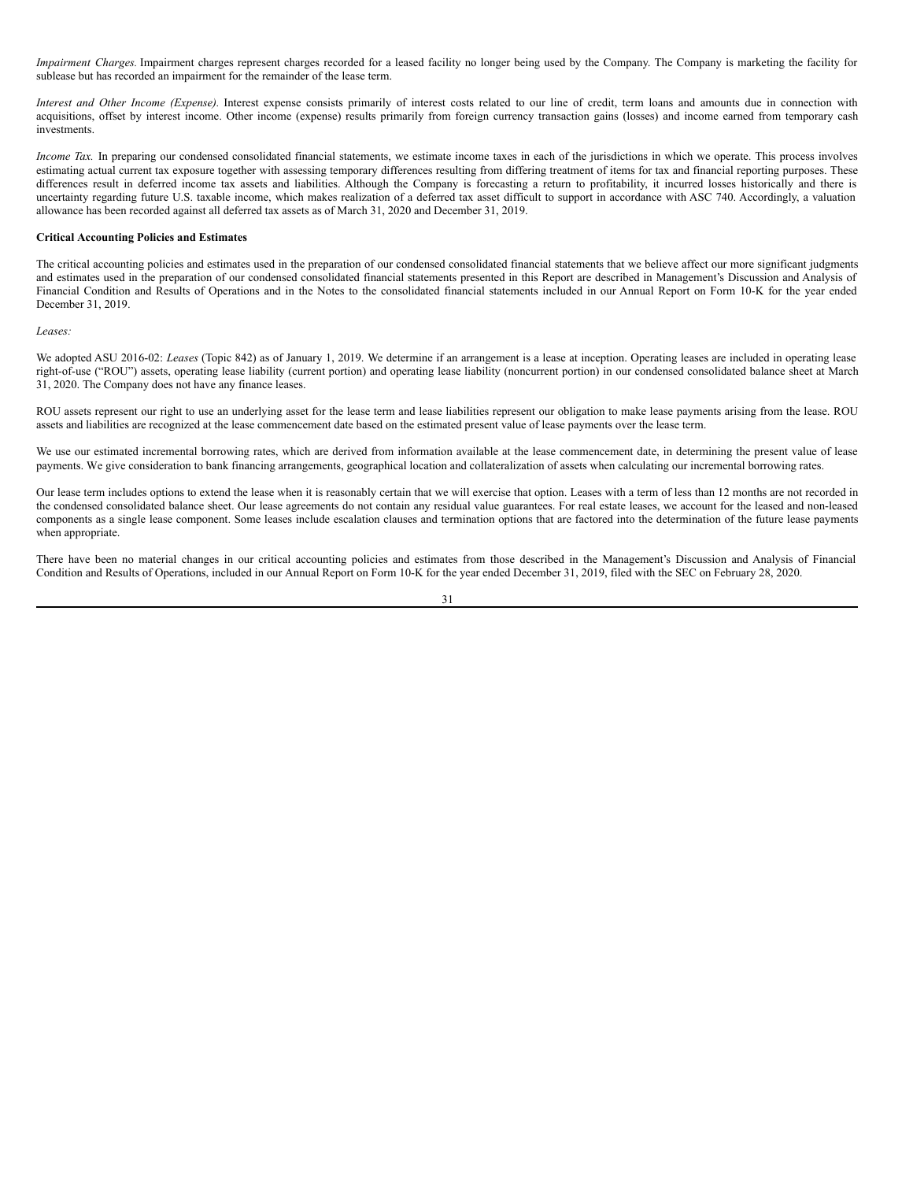*Impairment Charges.* Impairment charges represent charges recorded for a leased facility no longer being used by the Company. The Company is marketing the facility for sublease but has recorded an impairment for the remainder of the lease term.

*Interest and Other Income (Expense).* Interest expense consists primarily of interest costs related to our line of credit, term loans and amounts due in connection with acquisitions, offset by interest income. Other income (expense) results primarily from foreign currency transaction gains (losses) and income earned from temporary cash investments.

*Income Tax.* In preparing our condensed consolidated financial statements, we estimate income taxes in each of the jurisdictions in which we operate. This process involves estimating actual current tax exposure together with assessing temporary differences resulting from differing treatment of items for tax and financial reporting purposes. These differences result in deferred income tax assets and liabilities. Although the Company is forecasting a return to profitability, it incurred losses historically and there is uncertainty regarding future U.S. taxable income, which makes realization of a deferred tax asset difficult to support in accordance with ASC 740. Accordingly, a valuation allowance has been recorded against all deferred tax assets as of March 31, 2020 and December 31, 2019.

**Critical Accounting Policies and Estimates**

The critical accounting policies and estimates used in the preparation of our condensed consolidated financial statements that we believe affect our more significant judgments and estimates used in the preparation of our condensed consolidated financial statements presented in this Report are described in Management's Discussion and Analysis of Financial Condition and Results of Operations and in the Notes to the consolidated financial statements included in our Annual Report on Form 10-K for the year ended December 31, 2019.

*Leases:*

We adopted ASU 2016-02: *Leases* (Topic 842) as of January 1, 2019. We determine if an arrangement is a lease at inception. Operating leases are included in operating lease right-of-use ("ROU") assets, operating lease liability (current portion) and operating lease liability (noncurrent portion) in our condensed consolidated balance sheet at March 31, 2020. The Company does not have any finance leases.

ROU assets represent our right to use an underlying asset for the lease term and lease liabilities represent our obligation to make lease payments arising from the lease. ROU assets and liabilities are recognized at the lease commencement date based on the estimated present value of lease payments over the lease term.

We use our estimated incremental borrowing rates, which are derived from information available at the lease commencement date, in determining the present value of lease payments. We give consideration to bank financing arrangements, geographical location and collateralization of assets when calculating our incremental borrowing rates.

Our lease term includes options to extend the lease when it is reasonably certain that we will exercise that option. Leases with a term of less than 12 months are not recorded in the condensed consolidated balance sheet. Our lease agreements do not contain any residual value guarantees. For real estate leases, we account for the leased and non-leased components as a single lease component. Some leases include escalation clauses and termination options that are factored into the determination of the future lease payments when appropriate.

There have been no material changes in our critical accounting policies and estimates from those described in the Management's Discussion and Analysis of Financial Condition and Results of Operations, included in our Annual Report on Form 10-K for the year ended December 31, 2019, filed with the SEC on February 28, 2020.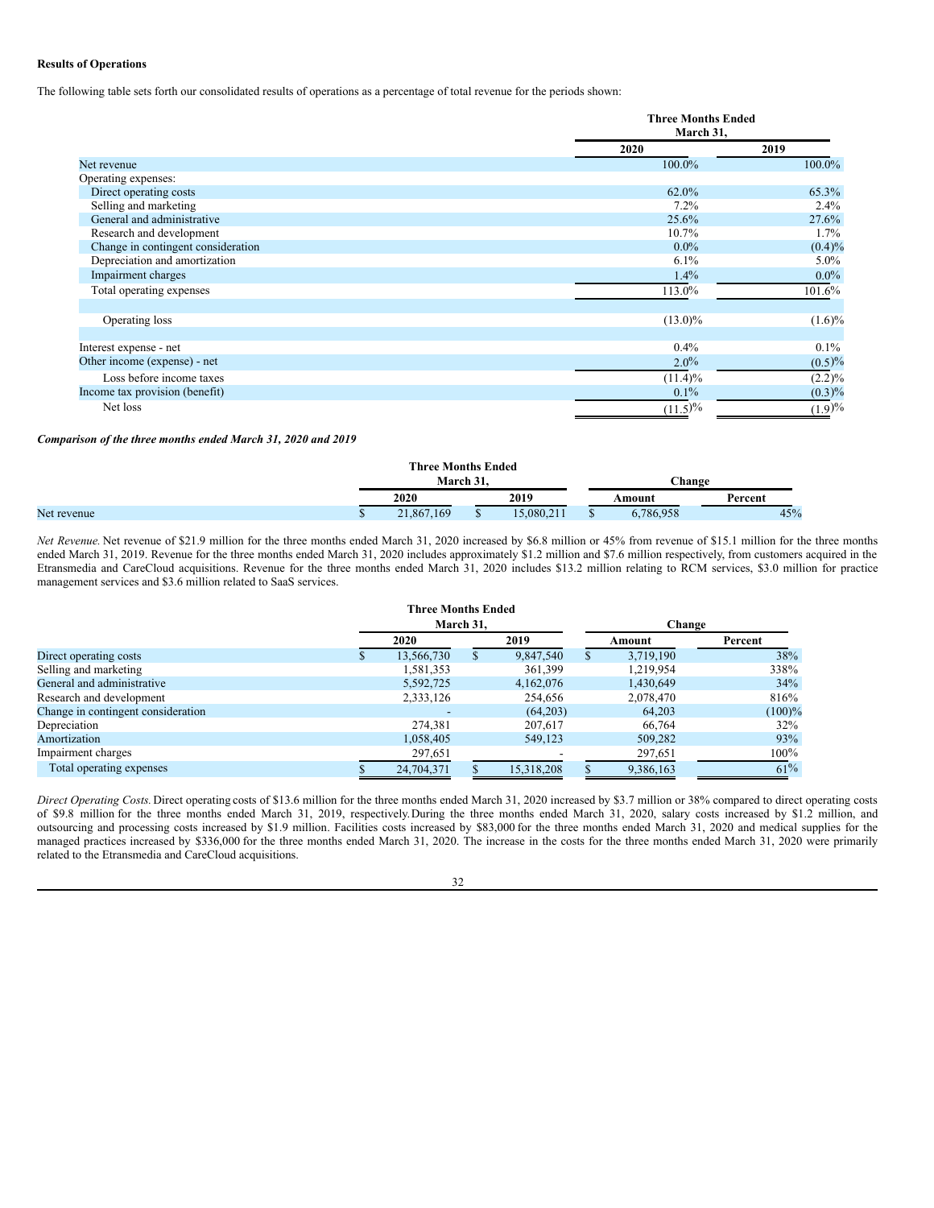**Results of Operations**

The following table sets forth our consolidated results of operations as a percentage of total revenue for the periods shown:

| | Three Months Ended March 31, | |
|---|---|---|
| | 2020 | 2019 |
| Net revenue | 100.0% | 100.0% |
| Operating expenses: | | |
| Direct operating costs | 62.0% | 65.3% |
| Selling and marketing | 7.2% | 2.4% |
| General and administrative | 25.6% | 27.6% |
| Research and development | 10.7% | 1.7% |
| Change in contingent consideration | 0.0% | (0.4)% |
| Depreciation and amortization | 6.1% | 5.0% |
| Impairment charges | 1.4% | 0.0% |
| Total operating expenses | 113.0% | 101.6% |
| Operating loss | (13.0)% | (1.6)% |
| Interest expense - net | 0.4% | 0.1% |
| Other income (expense) - net | 2.0% | (0.5)% |
| Loss before income taxes | (11.4)% | (2.2)% |
| Income tax provision (benefit) | 0.1% | (0.3)% |
| Net loss | (11.5)% | (1.9)% |

***Comparison of the three months ended March 31, 2020 and 2019***

| | Three Months Ended March 31, | | Change | |
|---|---|---|---|---|
| | 2020 | 2019 | Amount | Percent |
| Net revenue | $ 21,867,169 | $ 15,080,211 | $ 6,786,958 | 45% |

*Net Revenue.* Net revenue of $21.9 million for the three months ended March 31, 2020 increased by $6.8 million or 45% from revenue of $15.1 million for the three months ended March 31, 2019. Revenue for the three months ended March 31, 2020 includes approximately $1.2 million and $7.6 million respectively, from customers acquired in the Etransmedia and CareCloud acquisitions. Revenue for the three months ended March 31, 2020 includes $13.2 million relating to RCM services, $3.0 million for practice management services and $3.6 million related to SaaS services.

| | Three Months Ended March 31, | | Change | |
|---|---|---|---|---|
| | 2020 | 2019 | Amount | Percent |
| Direct operating costs | $ 13,566,730 | $ 9,847,540 | $ 3,719,190 | 38% |
| Selling and marketing | 1,581,353 | 361,399 | 1,219,954 | 338% |
| General and administrative | 5,592,725 | 4,162,076 | 1,430,649 | 34% |
| Research and development | 2,333,126 | 254,656 | 2,078,470 | 816% |
| Change in contingent consideration | - | (64,203) | 64,203 | (100)% |
| Depreciation | 274,381 | 207,617 | 66,764 | 32% |
| Amortization | 1,058,405 | 549,123 | 509,282 | 93% |
| Impairment charges | 297,651 | - | 297,651 | 100% |
| Total operating expenses | $ 24,704,371 | $ 15,318,208 | $ 9,386,163 | 61% |

*Direct Operating Costs.* Direct operating costs of $13.6 million for the three months ended March 31, 2020 increased by $3.7 million or 38% compared to direct operating costs of $9.8 million for the three months ended March 31, 2019, respectively. During the three months ended March 31, 2020, salary costs increased by $1.2 million, and outsourcing and processing costs increased by $1.9 million. Facilities costs increased by $83,000 for the three months ended March 31, 2020 and medical supplies for the managed practices increased by $336,000 for the three months ended March 31, 2020. The increase in the costs for the three months ended March 31, 2020 were primarily related to the Etransmedia and CareCloud acquisitions.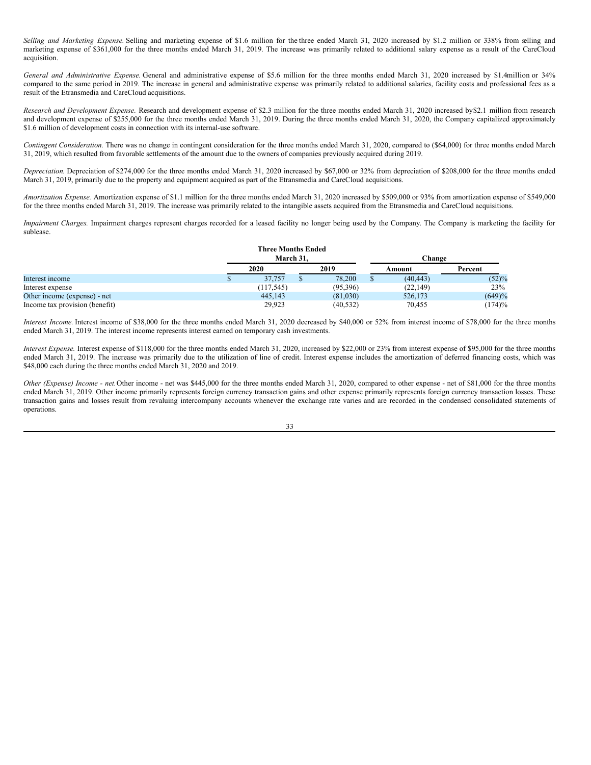*Selling and Marketing Expense.* Selling and marketing expense of $1.6 million for the three ended March 31, 2020 increased by $1.2 million or 338% from selling and marketing expense of $361,000 for the three months ended March 31, 2019. The increase was primarily related to additional salary expense as a result of the CareCloud acquisition.

*General and Administrative Expense.* General and administrative expense of $5.6 million for the three months ended March 31, 2020 increased by $1.4million or 34% compared to the same period in 2019. The increase in general and administrative expense was primarily related to additional salaries, facility costs and professional fees as a result of the Etransmedia and CareCloud acquisitions.

*Research and Development Expense.* Research and development expense of $2.3 million for the three months ended March 31, 2020 increased by$2.1 million from research and development expense of $255,000 for the three months ended March 31, 2019. During the three months ended March 31, 2020, the Company capitalized approximately $1.6 million of development costs in connection with its internal-use software.

*Contingent Consideration.* There was no change in contingent consideration for the three months ended March 31, 2020, compared to ($64,000) for three months ended March 31, 2019, which resulted from favorable settlements of the amount due to the owners of companies previously acquired during 2019.

*Depreciation.* Depreciation of $274,000 for the three months ended March 31, 2020 increased by $67,000 or 32% from depreciation of $208,000 for the three months ended March 31, 2019, primarily due to the property and equipment acquired as part of the Etransmedia and CareCloud acquisitions.

*Amortization Expense.* Amortization expense of $1.1 million for the three months ended March 31, 2020 increased by $509,000 or 93% from amortization expense of $549,000 for the three months ended March 31, 2019. The increase was primarily related to the intangible assets acquired from the Etransmedia and CareCloud acquisitions.

*Impairment Charges.* Impairment charges represent charges recorded for a leased facility no longer being used by the Company. The Company is marketing the facility for sublease.

| | Three Months Ended March 31, | | Change | |
|---|---|---|---|---|
| | 2020 | 2019 | Amount | Percent |
| Interest income | $ 37,757 | $ 78,200 | $ (40,443) | (52)% |
| Interest expense | (117,545) | (95,396) | (22,149) | 23% |
| Other income (expense) - net | 445,143 | (81,030) | 526,173 | (649)% |
| Income tax provision (benefit) | 29,923 | (40,532) | 70,455 | (174)% |

*Interest Income.* Interest income of $38,000 for the three months ended March 31, 2020 decreased by $40,000 or 52% from interest income of $78,000 for the three months ended March 31, 2019. The interest income represents interest earned on temporary cash investments.

*Interest Expense.* Interest expense of $118,000 for the three months ended March 31, 2020, increased by $22,000 or 23% from interest expense of $95,000 for the three months ended March 31, 2019. The increase was primarily due to the utilization of line of credit. Interest expense includes the amortization of deferred financing costs, which was $48,000 each during the three months ended March 31, 2020 and 2019.

*Other (Expense) Income - net.* Other income - net was $445,000 for the three months ended March 31, 2020, compared to other expense - net of $81,000 for the three months ended March 31, 2019. Other income primarily represents foreign currency transaction gains and other expense primarily represents foreign currency transaction losses. These transaction gains and losses result from revaluing intercompany accounts whenever the exchange rate varies and are recorded in the condensed consolidated statements of operations.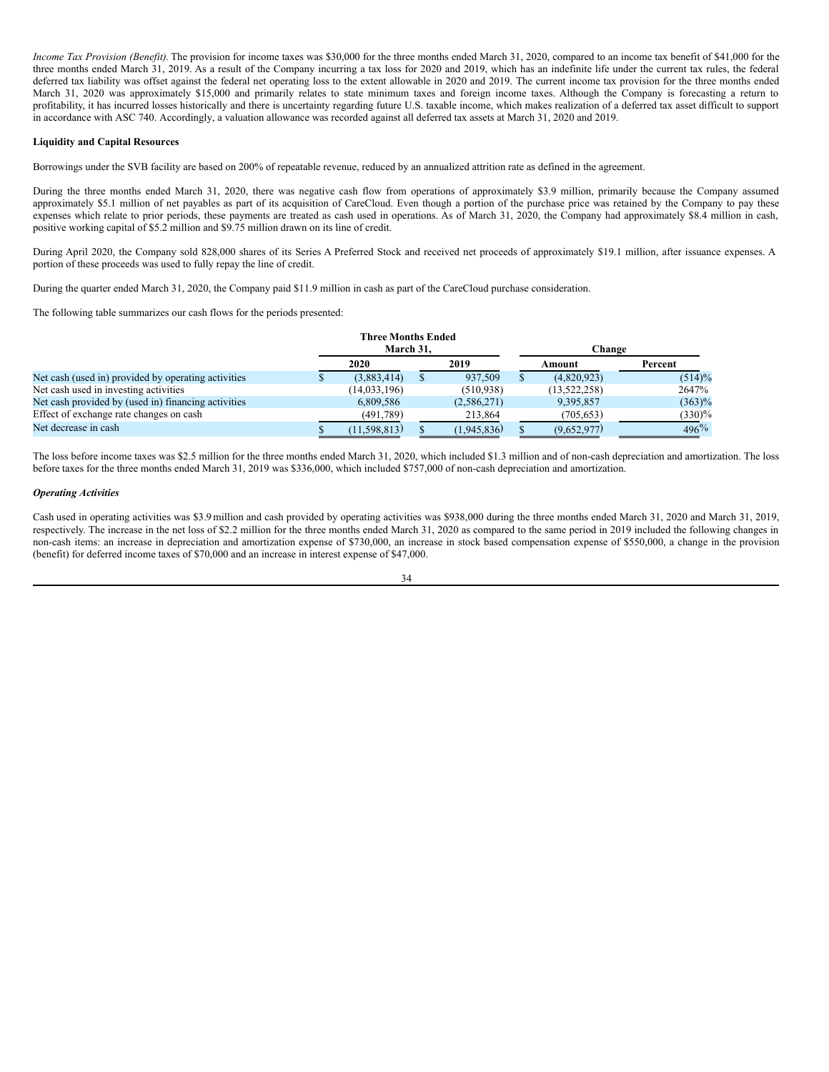*Income Tax Provision (Benefit).* The provision for income taxes was $30,000 for the three months ended March 31, 2020, compared to an income tax benefit of $41,000 for the three months ended March 31, 2019. As a result of the Company incurring a tax loss for 2020 and 2019, which has an indefinite life under the current tax rules, the federal deferred tax liability was offset against the federal net operating loss to the extent allowable in 2020 and 2019. The current income tax provision for the three months ended March 31, 2020 was approximately $15,000 and primarily relates to state minimum taxes and foreign income taxes. Although the Company is forecasting a return to profitability, it has incurred losses historically and there is uncertainty regarding future U.S. taxable income, which makes realization of a deferred tax asset difficult to support in accordance with ASC 740. Accordingly, a valuation allowance was recorded against all deferred tax assets at March 31, 2020 and 2019.

**Liquidity and Capital Resources**

Borrowings under the SVB facility are based on 200% of repeatable revenue, reduced by an annualized attrition rate as defined in the agreement.

During the three months ended March 31, 2020, there was negative cash flow from operations of approximately $3.9 million, primarily because the Company assumed approximately $5.1 million of net payables as part of its acquisition of CareCloud. Even though a portion of the purchase price was retained by the Company to pay these expenses which relate to prior periods, these payments are treated as cash used in operations. As of March 31, 2020, the Company had approximately $8.4 million in cash, positive working capital of $5.2 million and $9.75 million drawn on its line of credit.

During April 2020, the Company sold 828,000 shares of its Series A Preferred Stock and received net proceeds of approximately $19.1 million, after issuance expenses. A portion of these proceeds was used to fully repay the line of credit.

During the quarter ended March 31, 2020, the Company paid $11.9 million in cash as part of the CareCloud purchase consideration.

The following table summarizes our cash flows for the periods presented:

| | Three Months Ended March 31, | | Change | |
|---|---|---|---|---|
| | 2020 | 2019 | Amount | Percent |
| Net cash (used in) provided by operating activities | $ (3,883,414) | $ 937,509 | $ (4,820,923) | (514)% |
| Net cash used in investing activities | (14,033,196) | (510,938) | (13,522,258) | 2647% |
| Net cash provided by (used in) financing activities | 6,809,586 | (2,586,271) | 9,395,857 | (363)% |
| Effect of exchange rate changes on cash | (491,789) | 213,864 | (705,653) | (330)% |
| Net decrease in cash | $ (11,598,813) | $ (1,945,836) | $ (9,652,977) | 496% |

The loss before income taxes was $2.5 million for the three months ended March 31, 2020, which included $1.3 million and of non-cash depreciation and amortization. The loss before taxes for the three months ended March 31, 2019 was $336,000, which included $757,000 of non-cash depreciation and amortization.

***Operating Activities***

Cash used in operating activities was $3.9 million and cash provided by operating activities was $938,000 during the three months ended March 31, 2020 and March 31, 2019, respectively. The increase in the net loss of $2.2 million for the three months ended March 31, 2020 as compared to the same period in 2019 included the following changes in non-cash items: an increase in depreciation and amortization expense of $730,000, an increase in stock based compensation expense of $550,000, a change in the provision (benefit) for deferred income taxes of $70,000 and an increase in interest expense of $47,000.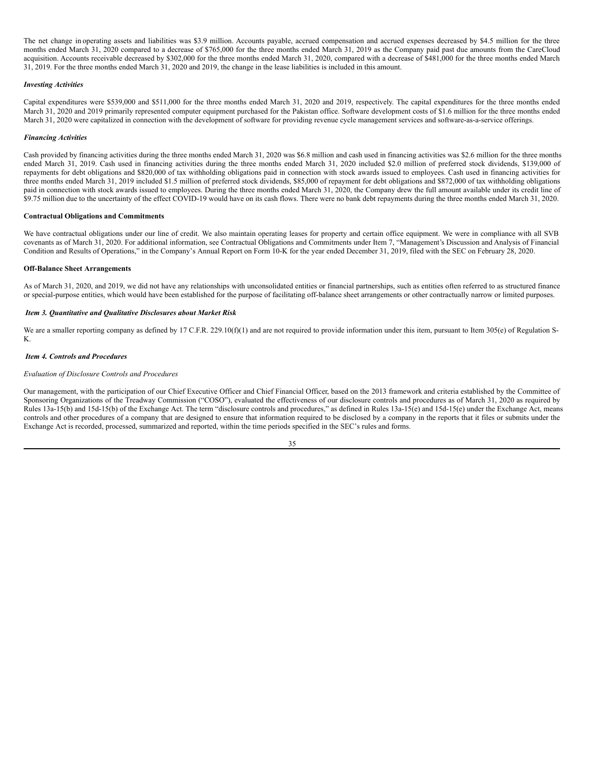The net change in operating assets and liabilities was $3.9 million. Accounts payable, accrued compensation and accrued expenses decreased by $4.5 million for the three months ended March 31, 2020 compared to a decrease of $765,000 for the three months ended March 31, 2019 as the Company paid past due amounts from the CareCloud acquisition. Accounts receivable decreased by $302,000 for the three months ended March 31, 2020, compared with a decrease of $481,000 for the three months ended March 31, 2019. For the three months ended March 31, 2020 and 2019, the change in the lease liabilities is included in this amount.

***Investing Activities***

Capital expenditures were $539,000 and $511,000 for the three months ended March 31, 2020 and 2019, respectively. The capital expenditures for the three months ended March 31, 2020 and 2019 primarily represented computer equipment purchased for the Pakistan office. Software development costs of $1.6 million for the three months ended March 31, 2020 were capitalized in connection with the development of software for providing revenue cycle management services and software-as-a-service offerings.

***Financing Activities***

Cash provided by financing activities during the three months ended March 31, 2020 was $6.8 million and cash used in financing activities was $2.6 million for the three months ended March 31, 2019. Cash used in financing activities during the three months ended March 31, 2020 included $2.0 million of preferred stock dividends, $139,000 of repayments for debt obligations and $820,000 of tax withholding obligations paid in connection with stock awards issued to employees. Cash used in financing activities for three months ended March 31, 2019 included $1.5 million of preferred stock dividends, $85,000 of repayment for debt obligations and $872,000 of tax withholding obligations paid in connection with stock awards issued to employees. During the three months ended March 31, 2020, the Company drew the full amount available under its credit line of $9.75 million due to the uncertainty of the effect COVID-19 would have on its cash flows. There were no bank debt repayments during the three months ended March 31, 2020.

**Contractual Obligations and Commitments**

We have contractual obligations under our line of credit. We also maintain operating leases for property and certain office equipment. We were in compliance with all SVB covenants as of March 31, 2020. For additional information, see Contractual Obligations and Commitments under Item 7, "Management's Discussion and Analysis of Financial Condition and Results of Operations," in the Company's Annual Report on Form 10-K for the year ended December 31, 2019, filed with the SEC on February 28, 2020.

**Off-Balance Sheet Arrangements**

As of March 31, 2020, and 2019, we did not have any relationships with unconsolidated entities or financial partnerships, such as entities often referred to as structured finance or special-purpose entities, which would have been established for the purpose of facilitating off-balance sheet arrangements or other contractually narrow or limited purposes.

***Item 3. Quantitative and Qualitative Disclosures about Market Risk***

We are a smaller reporting company as defined by 17 C.F.R. 229.10(f)(1) and are not required to provide information under this item, pursuant to Item 305(e) of Regulation S-K.

***Item 4. Controls and Procedures***

*Evaluation of Disclosure Controls and Procedures*

Our management, with the participation of our Chief Executive Officer and Chief Financial Officer, based on the 2013 framework and criteria established by the Committee of Sponsoring Organizations of the Treadway Commission ("COSO"), evaluated the effectiveness of our disclosure controls and procedures as of March 31, 2020 as required by Rules 13a-15(b) and 15d-15(b) of the Exchange Act. The term "disclosure controls and procedures," as defined in Rules 13a-15(e) and 15d-15(e) under the Exchange Act, means controls and other procedures of a company that are designed to ensure that information required to be disclosed by a company in the reports that it files or submits under the Exchange Act is recorded, processed, summarized and reported, within the time periods specified in the SEC's rules and forms.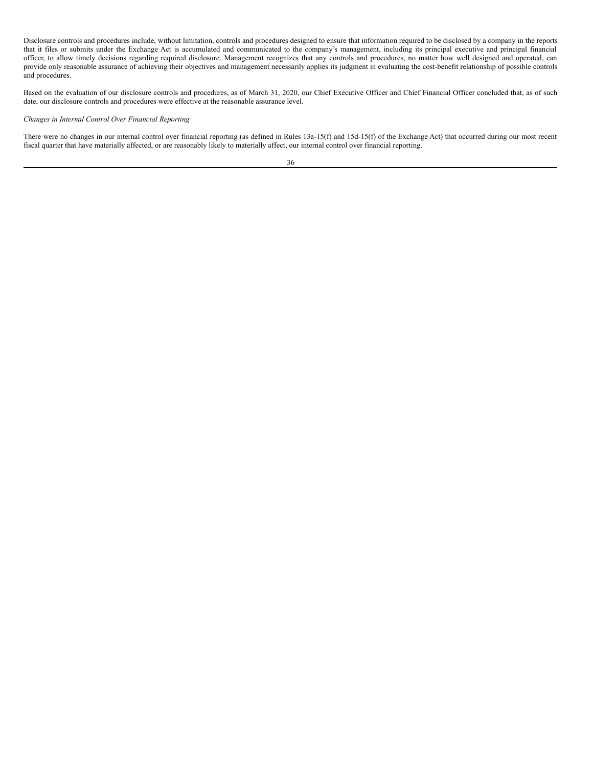Disclosure controls and procedures include, without limitation, controls and procedures designed to ensure that information required to be disclosed by a company in the reports that it files or submits under the Exchange Act is accumulated and communicated to the company's management, including its principal executive and principal financial officer, to allow timely decisions regarding required disclosure. Management recognizes that any controls and procedures, no matter how well designed and operated, can provide only reasonable assurance of achieving their objectives and management necessarily applies its judgment in evaluating the cost-benefit relationship of possible controls and procedures.

Based on the evaluation of our disclosure controls and procedures, as of March 31, 2020, our Chief Executive Officer and Chief Financial Officer concluded that, as of such date, our disclosure controls and procedures were effective at the reasonable assurance level.

*Changes in Internal Control Over Financial Reporting*

There were no changes in our internal control over financial reporting (as defined in Rules 13a-15(f) and 15d-15(f) of the Exchange Act) that occurred during our most recent fiscal quarter that have materially affected, or are reasonably likely to materially affect, our internal control over financial reporting.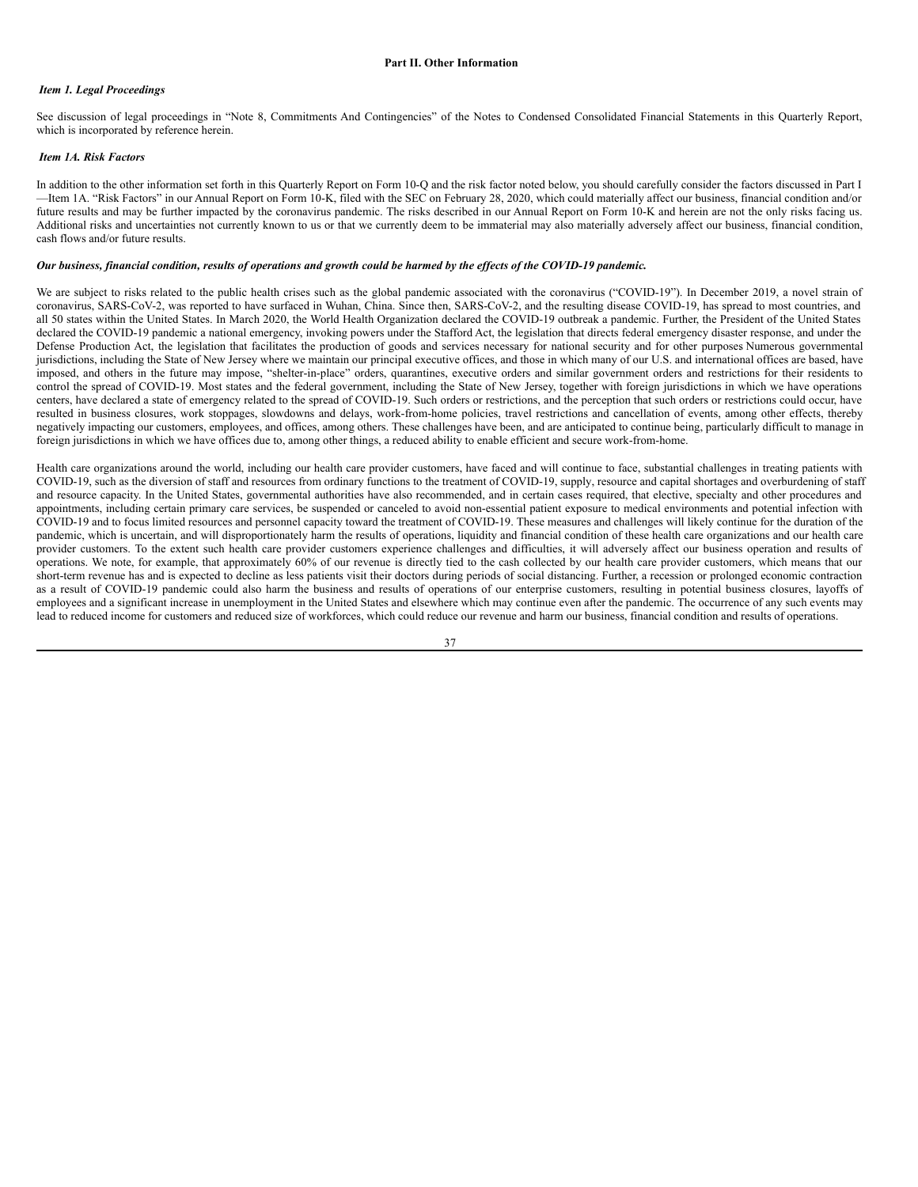## Part II. Other Information

### *Item 1. Legal Proceedings*

See discussion of legal proceedings in "Note 8, Commitments And Contingencies" of the Notes to Condensed Consolidated Financial Statements in this Quarterly Report, which is incorporated by reference herein.

### *Item 1A. Risk Factors*

In addition to the other information set forth in this Quarterly Report on Form 10-Q and the risk factor noted below, you should carefully consider the factors discussed in Part I —Item 1A. "Risk Factors" in our Annual Report on Form 10-K, filed with the SEC on February 28, 2020, which could materially affect our business, financial condition and/or future results and may be further impacted by the coronavirus pandemic. The risks described in our Annual Report on Form 10-K and herein are not the only risks facing us. Additional risks and uncertainties not currently known to us or that we currently deem to be immaterial may also materially adversely affect our business, financial condition, cash flows and/or future results.

***Our business, financial condition, results of operations and growth could be harmed by the effects of the COVID-19 pandemic.***

We are subject to risks related to the public health crises such as the global pandemic associated with the coronavirus ("COVID-19"). In December 2019, a novel strain of coronavirus, SARS-CoV-2, was reported to have surfaced in Wuhan, China. Since then, SARS-CoV-2, and the resulting disease COVID-19, has spread to most countries, and all 50 states within the United States. In March 2020, the World Health Organization declared the COVID-19 outbreak a pandemic. Further, the President of the United States declared the COVID-19 pandemic a national emergency, invoking powers under the Stafford Act, the legislation that directs federal emergency disaster response, and under the Defense Production Act, the legislation that facilitates the production of goods and services necessary for national security and for other purposes Numerous governmental jurisdictions, including the State of New Jersey where we maintain our principal executive offices, and those in which many of our U.S. and international offices are based, have imposed, and others in the future may impose, "shelter-in-place" orders, quarantines, executive orders and similar government orders and restrictions for their residents to control the spread of COVID-19. Most states and the federal government, including the State of New Jersey, together with foreign jurisdictions in which we have operations centers, have declared a state of emergency related to the spread of COVID-19. Such orders or restrictions, and the perception that such orders or restrictions could occur, have resulted in business closures, work stoppages, slowdowns and delays, work-from-home policies, travel restrictions and cancellation of events, among other effects, thereby negatively impacting our customers, employees, and offices, among others. These challenges have been, and are anticipated to continue being, particularly difficult to manage in foreign jurisdictions in which we have offices due to, among other things, a reduced ability to enable efficient and secure work-from-home.

Health care organizations around the world, including our health care provider customers, have faced and will continue to face, substantial challenges in treating patients with COVID-19, such as the diversion of staff and resources from ordinary functions to the treatment of COVID-19, supply, resource and capital shortages and overburdening of staff and resource capacity. In the United States, governmental authorities have also recommended, and in certain cases required, that elective, specialty and other procedures and appointments, including certain primary care services, be suspended or canceled to avoid non-essential patient exposure to medical environments and potential infection with COVID-19 and to focus limited resources and personnel capacity toward the treatment of COVID-19. These measures and challenges will likely continue for the duration of the pandemic, which is uncertain, and will disproportionately harm the results of operations, liquidity and financial condition of these health care organizations and our health care provider customers. To the extent such health care provider customers experience challenges and difficulties, it will adversely affect our business operation and results of operations. We note, for example, that approximately 60% of our revenue is directly tied to the cash collected by our health care provider customers, which means that our short-term revenue has and is expected to decline as less patients visit their doctors during periods of social distancing. Further, a recession or prolonged economic contraction as a result of COVID-19 pandemic could also harm the business and results of operations of our enterprise customers, resulting in potential business closures, layoffs of employees and a significant increase in unemployment in the United States and elsewhere which may continue even after the pandemic. The occurrence of any such events may lead to reduced income for customers and reduced size of workforces, which could reduce our revenue and harm our business, financial condition and results of operations.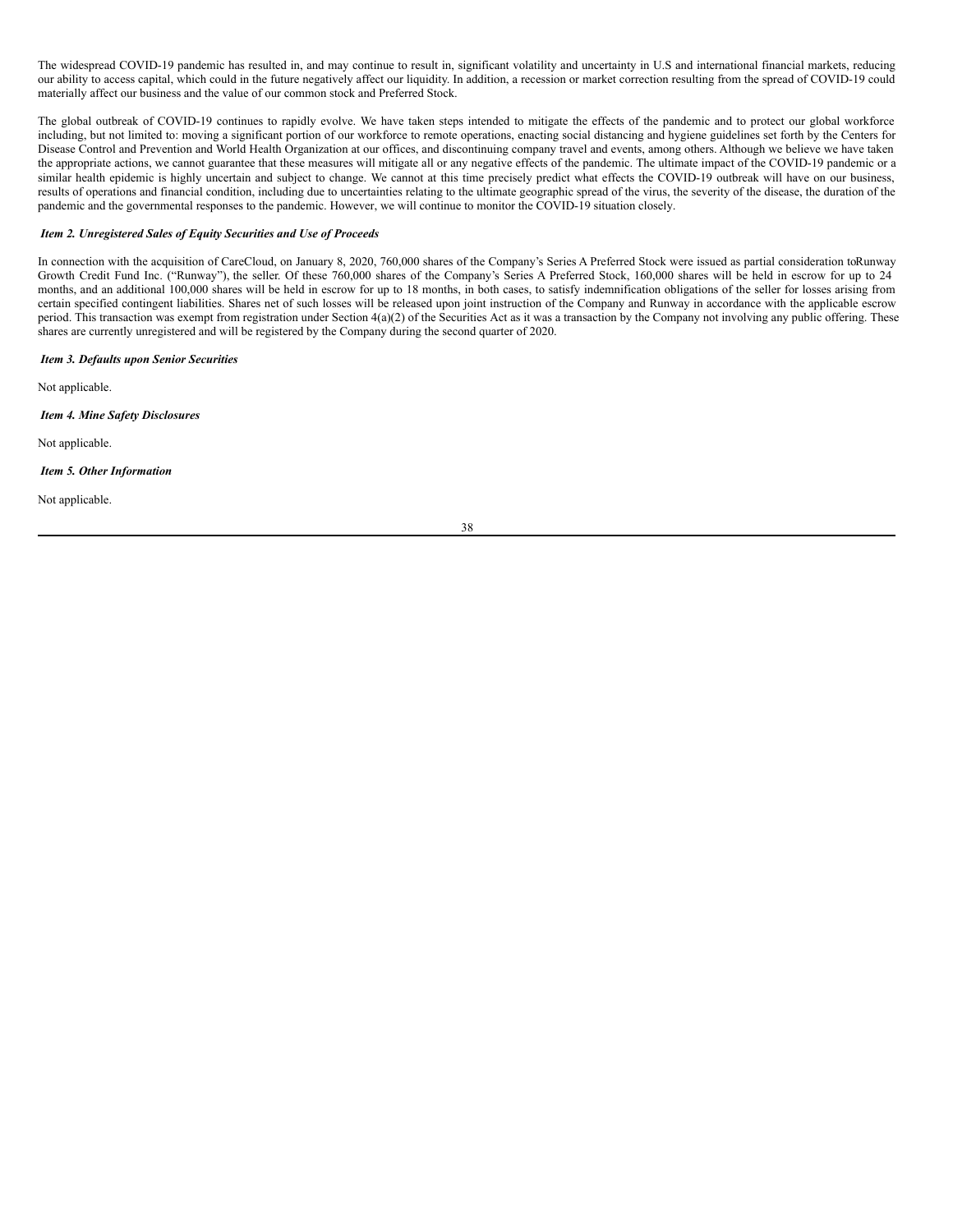The widespread COVID-19 pandemic has resulted in, and may continue to result in, significant volatility and uncertainty in U.S and international financial markets, reducing our ability to access capital, which could in the future negatively affect our liquidity. In addition, a recession or market correction resulting from the spread of COVID-19 could materially affect our business and the value of our common stock and Preferred Stock.

The global outbreak of COVID-19 continues to rapidly evolve. We have taken steps intended to mitigate the effects of the pandemic and to protect our global workforce including, but not limited to: moving a significant portion of our workforce to remote operations, enacting social distancing and hygiene guidelines set forth by the Centers for Disease Control and Prevention and World Health Organization at our offices, and discontinuing company travel and events, among others. Although we believe we have taken the appropriate actions, we cannot guarantee that these measures will mitigate all or any negative effects of the pandemic. The ultimate impact of the COVID-19 pandemic or a similar health epidemic is highly uncertain and subject to change. We cannot at this time precisely predict what effects the COVID-19 outbreak will have on our business, results of operations and financial condition, including due to uncertainties relating to the ultimate geographic spread of the virus, the severity of the disease, the duration of the pandemic and the governmental responses to the pandemic. However, we will continue to monitor the COVID-19 situation closely.

### *Item 2. Unregistered Sales of Equity Securities and Use of Proceeds*

In connection with the acquisition of CareCloud, on January 8, 2020, 760,000 shares of the Company's Series A Preferred Stock were issued as partial consideration toRunway Growth Credit Fund Inc. ("Runway"), the seller. Of these 760,000 shares of the Company's Series A Preferred Stock, 160,000 shares will be held in escrow for up to 24 months, and an additional 100,000 shares will be held in escrow for up to 18 months, in both cases, to satisfy indemnification obligations of the seller for losses arising from certain specified contingent liabilities. Shares net of such losses will be released upon joint instruction of the Company and Runway in accordance with the applicable escrow period. This transaction was exempt from registration under Section 4(a)(2) of the Securities Act as it was a transaction by the Company not involving any public offering. These shares are currently unregistered and will be registered by the Company during the second quarter of 2020.

### *Item 3. Defaults upon Senior Securities*

Not applicable.

### *Item 4. Mine Safety Disclosures*

Not applicable.

### *Item 5. Other Information*

Not applicable.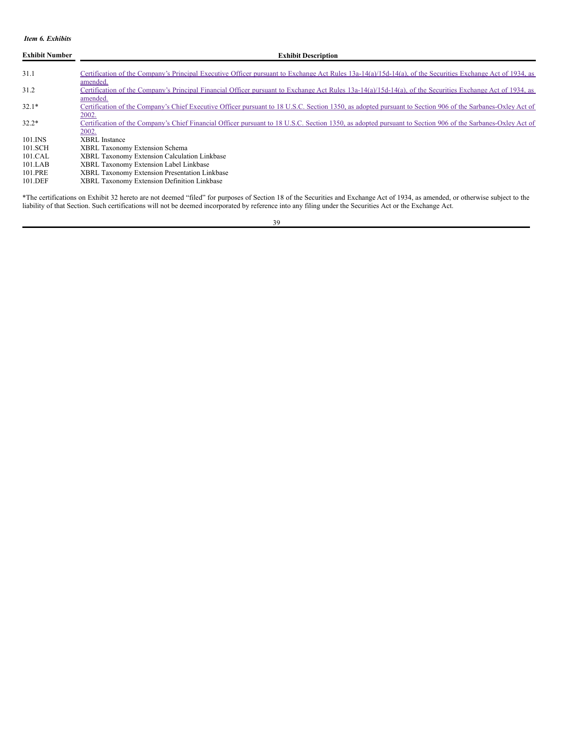*Item 6. Exhibits*

| Exhibit Number | Exhibit Description |
|---|---|
| 31.1 | Certification of the Company's Principal Executive Officer pursuant to Exchange Act Rules 13a-14(a)/15d-14(a), of the Securities Exchange Act of 1934, as amended. |
| 31.2 | Certification of the Company's Principal Financial Officer pursuant to Exchange Act Rules 13a-14(a)/15d-14(a), of the Securities Exchange Act of 1934, as amended. |
| 32.1* | Certification of the Company's Chief Executive Officer pursuant to 18 U.S.C. Section 1350, as adopted pursuant to Section 906 of the Sarbanes-Oxley Act of 2002. |
| 32.2* | Certification of the Company's Chief Financial Officer pursuant to 18 U.S.C. Section 1350, as adopted pursuant to Section 906 of the Sarbanes-Oxley Act of 2002. |
| 101.INS | XBRL Instance |
| 101.SCH | XBRL Taxonomy Extension Schema |
| 101.CAL | XBRL Taxonomy Extension Calculation Linkbase |
| 101.LAB | XBRL Taxonomy Extension Label Linkbase |
| 101.PRE | XBRL Taxonomy Extension Presentation Linkbase |
| 101.DEF | XBRL Taxonomy Extension Definition Linkbase |

*The certifications on Exhibit 32 hereto are not deemed "filed" for purposes of Section 18 of the Securities and Exchange Act of 1934, as amended, or otherwise subject to the liability of that Section. Such certifications will not be deemed incorporated by reference into any filing under the Securities Act or the Exchange Act.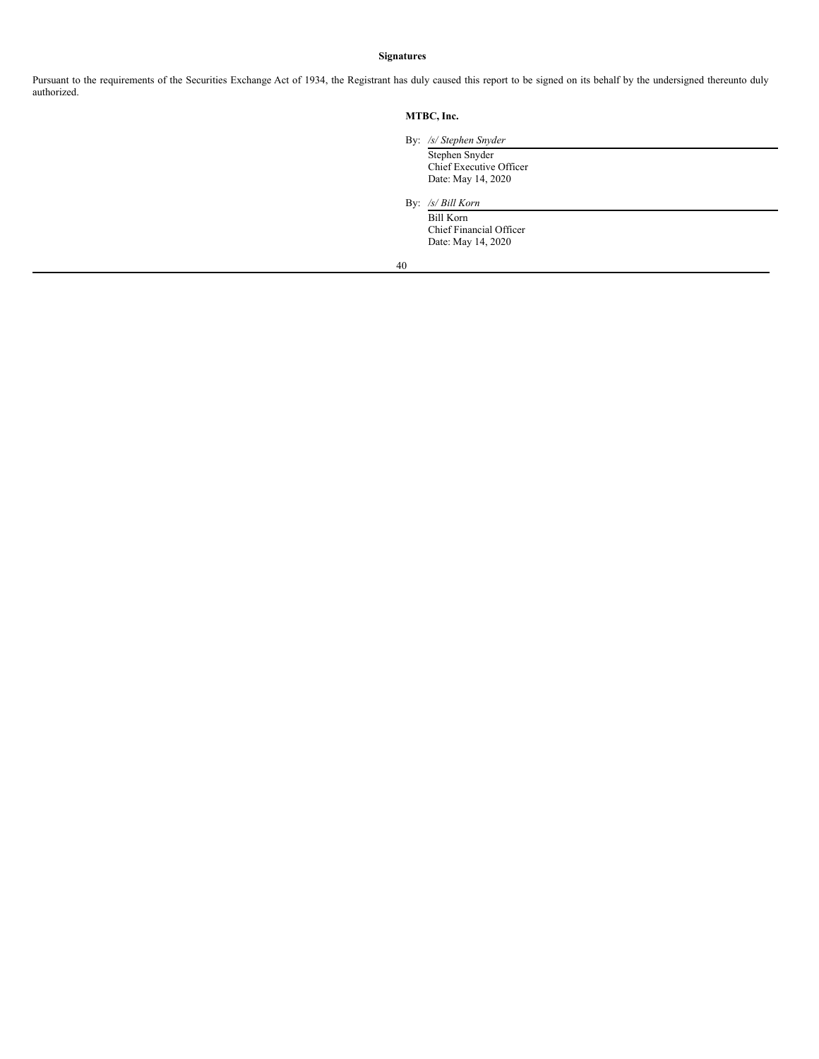**Signatures**

Pursuant to the requirements of the Securities Exchange Act of 1934, the Registrant has duly caused this report to be signed on its behalf by the undersigned thereunto duly authorized.

**MTBC, Inc.**

By: */s/ Stephen Snyder*
Stephen Snyder
Chief Executive Officer
Date: May 14, 2020

By: */s/ Bill Korn*
Bill Korn
Chief Financial Officer
Date: May 14, 2020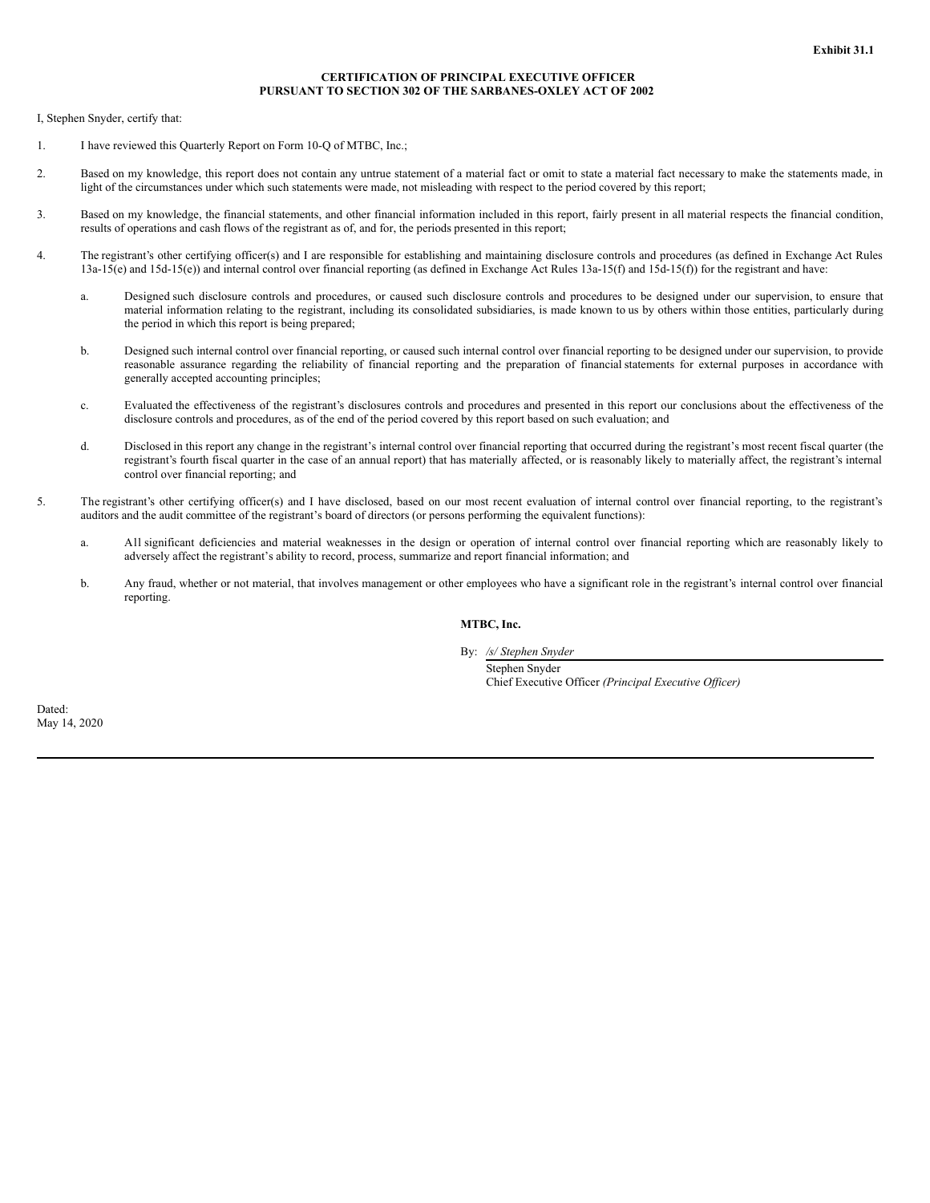**Exhibit 31.1**

**CERTIFICATION OF PRINCIPAL EXECUTIVE OFFICER**
**PURSUANT TO SECTION 302 OF THE SARBANES-OXLEY ACT OF 2002**

I, Stephen Snyder, certify that:

1. I have reviewed this Quarterly Report on Form 10-Q of MTBC, Inc.;

2. Based on my knowledge, this report does not contain any untrue statement of a material fact or omit to state a material fact necessary to make the statements made, in light of the circumstances under which such statements were made, not misleading with respect to the period covered by this report;

3. Based on my knowledge, the financial statements, and other financial information included in this report, fairly present in all material respects the financial condition, results of operations and cash flows of the registrant as of, and for, the periods presented in this report;

4. The registrant's other certifying officer(s) and I are responsible for establishing and maintaining disclosure controls and procedures (as defined in Exchange Act Rules 13a-15(e) and 15d-15(e)) and internal control over financial reporting (as defined in Exchange Act Rules 13a-15(f) and 15d-15(f)) for the registrant and have:

   a. Designed such disclosure controls and procedures, or caused such disclosure controls and procedures to be designed under our supervision, to ensure that material information relating to the registrant, including its consolidated subsidiaries, is made known to us by others within those entities, particularly during the period in which this report is being prepared;

   b. Designed such internal control over financial reporting, or caused such internal control over financial reporting to be designed under our supervision, to provide reasonable assurance regarding the reliability of financial reporting and the preparation of financial statements for external purposes in accordance with generally accepted accounting principles;

   c. Evaluated the effectiveness of the registrant's disclosures controls and procedures and presented in this report our conclusions about the effectiveness of the disclosure controls and procedures, as of the end of the period covered by this report based on such evaluation; and

   d. Disclosed in this report any change in the registrant's internal control over financial reporting that occurred during the registrant's most recent fiscal quarter (the registrant's fourth fiscal quarter in the case of an annual report) that has materially affected, or is reasonably likely to materially affect, the registrant's internal control over financial reporting; and

5. The registrant's other certifying officer(s) and I have disclosed, based on our most recent evaluation of internal control over financial reporting, to the registrant's auditors and the audit committee of the registrant's board of directors (or persons performing the equivalent functions):

   a. All significant deficiencies and material weaknesses in the design or operation of internal control over financial reporting which are reasonably likely to adversely affect the registrant's ability to record, process, summarize and report financial information; and

   b. Any fraud, whether or not material, that involves management or other employees who have a significant role in the registrant's internal control over financial reporting.

**MTBC, Inc.**

By: */s/ Stephen Snyder*
Stephen Snyder
Chief Executive Officer *(Principal Executive Officer)*

Dated:
May 14, 2020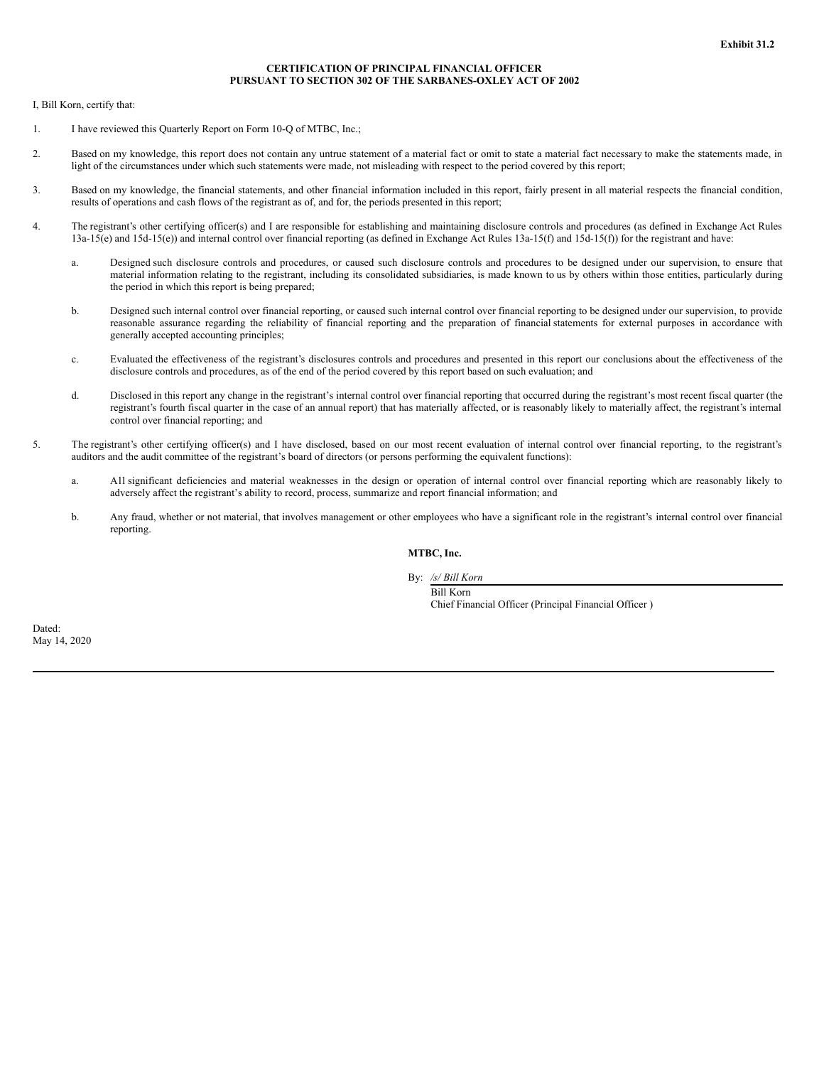**Exhibit 31.2**

**CERTIFICATION OF PRINCIPAL FINANCIAL OFFICER**
**PURSUANT TO SECTION 302 OF THE SARBANES-OXLEY ACT OF 2002**

I, Bill Korn, certify that:

1. I have reviewed this Quarterly Report on Form 10-Q of MTBC, Inc.;

2. Based on my knowledge, this report does not contain any untrue statement of a material fact or omit to state a material fact necessary to make the statements made, in light of the circumstances under which such statements were made, not misleading with respect to the period covered by this report;

3. Based on my knowledge, the financial statements, and other financial information included in this report, fairly present in all material respects the financial condition, results of operations and cash flows of the registrant as of, and for, the periods presented in this report;

4. The registrant's other certifying officer(s) and I are responsible for establishing and maintaining disclosure controls and procedures (as defined in Exchange Act Rules 13a-15(e) and 15d-15(e)) and internal control over financial reporting (as defined in Exchange Act Rules 13a-15(f) and 15d-15(f)) for the registrant and have:

   a. Designed such disclosure controls and procedures, or caused such disclosure controls and procedures to be designed under our supervision, to ensure that material information relating to the registrant, including its consolidated subsidiaries, is made known to us by others within those entities, particularly during the period in which this report is being prepared;

   b. Designed such internal control over financial reporting, or caused such internal control over financial reporting to be designed under our supervision, to provide reasonable assurance regarding the reliability of financial reporting and the preparation of financial statements for external purposes in accordance with generally accepted accounting principles;

   c. Evaluated the effectiveness of the registrant's disclosures controls and procedures and presented in this report our conclusions about the effectiveness of the disclosure controls and procedures, as of the end of the period covered by this report based on such evaluation; and

   d. Disclosed in this report any change in the registrant's internal control over financial reporting that occurred during the registrant's most recent fiscal quarter (the registrant's fourth fiscal quarter in the case of an annual report) that has materially affected, or is reasonably likely to materially affect, the registrant's internal control over financial reporting; and

5. The registrant's other certifying officer(s) and I have disclosed, based on our most recent evaluation of internal control over financial reporting, to the registrant's auditors and the audit committee of the registrant's board of directors (or persons performing the equivalent functions):

   a. All significant deficiencies and material weaknesses in the design or operation of internal control over financial reporting which are reasonably likely to adversely affect the registrant's ability to record, process, summarize and report financial information; and

   b. Any fraud, whether or not material, that involves management or other employees who have a significant role in the registrant's internal control over financial reporting.

**MTBC, Inc.**

By: */s/ Bill Korn*
Bill Korn
Chief Financial Officer (Principal Financial Officer )

Dated:
May 14, 2020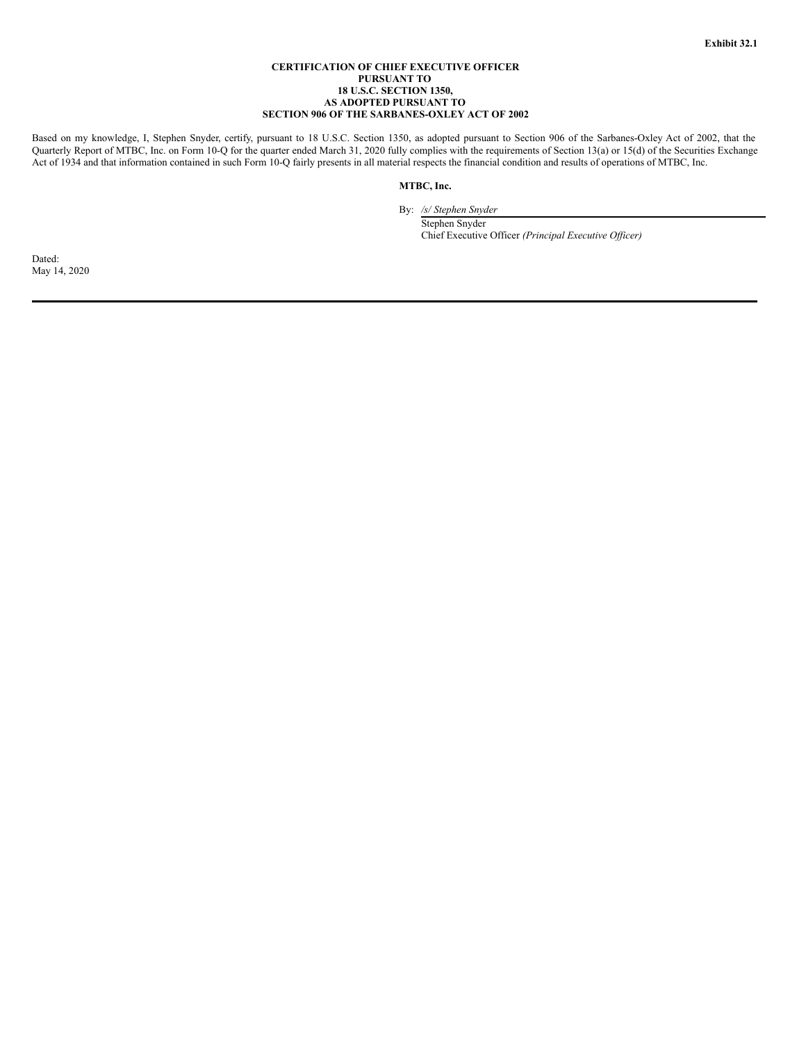**Exhibit 32.1**

**CERTIFICATION OF CHIEF EXECUTIVE OFFICER
PURSUANT TO
18 U.S.C. SECTION 1350,
AS ADOPTED PURSUANT TO
SECTION 906 OF THE SARBANES-OXLEY ACT OF 2002**

Based on my knowledge, I, Stephen Snyder, certify, pursuant to 18 U.S.C. Section 1350, as adopted pursuant to Section 906 of the Sarbanes-Oxley Act of 2002, that the Quarterly Report of MTBC, Inc. on Form 10-Q for the quarter ended March 31, 2020 fully complies with the requirements of Section 13(a) or 15(d) of the Securities Exchange Act of 1934 and that information contained in such Form 10-Q fairly presents in all material respects the financial condition and results of operations of MTBC, Inc.

**MTBC, Inc.**

By: */s/ Stephen Snyder*
Stephen Snyder
Chief Executive Officer *(Principal Executive Officer)*

Dated:
May 14, 2020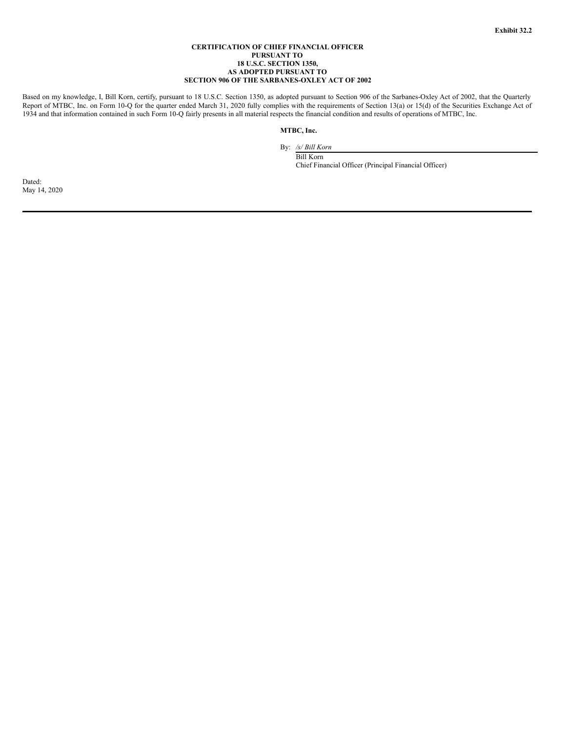**Exhibit 32.2**

**CERTIFICATION OF CHIEF FINANCIAL OFFICER**
**PURSUANT TO**
**18 U.S.C. SECTION 1350,**
**AS ADOPTED PURSUANT TO**
**SECTION 906 OF THE SARBANES-OXLEY ACT OF 2002**

Based on my knowledge, I, Bill Korn, certify, pursuant to 18 U.S.C. Section 1350, as adopted pursuant to Section 906 of the Sarbanes-Oxley Act of 2002, that the Quarterly Report of MTBC, Inc. on Form 10-Q for the quarter ended March 31, 2020 fully complies with the requirements of Section 13(a) or 15(d) of the Securities Exchange Act of 1934 and that information contained in such Form 10-Q fairly presents in all material respects the financial condition and results of operations of MTBC, Inc.

**MTBC, Inc.**

By: */s/ Bill Korn*
Bill Korn
Chief Financial Officer (Principal Financial Officer)

Dated:
May 14, 2020